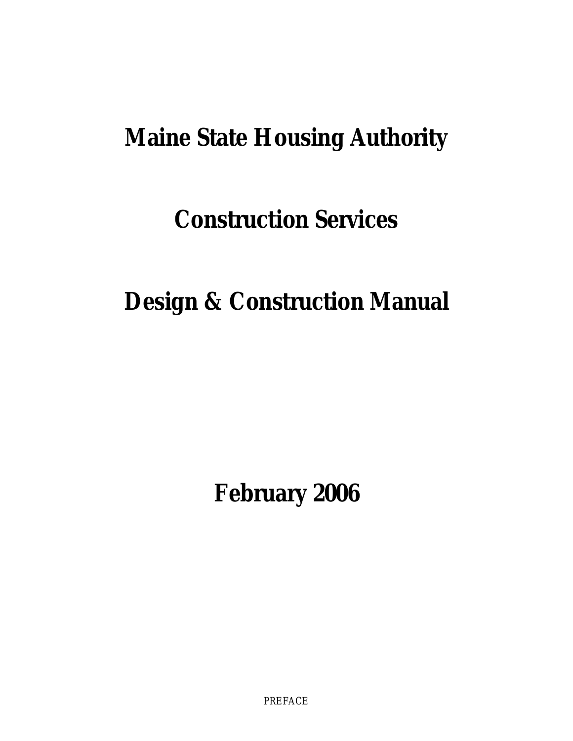# Maine State Housing Authority

# Construction Services

# Design & Construction Manual

# February 2006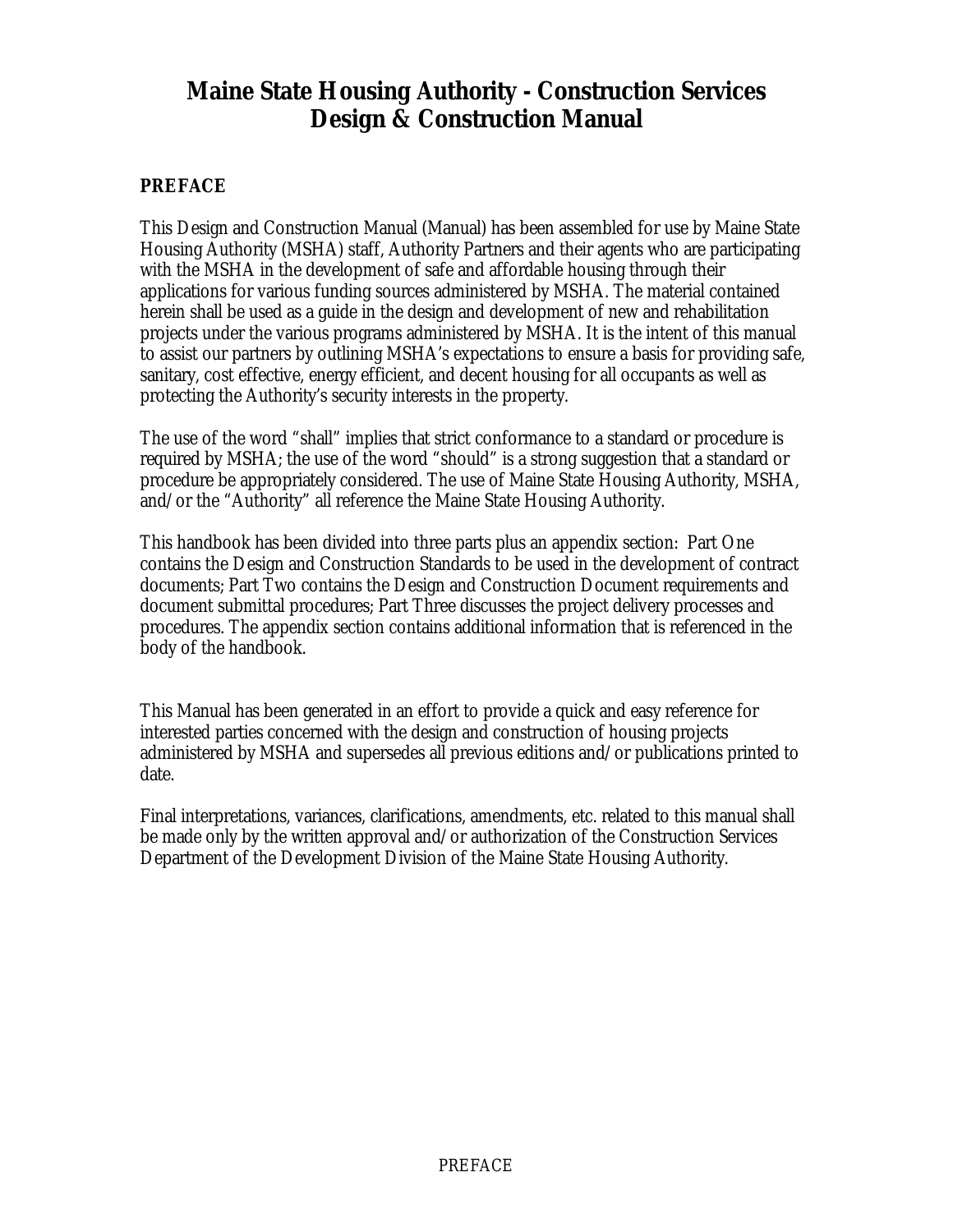# Maine State Housing Authority - Construction Services Design & Construction Manual

## PREFACE

This Design and Construction Manual (Manual) has been assembled for use by Maine State Housing Authority (MSHA) staff, Authority Partners and their agents who are participating with the MSHA in the development of safe and affordable housing through their applications for various funding sources administered by MSHA. The material contained herein shall be used as a guide in the design and development of new and rehabilitation projects under the various programs administered by MSHA. It is the intent of this manual to assist our partners by outlining MSHA's expectations to ensure a basis for providing safe, sanitary, cost effective, energy efficient, and decent housing for all occupants as well as protecting the Authority's security interests in the property.

The use of the word "shall" implies that strict conformance to a standard or procedure is required by MSHA; the use of the word "should" is a strong suggestion that a standard or procedure be appropriately considered. The use of Maine State Housing Authority, MSHA, and/or the "Authority" all reference the Maine State Housing Authority.

This handbook has been divided into three parts plus an appendix section: Part One contains the Design and Construction Standards to be used in the development of contract documents; Part Two contains the Design and Construction Document requirements and document submittal procedures; Part Three discusses the project delivery processes and procedures. The appendix section contains additional information that is referenced in the body of the handbook.

This Manual has been generated in an effort to provide a quick and easy reference for interested parties concerned with the design and construction of housing projects administered by MSHA and supersedes all previous editions and/or publications printed to date.

Final interpretations, variances, clarifications, amendments, etc. related to this manual shall be made only by the written approval and/or authorization of the Construction Services Department of the Development Division of the Maine State Housing Authority.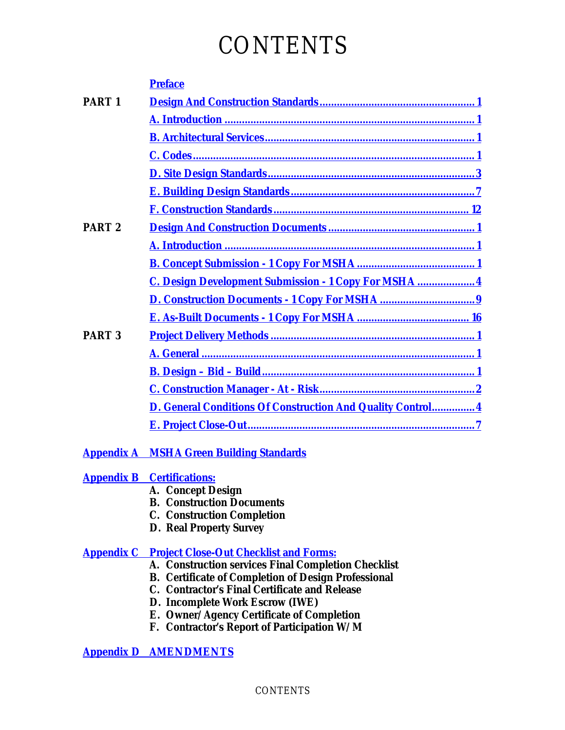# CONTENTS

| | | |
|---|---|---|
| | Preface | |
| **PART 1** | Design And Construction Standards | 1 |
| | A. Introduction | 1 |
| | B. Architectural Services | 1 |
| | C. Codes | 1 |
| | D. Site Design Standards | 3 |
| | E. Building Design Standards | 7 |
| | F. Construction Standards | 12 |
| **PART 2** | Design And Construction Documents | 1 |
| | A. Introduction | 1 |
| | B. Concept Submission - 1 Copy For MSHA | 1 |
| | C. Design Development Submission - 1 Copy For MSHA | 4 |
| | D. Construction Documents - 1 Copy For MSHA | 9 |
| | E. As-Built Documents - 1 Copy For MSHA | 16 |
| **PART 3** | Project Delivery Methods | 1 |
| | A. General | 1 |
| | B. Design – Bid – Build | 1 |
| | C. Construction Manager - At - Risk | 2 |
| | D. General Conditions Of Construction And Quality Control | 4 |
| | E. Project Close-Out | 7 |

**Appendix A MSHA Green Building Standards**

**Appendix B Certifications:**

A. Concept Design
B. Construction Documents
C. Construction Completion
D. Real Property Survey

**Appendix C Project Close-Out Checklist and Forms:**

A. Construction services Final Completion Checklist
B. Certificate of Completion of Design Professional
C. Contractor's Final Certificate and Release
D. Incomplete Work Escrow (IWE)
E. Owner/Agency Certificate of Completion
F. Contractor's Report of Participation W/M

**Appendix D AMENDMENTS**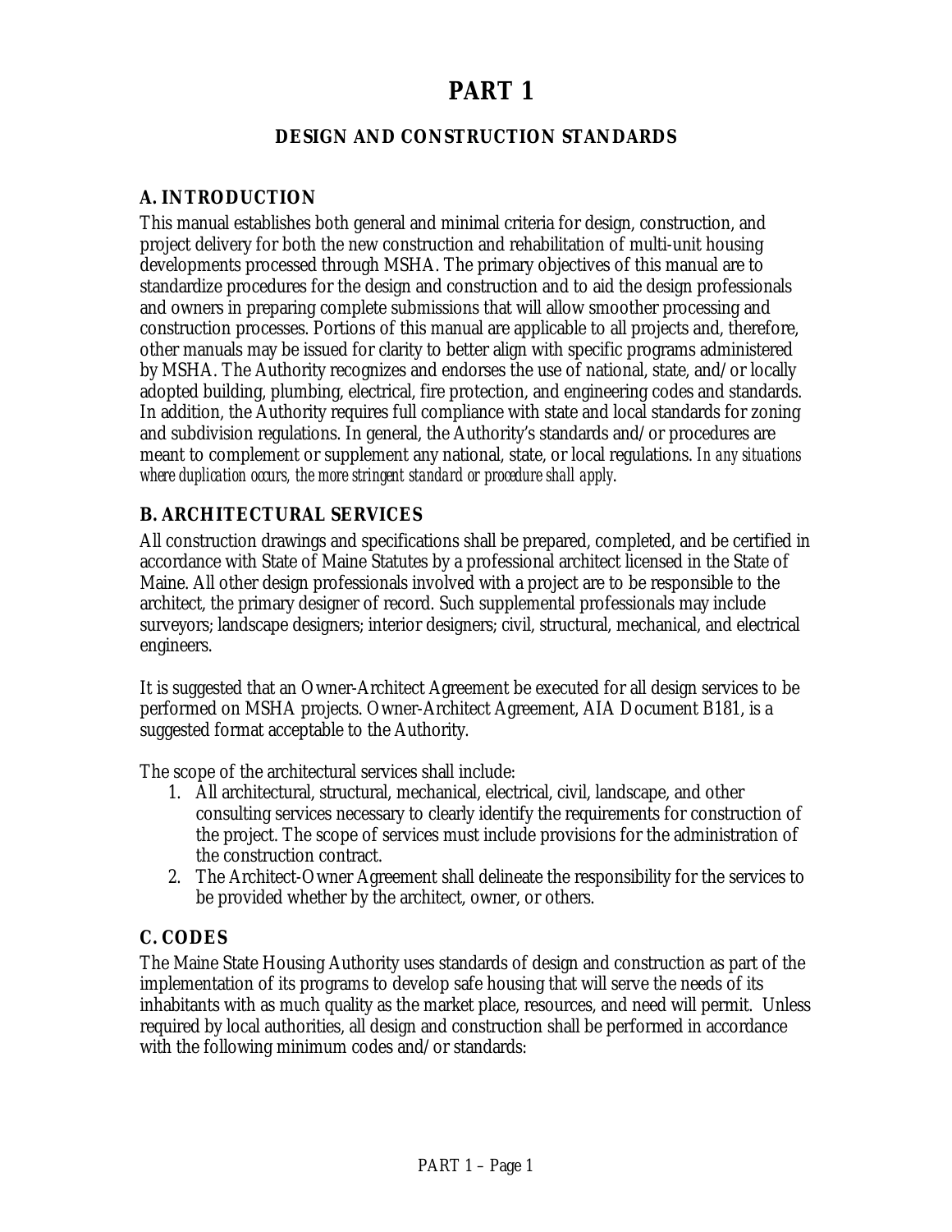# PART 1

## DESIGN AND CONSTRUCTION STANDARDS

### A. INTRODUCTION

This manual establishes both general and minimal criteria for design, construction, and project delivery for both the new construction and rehabilitation of multi-unit housing developments processed through MSHA. The primary objectives of this manual are to standardize procedures for the design and construction and to aid the design professionals and owners in preparing complete submissions that will allow smoother processing and construction processes. Portions of this manual are applicable to all projects and, therefore, other manuals may be issued for clarity to better align with specific programs administered by MSHA. The Authority recognizes and endorses the use of national, state, and/or locally adopted building, plumbing, electrical, fire protection, and engineering codes and standards. In addition, the Authority requires full compliance with state and local standards for zoning and subdivision regulations. In general, the Authority's standards and/or procedures are meant to complement or supplement any national, state, or local regulations. *In any situations where duplication occurs, the more stringent standard or procedure shall apply.*

### B. ARCHITECTURAL SERVICES

All construction drawings and specifications shall be prepared, completed, and be certified in accordance with State of Maine Statutes by a professional architect licensed in the State of Maine. All other design professionals involved with a project are to be responsible to the architect, the primary designer of record. Such supplemental professionals may include surveyors; landscape designers; interior designers; civil, structural, mechanical, and electrical engineers.

It is suggested that an Owner-Architect Agreement be executed for all design services to be performed on MSHA projects. Owner-Architect Agreement, AIA Document B181, is a suggested format acceptable to the Authority.

The scope of the architectural services shall include:

1. All architectural, structural, mechanical, electrical, civil, landscape, and other consulting services necessary to clearly identify the requirements for construction of the project. The scope of services must include provisions for the administration of the construction contract.
2. The Architect-Owner Agreement shall delineate the responsibility for the services to be provided whether by the architect, owner, or others.

### C. CODES

The Maine State Housing Authority uses standards of design and construction as part of the implementation of its programs to develop safe housing that will serve the needs of its inhabitants with as much quality as the market place, resources, and need will permit. Unless required by local authorities, all design and construction shall be performed in accordance with the following minimum codes and/or standards: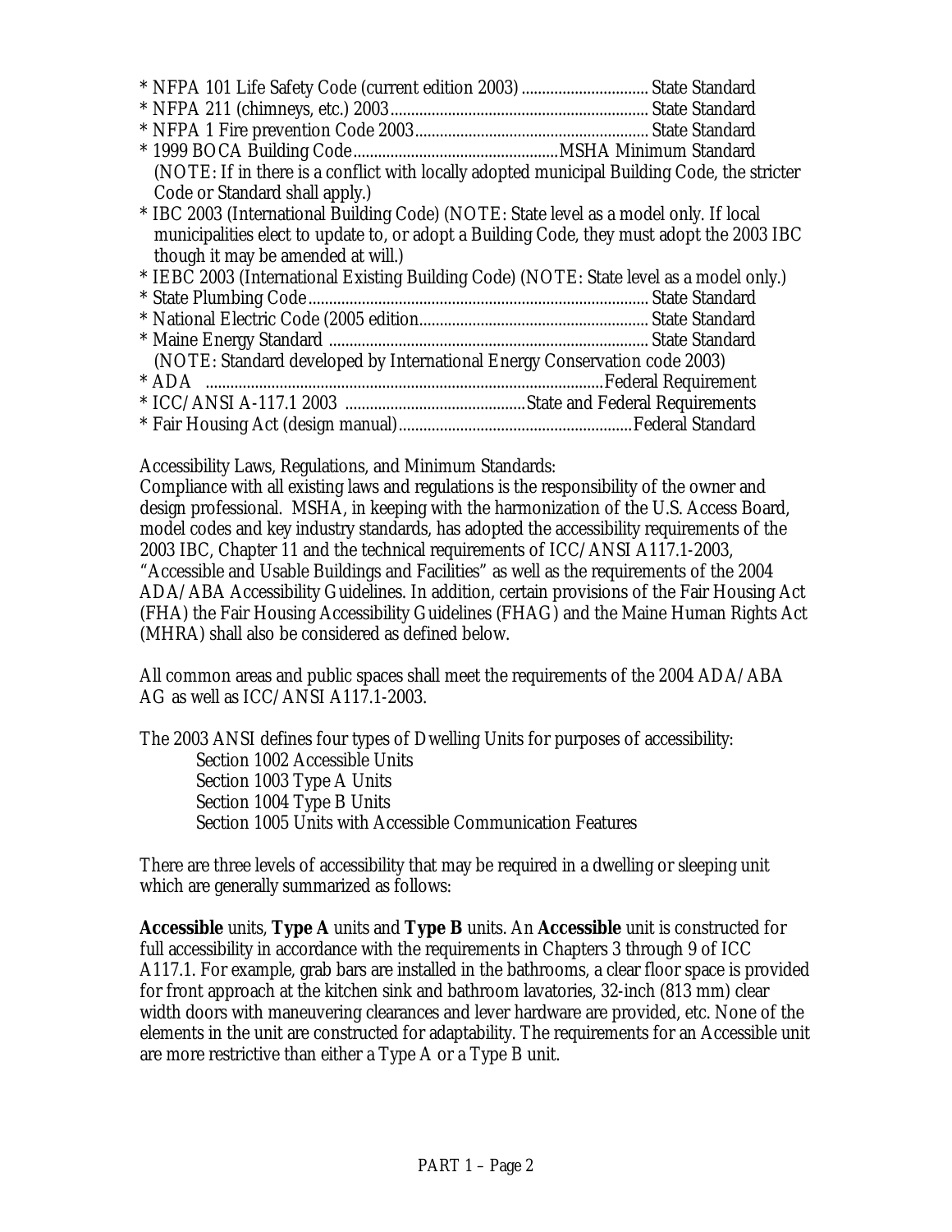* NFPA 101 Life Safety Code (current edition 2003) ............................... State Standard
* NFPA 211 (chimneys, etc.) 2003.............................................................. State Standard
* NFPA 1 Fire prevention Code 2003........................................................ State Standard
* 1999 BOCA Building Code..................................................MSHA Minimum Standard
  (NOTE: If in there is a conflict with locally adopted municipal Building Code, the stricter Code or Standard shall apply.)
* IBC 2003 (International Building Code) (NOTE: State level as a model only. If local municipalities elect to update to, or adopt a Building Code, they must adopt the 2003 IBC though it may be amended at will.)
* IEBC 2003 (International Existing Building Code) (NOTE: State level as a model only.)
* State Plumbing Code.................................................................................. State Standard
* National Electric Code (2005 edition........................................................ State Standard
* Maine Energy Standard ............................................................................. State Standard
  (NOTE: Standard developed by International Energy Conservation code 2003)
* ADA ...............................................................................................Federal Requirement
* ICC/ANSI A-117.1 2003 ............................................State and Federal Requirements
* Fair Housing Act (design manual).........................................................Federal Standard

Accessibility Laws, Regulations, and Minimum Standards:
Compliance with all existing laws and regulations is the responsibility of the owner and design professional. MSHA, in keeping with the harmonization of the U.S. Access Board, model codes and key industry standards, has adopted the accessibility requirements of the 2003 IBC, Chapter 11 and the technical requirements of ICC/ANSI A117.1-2003, "Accessible and Usable Buildings and Facilities" as well as the requirements of the 2004 ADA/ABA Accessibility Guidelines. In addition, certain provisions of the Fair Housing Act (FHA) the Fair Housing Accessibility Guidelines (FHAG) and the Maine Human Rights Act (MHRA) shall also be considered as defined below.

All common areas and public spaces shall meet the requirements of the 2004 ADA/ABA AG as well as ICC/ANSI A117.1-2003.

The 2003 ANSI defines four types of Dwelling Units for purposes of accessibility:

Section 1002 Accessible Units
Section 1003 Type A Units
Section 1004 Type B Units
Section 1005 Units with Accessible Communication Features

There are three levels of accessibility that may be required in a dwelling or sleeping unit which are generally summarized as follows:

**Accessible** units, **Type A** units and **Type B** units. An **Accessible** unit is constructed for full accessibility in accordance with the requirements in Chapters 3 through 9 of ICC A117.1. For example, grab bars are installed in the bathrooms, a clear floor space is provided for front approach at the kitchen sink and bathroom lavatories, 32-inch (813 mm) clear width doors with maneuvering clearances and lever hardware are provided, etc. None of the elements in the unit are constructed for adaptability. The requirements for an Accessible unit are more restrictive than either a Type A or a Type B unit.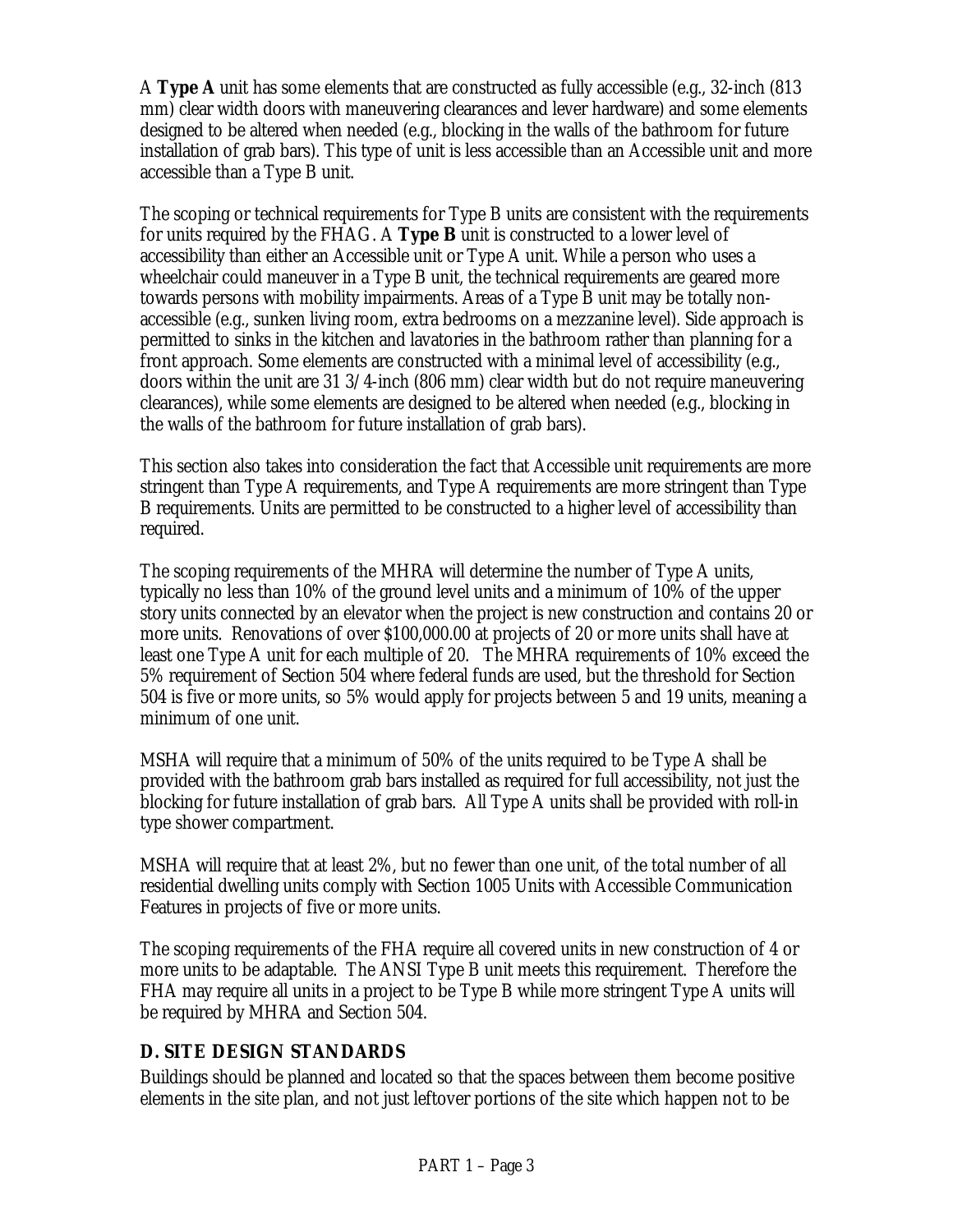A **Type A** unit has some elements that are constructed as fully accessible (e.g., 32-inch (813 mm) clear width doors with maneuvering clearances and lever hardware) and some elements designed to be altered when needed (e.g., blocking in the walls of the bathroom for future installation of grab bars). This type of unit is less accessible than an Accessible unit and more accessible than a Type B unit.

The scoping or technical requirements for Type B units are consistent with the requirements for units required by the FHAG. A **Type B** unit is constructed to a lower level of accessibility than either an Accessible unit or Type A unit. While a person who uses a wheelchair could maneuver in a Type B unit, the technical requirements are geared more towards persons with mobility impairments. Areas of a Type B unit may be totally non-accessible (e.g., sunken living room, extra bedrooms on a mezzanine level). Side approach is permitted to sinks in the kitchen and lavatories in the bathroom rather than planning for a front approach. Some elements are constructed with a minimal level of accessibility (e.g., doors within the unit are 31 3/4-inch (806 mm) clear width but do not require maneuvering clearances), while some elements are designed to be altered when needed (e.g., blocking in the walls of the bathroom for future installation of grab bars).

This section also takes into consideration the fact that Accessible unit requirements are more stringent than Type A requirements, and Type A requirements are more stringent than Type B requirements. Units are permitted to be constructed to a higher level of accessibility than required.

The scoping requirements of the MHRA will determine the number of Type A units, typically no less than 10% of the ground level units and a minimum of 10% of the upper story units connected by an elevator when the project is new construction and contains 20 or more units. Renovations of over $100,000.00 at projects of 20 or more units shall have at least one Type A unit for each multiple of 20. The MHRA requirements of 10% exceed the 5% requirement of Section 504 where federal funds are used, but the threshold for Section 504 is five or more units, so 5% would apply for projects between 5 and 19 units, meaning a minimum of one unit.

MSHA will require that a minimum of 50% of the units required to be Type A shall be provided with the bathroom grab bars installed as required for full accessibility, not just the blocking for future installation of grab bars. All Type A units shall be provided with roll-in type shower compartment.

MSHA will require that at least 2%, but no fewer than one unit, of the total number of all residential dwelling units comply with Section 1005 Units with Accessible Communication Features in projects of five or more units.

The scoping requirements of the FHA require all covered units in new construction of 4 or more units to be adaptable. The ANSI Type B unit meets this requirement. Therefore the FHA may require all units in a project to be Type B while more stringent Type A units will be required by MHRA and Section 504.

## D. SITE DESIGN STANDARDS

Buildings should be planned and located so that the spaces between them become positive elements in the site plan, and not just leftover portions of the site which happen not to be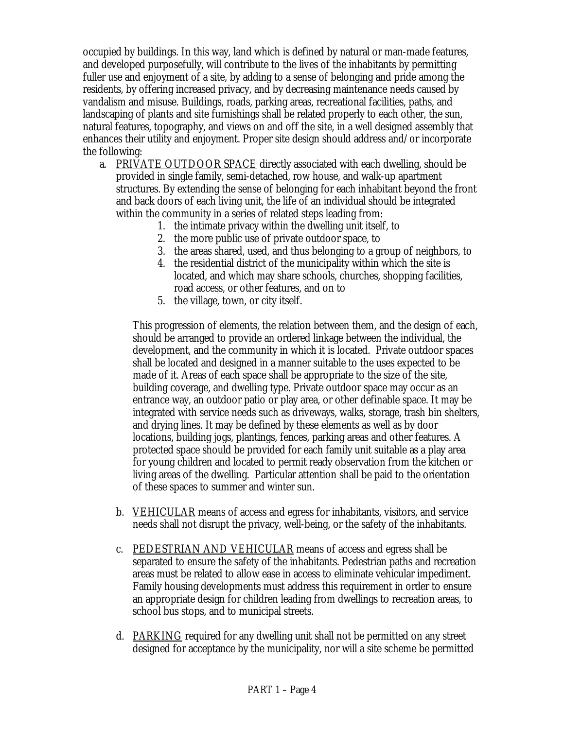occupied by buildings. In this way, land which is defined by natural or man-made features, and developed purposefully, will contribute to the lives of the inhabitants by permitting fuller use and enjoyment of a site, by adding to a sense of belonging and pride among the residents, by offering increased privacy, and by decreasing maintenance needs caused by vandalism and misuse. Buildings, roads, parking areas, recreational facilities, paths, and landscaping of plants and site furnishings shall be related properly to each other, the sun, natural features, topography, and views on and off the site, in a well designed assembly that enhances their utility and enjoyment. Proper site design should address and/or incorporate the following:

a. PRIVATE OUTDOOR SPACE directly associated with each dwelling, should be provided in single family, semi-detached, row house, and walk-up apartment structures. By extending the sense of belonging for each inhabitant beyond the front and back doors of each living unit, the life of an individual should be integrated within the community in a series of related steps leading from:

    1. the intimate privacy within the dwelling unit itself, to
    2. the more public use of private outdoor space, to
    3. the areas shared, used, and thus belonging to a group of neighbors, to
    4. the residential district of the municipality within which the site is located, and which may share schools, churches, shopping facilities, road access, or other features, and on to
    5. the village, town, or city itself.

   This progression of elements, the relation between them, and the design of each, should be arranged to provide an ordered linkage between the individual, the development, and the community in which it is located. Private outdoor spaces shall be located and designed in a manner suitable to the uses expected to be made of it. Areas of each space shall be appropriate to the size of the site, building coverage, and dwelling type. Private outdoor space may occur as an entrance way, an outdoor patio or play area, or other definable space. It may be integrated with service needs such as driveways, walks, storage, trash bin shelters, and drying lines. It may be defined by these elements as well as by door locations, building jogs, plantings, fences, parking areas and other features. A protected space should be provided for each family unit suitable as a play area for young children and located to permit ready observation from the kitchen or living areas of the dwelling. Particular attention shall be paid to the orientation of these spaces to summer and winter sun.

b. VEHICULAR means of access and egress for inhabitants, visitors, and service needs shall not disrupt the privacy, well-being, or the safety of the inhabitants.

c. PEDESTRIAN AND VEHICULAR means of access and egress shall be separated to ensure the safety of the inhabitants. Pedestrian paths and recreation areas must be related to allow ease in access to eliminate vehicular impediment. Family housing developments must address this requirement in order to ensure an appropriate design for children leading from dwellings to recreation areas, to school bus stops, and to municipal streets.

d. PARKING required for any dwelling unit shall not be permitted on any street designed for acceptance by the municipality, nor will a site scheme be permitted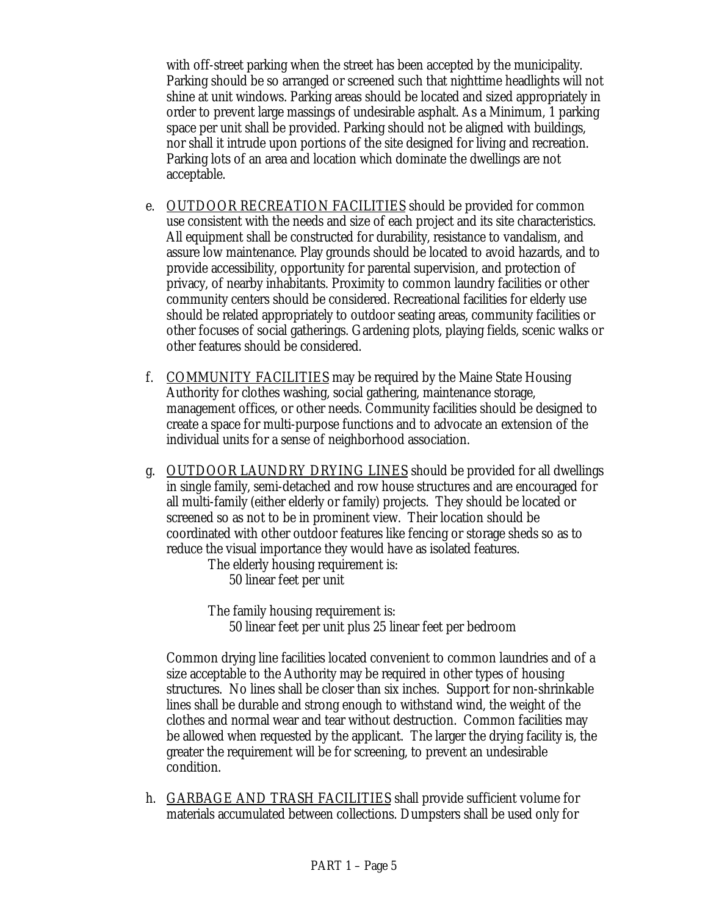with off-street parking when the street has been accepted by the municipality. Parking should be so arranged or screened such that nighttime headlights will not shine at unit windows. Parking areas should be located and sized appropriately in order to prevent large massings of undesirable asphalt. As a Minimum, 1 parking space per unit shall be provided. Parking should not be aligned with buildings, nor shall it intrude upon portions of the site designed for living and recreation. Parking lots of an area and location which dominate the dwellings are not acceptable.

e. OUTDOOR RECREATION FACILITIES should be provided for common use consistent with the needs and size of each project and its site characteristics. All equipment shall be constructed for durability, resistance to vandalism, and assure low maintenance. Play grounds should be located to avoid hazards, and to provide accessibility, opportunity for parental supervision, and protection of privacy, of nearby inhabitants. Proximity to common laundry facilities or other community centers should be considered. Recreational facilities for elderly use should be related appropriately to outdoor seating areas, community facilities or other focuses of social gatherings. Gardening plots, playing fields, scenic walks or other features should be considered.

f. COMMUNITY FACILITIES may be required by the Maine State Housing Authority for clothes washing, social gathering, maintenance storage, management offices, or other needs. Community facilities should be designed to create a space for multi-purpose functions and to advocate an extension of the individual units for a sense of neighborhood association.

g. OUTDOOR LAUNDRY DRYING LINES should be provided for all dwellings in single family, semi-detached and row house structures and are encouraged for all multi-family (either elderly or family) projects. They should be located or screened so as not to be in prominent view. Their location should be coordinated with other outdoor features like fencing or storage sheds so as to reduce the visual importance they would have as isolated features.

   The elderly housing requirement is:
   50 linear feet per unit

   The family housing requirement is:
   50 linear feet per unit plus 25 linear feet per bedroom

   Common drying line facilities located convenient to common laundries and of a size acceptable to the Authority may be required in other types of housing structures. No lines shall be closer than six inches. Support for non-shrinkable lines shall be durable and strong enough to withstand wind, the weight of the clothes and normal wear and tear without destruction. Common facilities may be allowed when requested by the applicant. The larger the drying facility is, the greater the requirement will be for screening, to prevent an undesirable condition.

h. GARBAGE AND TRASH FACILITIES shall provide sufficient volume for materials accumulated between collections. Dumpsters shall be used only for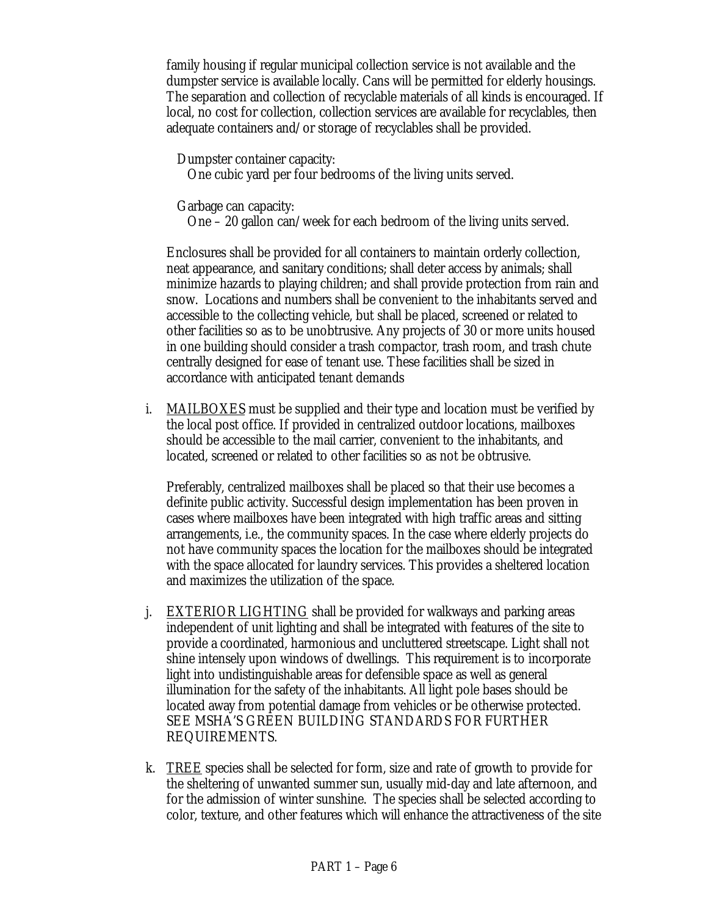family housing if regular municipal collection service is not available and the dumpster service is available locally. Cans will be permitted for elderly housings. The separation and collection of recyclable materials of all kinds is encouraged. If local, no cost for collection, collection services are available for recyclables, then adequate containers and/or storage of recyclables shall be provided.

Dumpster container capacity:
One cubic yard per four bedrooms of the living units served.

Garbage can capacity:
One – 20 gallon can/week for each bedroom of the living units served.

Enclosures shall be provided for all containers to maintain orderly collection, neat appearance, and sanitary conditions; shall deter access by animals; shall minimize hazards to playing children; and shall provide protection from rain and snow. Locations and numbers shall be convenient to the inhabitants served and accessible to the collecting vehicle, but shall be placed, screened or related to other facilities so as to be unobtrusive. Any projects of 30 or more units housed in one building should consider a trash compactor, trash room, and trash chute centrally designed for ease of tenant use. These facilities shall be sized in accordance with anticipated tenant demands

i. MAILBOXES must be supplied and their type and location must be verified by the local post office. If provided in centralized outdoor locations, mailboxes should be accessible to the mail carrier, convenient to the inhabitants, and located, screened or related to other facilities so as not be obtrusive.

   Preferably, centralized mailboxes shall be placed so that their use becomes a definite public activity. Successful design implementation has been proven in cases where mailboxes have been integrated with high traffic areas and sitting arrangements, i.e., the community spaces. In the case where elderly projects do not have community spaces the location for the mailboxes should be integrated with the space allocated for laundry services. This provides a sheltered location and maximizes the utilization of the space.

j. EXTERIOR LIGHTING shall be provided for walkways and parking areas independent of unit lighting and shall be integrated with features of the site to provide a coordinated, harmonious and uncluttered streetscape. Light shall not shine intensely upon windows of dwellings. This requirement is to incorporate light into undistinguishable areas for defensible space as well as general illumination for the safety of the inhabitants. All light pole bases should be located away from potential damage from vehicles or be otherwise protected. SEE MSHA'S GREEN BUILDING STANDARDS FOR FURTHER REQUIREMENTS.

k. TREE species shall be selected for form, size and rate of growth to provide for the sheltering of unwanted summer sun, usually mid-day and late afternoon, and for the admission of winter sunshine. The species shall be selected according to color, texture, and other features which will enhance the attractiveness of the site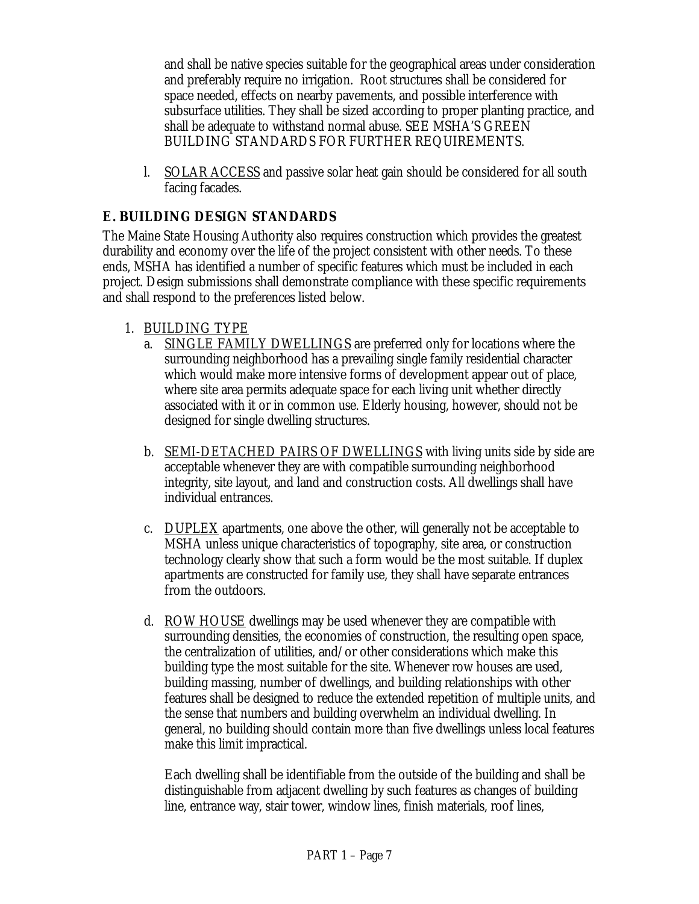and shall be native species suitable for the geographical areas under consideration and preferably require no irrigation. Root structures shall be considered for space needed, effects on nearby pavements, and possible interference with subsurface utilities. They shall be sized according to proper planting practice, and shall be adequate to withstand normal abuse. SEE MSHA'S GREEN BUILDING STANDARDS FOR FURTHER REQUIREMENTS.

l. SOLAR ACCESS and passive solar heat gain should be considered for all south facing facades.

## E. BUILDING DESIGN STANDARDS

The Maine State Housing Authority also requires construction which provides the greatest durability and economy over the life of the project consistent with other needs. To these ends, MSHA has identified a number of specific features which must be included in each project. Design submissions shall demonstrate compliance with these specific requirements and shall respond to the preferences listed below.

1. BUILDING TYPE
   a. SINGLE FAMILY DWELLINGS are preferred only for locations where the surrounding neighborhood has a prevailing single family residential character which would make more intensive forms of development appear out of place, where site area permits adequate space for each living unit whether directly associated with it or in common use. Elderly housing, however, should not be designed for single dwelling structures.

   b. SEMI-DETACHED PAIRS OF DWELLINGS with living units side by side are acceptable whenever they are with compatible surrounding neighborhood integrity, site layout, and land and construction costs. All dwellings shall have individual entrances.

   c. DUPLEX apartments, one above the other, will generally not be acceptable to MSHA unless unique characteristics of topography, site area, or construction technology clearly show that such a form would be the most suitable. If duplex apartments are constructed for family use, they shall have separate entrances from the outdoors.

   d. ROW HOUSE dwellings may be used whenever they are compatible with surrounding densities, the economies of construction, the resulting open space, the centralization of utilities, and/or other considerations which make this building type the most suitable for the site. Whenever row houses are used, building massing, number of dwellings, and building relationships with other features shall be designed to reduce the extended repetition of multiple units, and the sense that numbers and building overwhelm an individual dwelling. In general, no building should contain more than five dwellings unless local features make this limit impractical.

      Each dwelling shall be identifiable from the outside of the building and shall be distinguishable from adjacent dwelling by such features as changes of building line, entrance way, stair tower, window lines, finish materials, roof lines,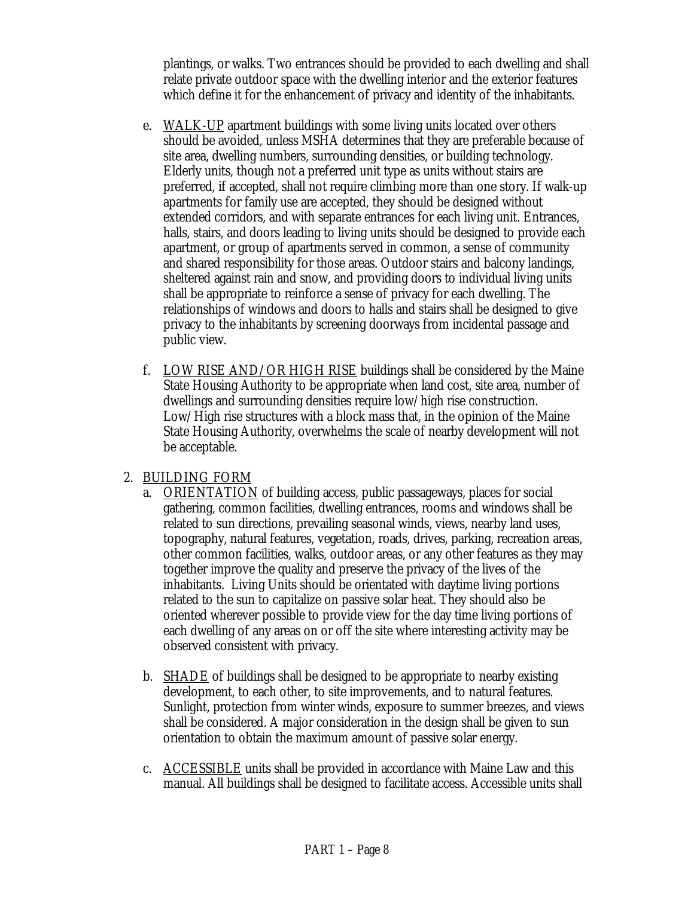plantings, or walks. Two entrances should be provided to each dwelling and shall relate private outdoor space with the dwelling interior and the exterior features which define it for the enhancement of privacy and identity of the inhabitants.

e. <u>WALK-UP</u> apartment buildings with some living units located over others should be avoided, unless MSHA determines that they are preferable because of site area, dwelling numbers, surrounding densities, or building technology. Elderly units, though not a preferred unit type as units without stairs are preferred, if accepted, shall not require climbing more than one story. If walk-up apartments for family use are accepted, they should be designed without extended corridors, and with separate entrances for each living unit. Entrances, halls, stairs, and doors leading to living units should be designed to provide each apartment, or group of apartments served in common, a sense of community and shared responsibility for those areas. Outdoor stairs and balcony landings, sheltered against rain and snow, and providing doors to individual living units shall be appropriate to reinforce a sense of privacy for each dwelling. The relationships of windows and doors to halls and stairs shall be designed to give privacy to the inhabitants by screening doorways from incidental passage and public view.

f. <u>LOW RISE AND/OR HIGH RISE</u> buildings shall be considered by the Maine State Housing Authority to be appropriate when land cost, site area, number of dwellings and surrounding densities require low/high rise construction. Low/High rise structures with a block mass that, in the opinion of the Maine State Housing Authority, overwhelms the scale of nearby development will not be acceptable.

2. <u>BUILDING FORM</u>

a. <u>ORIENTATION</u> of building access, public passageways, places for social gathering, common facilities, dwelling entrances, rooms and windows shall be related to sun directions, prevailing seasonal winds, views, nearby land uses, topography, natural features, vegetation, roads, drives, parking, recreation areas, other common facilities, walks, outdoor areas, or any other features as they may together improve the quality and preserve the privacy of the lives of the inhabitants. Living Units should be orientated with daytime living portions related to the sun to capitalize on passive solar heat. They should also be oriented wherever possible to provide view for the day time living portions of each dwelling of any areas on or off the site where interesting activity may be observed consistent with privacy.

b. <u>SHADE</u> of buildings shall be designed to be appropriate to nearby existing development, to each other, to site improvements, and to natural features. Sunlight, protection from winter winds, exposure to summer breezes, and views shall be considered. A major consideration in the design shall be given to sun orientation to obtain the maximum amount of passive solar energy.

c. <u>ACCESSIBLE</u> units shall be provided in accordance with Maine Law and this manual. All buildings shall be designed to facilitate access. Accessible units shall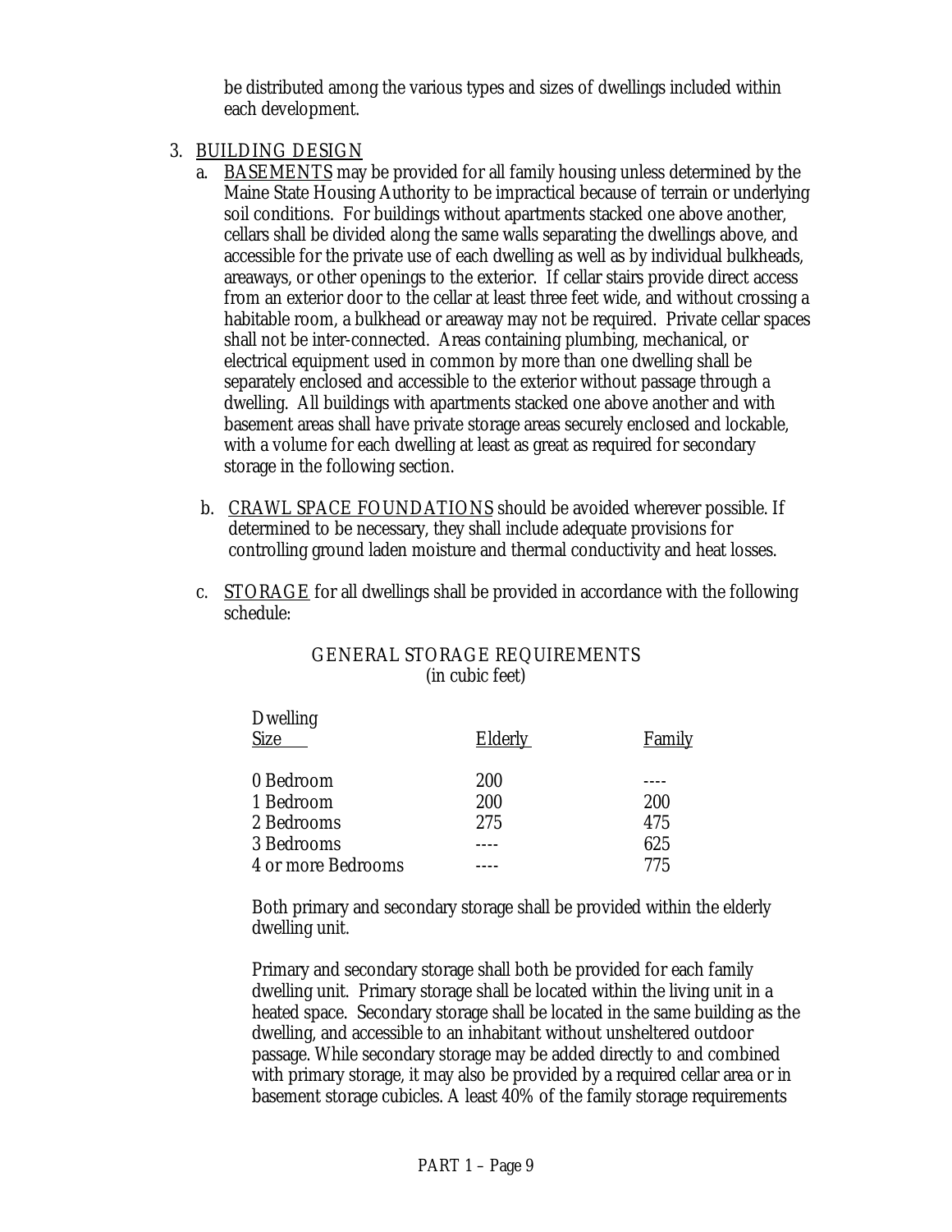be distributed among the various types and sizes of dwellings included within each development.

3. BUILDING DESIGN

   a. BASEMENTS may be provided for all family housing unless determined by the Maine State Housing Authority to be impractical because of terrain or underlying soil conditions. For buildings without apartments stacked one above another, cellars shall be divided along the same walls separating the dwellings above, and accessible for the private use of each dwelling as well as by individual bulkheads, areaways, or other openings to the exterior. If cellar stairs provide direct access from an exterior door to the cellar at least three feet wide, and without crossing a habitable room, a bulkhead or areaway may not be required. Private cellar spaces shall not be inter-connected. Areas containing plumbing, mechanical, or electrical equipment used in common by more than one dwelling shall be separately enclosed and accessible to the exterior without passage through a dwelling. All buildings with apartments stacked one above another and with basement areas shall have private storage areas securely enclosed and lockable, with a volume for each dwelling at least as great as required for secondary storage in the following section.

   b. CRAWL SPACE FOUNDATIONS should be avoided wherever possible. If determined to be necessary, they shall include adequate provisions for controlling ground laden moisture and thermal conductivity and heat losses.

   c. STORAGE for all dwellings shall be provided in accordance with the following schedule:

GENERAL STORAGE REQUIREMENTS
(in cubic feet)

| Dwelling Size | Elderly | Family |
|---|---|---|
| 0 Bedroom | 200 | ---- |
| 1 Bedroom | 200 | 200 |
| 2 Bedrooms | 275 | 475 |
| 3 Bedrooms | ---- | 625 |
| 4 or more Bedrooms | ---- | 775 |

Both primary and secondary storage shall be provided within the elderly dwelling unit.

Primary and secondary storage shall both be provided for each family dwelling unit. Primary storage shall be located within the living unit in a heated space. Secondary storage shall be located in the same building as the dwelling, and accessible to an inhabitant without unsheltered outdoor passage. While secondary storage may be added directly to and combined with primary storage, it may also be provided by a required cellar area or in basement storage cubicles. A least 40% of the family storage requirements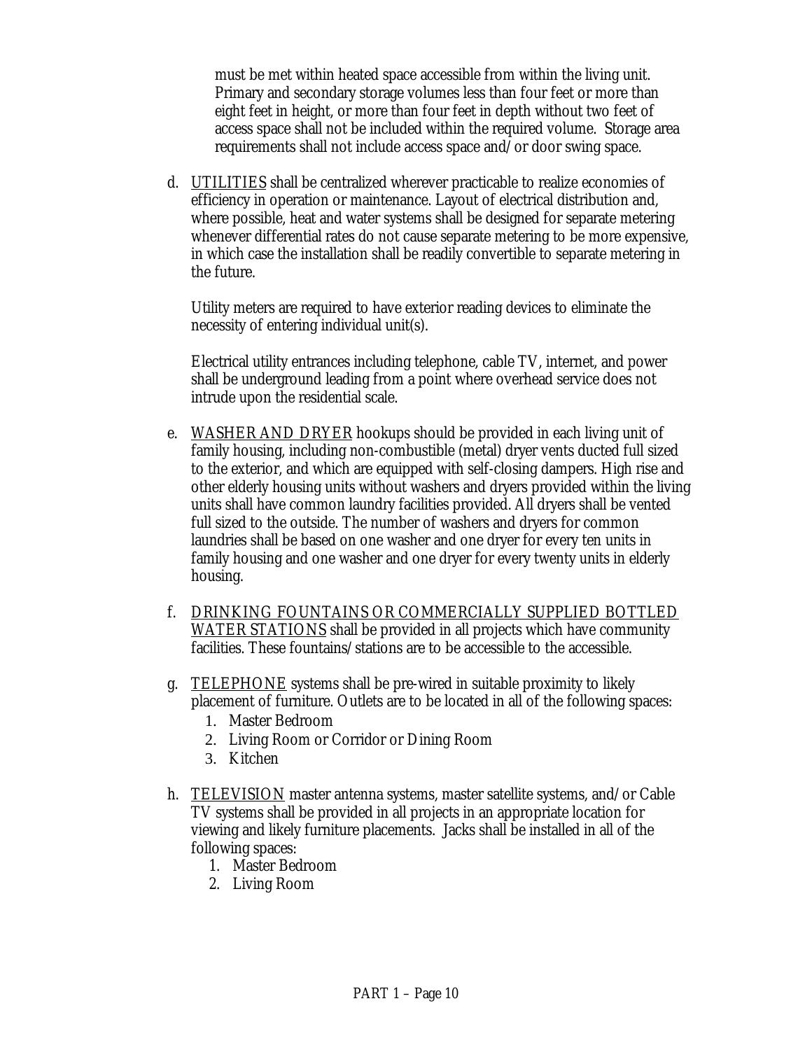must be met within heated space accessible from within the living unit. Primary and secondary storage volumes less than four feet or more than eight feet in height, or more than four feet in depth without two feet of access space shall not be included within the required volume. Storage area requirements shall not include access space and/or door swing space.

d. UTILITIES shall be centralized wherever practicable to realize economies of efficiency in operation or maintenance. Layout of electrical distribution and, where possible, heat and water systems shall be designed for separate metering whenever differential rates do not cause separate metering to be more expensive, in which case the installation shall be readily convertible to separate metering in the future.

   Utility meters are required to have exterior reading devices to eliminate the necessity of entering individual unit(s).

   Electrical utility entrances including telephone, cable TV, internet, and power shall be underground leading from a point where overhead service does not intrude upon the residential scale.

e. WASHER AND DRYER hookups should be provided in each living unit of family housing, including non-combustible (metal) dryer vents ducted full sized to the exterior, and which are equipped with self-closing dampers. High rise and other elderly housing units without washers and dryers provided within the living units shall have common laundry facilities provided. All dryers shall be vented full sized to the outside. The number of washers and dryers for common laundries shall be based on one washer and one dryer for every ten units in family housing and one washer and one dryer for every twenty units in elderly housing.

f. DRINKING FOUNTAINS OR COMMERCIALLY SUPPLIED BOTTLED WATER STATIONS shall be provided in all projects which have community facilities. These fountains/stations are to be accessible to the accessible.

g. TELEPHONE systems shall be pre-wired in suitable proximity to likely placement of furniture. Outlets are to be located in all of the following spaces:
   1. Master Bedroom
   2. Living Room or Corridor or Dining Room
   3. Kitchen

h. TELEVISION master antenna systems, master satellite systems, and/or Cable TV systems shall be provided in all projects in an appropriate location for viewing and likely furniture placements. Jacks shall be installed in all of the following spaces:
   1. Master Bedroom
   2. Living Room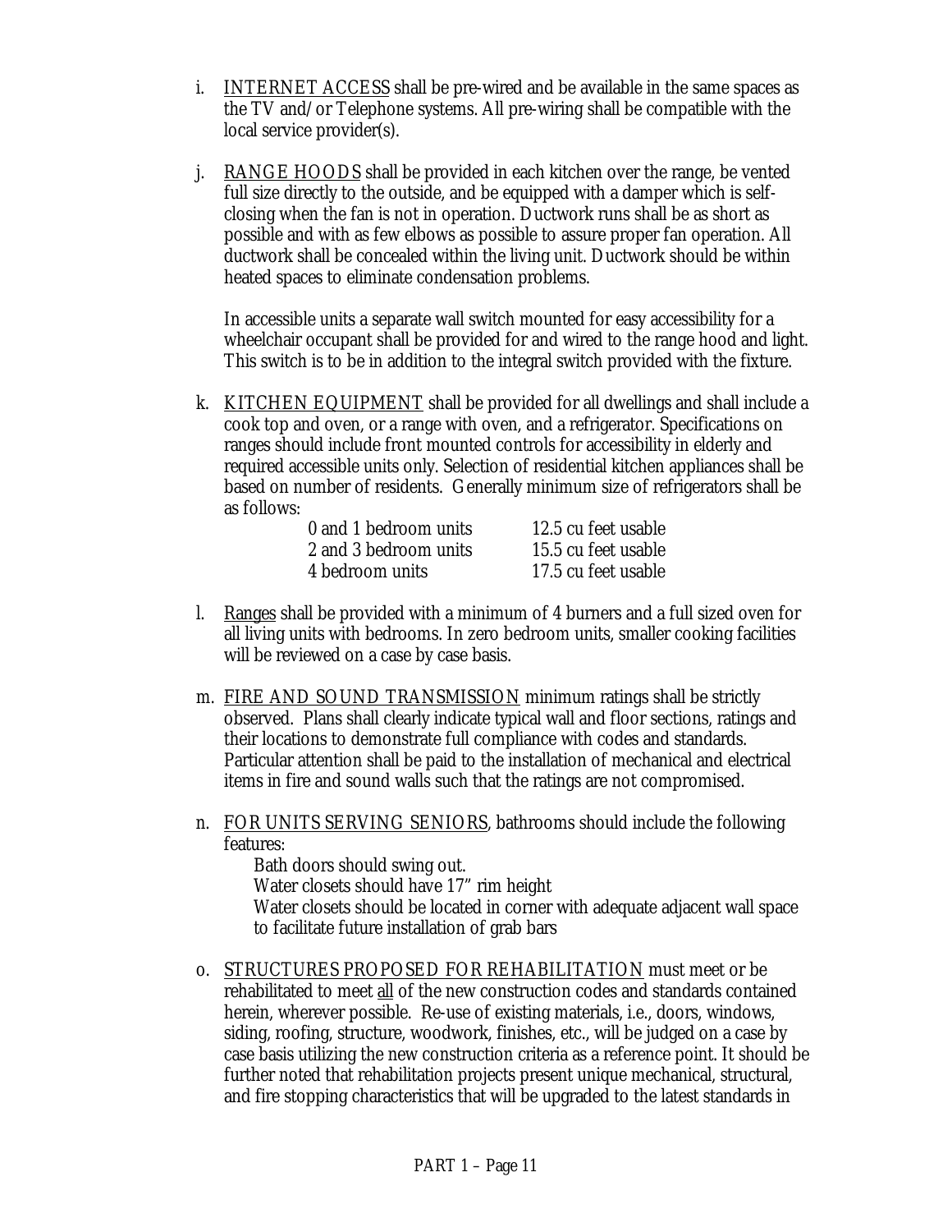i. INTERNET ACCESS shall be pre-wired and be available in the same spaces as the TV and/or Telephone systems. All pre-wiring shall be compatible with the local service provider(s).

j. RANGE HOODS shall be provided in each kitchen over the range, be vented full size directly to the outside, and be equipped with a damper which is self-closing when the fan is not in operation. Ductwork runs shall be as short as possible and with as few elbows as possible to assure proper fan operation. All ductwork shall be concealed within the living unit. Ductwork should be within heated spaces to eliminate condensation problems.

   In accessible units a separate wall switch mounted for easy accessibility for a wheelchair occupant shall be provided for and wired to the range hood and light. This switch is to be in addition to the integral switch provided with the fixture.

k. KITCHEN EQUIPMENT shall be provided for all dwellings and shall include a cook top and oven, or a range with oven, and a refrigerator. Specifications on ranges should include front mounted controls for accessibility in elderly and required accessible units only. Selection of residential kitchen appliances shall be based on number of residents. Generally minimum size of refrigerators shall be as follows:

| | |
|---|---|
| 0 and 1 bedroom units | 12.5 cu feet usable |
| 2 and 3 bedroom units | 15.5 cu feet usable |
| 4 bedroom units | 17.5 cu feet usable |

l. Ranges shall be provided with a minimum of 4 burners and a full sized oven for all living units with bedrooms. In zero bedroom units, smaller cooking facilities will be reviewed on a case by case basis.

m. FIRE AND SOUND TRANSMISSION minimum ratings shall be strictly observed. Plans shall clearly indicate typical wall and floor sections, ratings and their locations to demonstrate full compliance with codes and standards. Particular attention shall be paid to the installation of mechanical and electrical items in fire and sound walls such that the ratings are not compromised.

n. FOR UNITS SERVING SENIORS, bathrooms should include the following features:
   - Bath doors should swing out.
   - Water closets should have 17" rim height
   - Water closets should be located in corner with adequate adjacent wall space to facilitate future installation of grab bars

o. STRUCTURES PROPOSED FOR REHABILITATION must meet or be rehabilitated to meet all of the new construction codes and standards contained herein, wherever possible. Re-use of existing materials, i.e., doors, windows, siding, roofing, structure, woodwork, finishes, etc., will be judged on a case by case basis utilizing the new construction criteria as a reference point. It should be further noted that rehabilitation projects present unique mechanical, structural, and fire stopping characteristics that will be upgraded to the latest standards in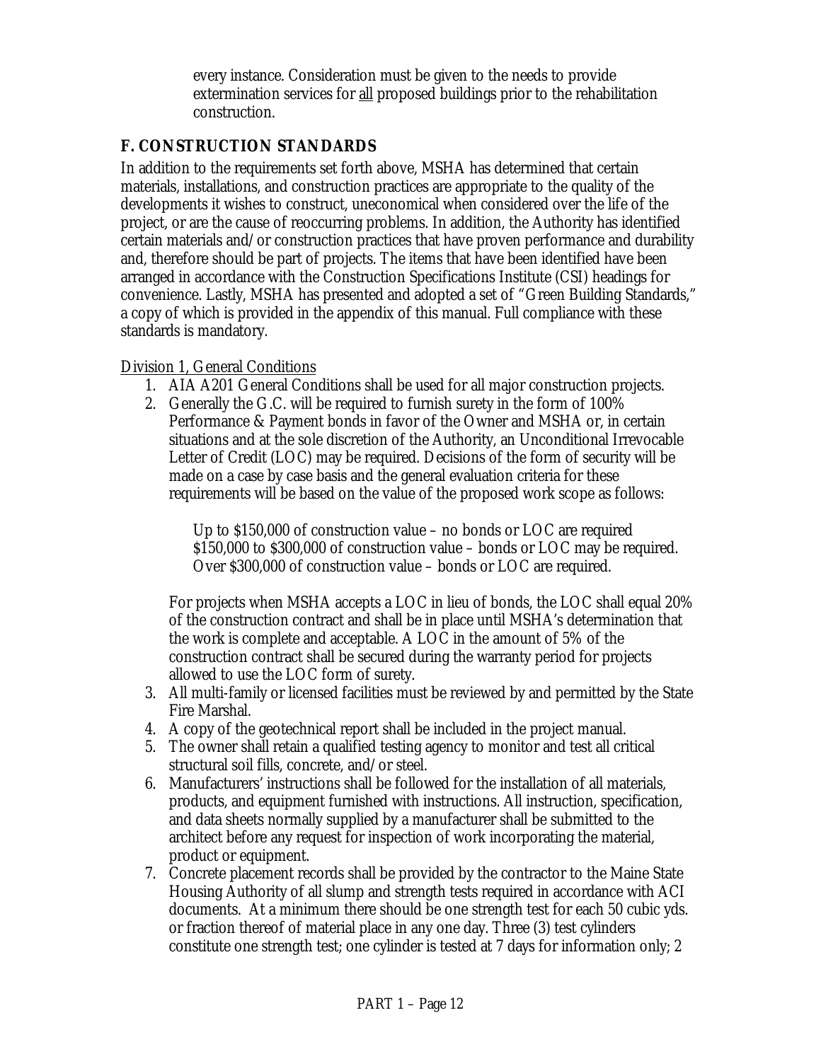every instance. Consideration must be given to the needs to provide extermination services for all proposed buildings prior to the rehabilitation construction.

## F. CONSTRUCTION STANDARDS

In addition to the requirements set forth above, MSHA has determined that certain materials, installations, and construction practices are appropriate to the quality of the developments it wishes to construct, uneconomical when considered over the life of the project, or are the cause of reoccurring problems. In addition, the Authority has identified certain materials and/or construction practices that have proven performance and durability and, therefore should be part of projects. The items that have been identified have been arranged in accordance with the Construction Specifications Institute (CSI) headings for convenience. Lastly, MSHA has presented and adopted a set of "Green Building Standards," a copy of which is provided in the appendix of this manual. Full compliance with these standards is mandatory.

Division 1, General Conditions

1. AIA A201 General Conditions shall be used for all major construction projects.
2. Generally the G.C. will be required to furnish surety in the form of 100% Performance & Payment bonds in favor of the Owner and MSHA or, in certain situations and at the sole discretion of the Authority, an Unconditional Irrevocable Letter of Credit (LOC) may be required. Decisions of the form of security will be made on a case by case basis and the general evaluation criteria for these requirements will be based on the value of the proposed work scope as follows:

   Up to $150,000 of construction value – no bonds or LOC are required
   $150,000 to $300,000 of construction value – bonds or LOC may be required.
   Over $300,000 of construction value – bonds or LOC are required.

   For projects when MSHA accepts a LOC in lieu of bonds, the LOC shall equal 20% of the construction contract and shall be in place until MSHA's determination that the work is complete and acceptable. A LOC in the amount of 5% of the construction contract shall be secured during the warranty period for projects allowed to use the LOC form of surety.
3. All multi-family or licensed facilities must be reviewed by and permitted by the State Fire Marshal.
4. A copy of the geotechnical report shall be included in the project manual.
5. The owner shall retain a qualified testing agency to monitor and test all critical structural soil fills, concrete, and/or steel.
6. Manufacturers' instructions shall be followed for the installation of all materials, products, and equipment furnished with instructions. All instruction, specification, and data sheets normally supplied by a manufacturer shall be submitted to the architect before any request for inspection of work incorporating the material, product or equipment.
7. Concrete placement records shall be provided by the contractor to the Maine State Housing Authority of all slump and strength tests required in accordance with ACI documents. At a minimum there should be one strength test for each 50 cubic yds. or fraction thereof of material place in any one day. Three (3) test cylinders constitute one strength test; one cylinder is tested at 7 days for information only; 2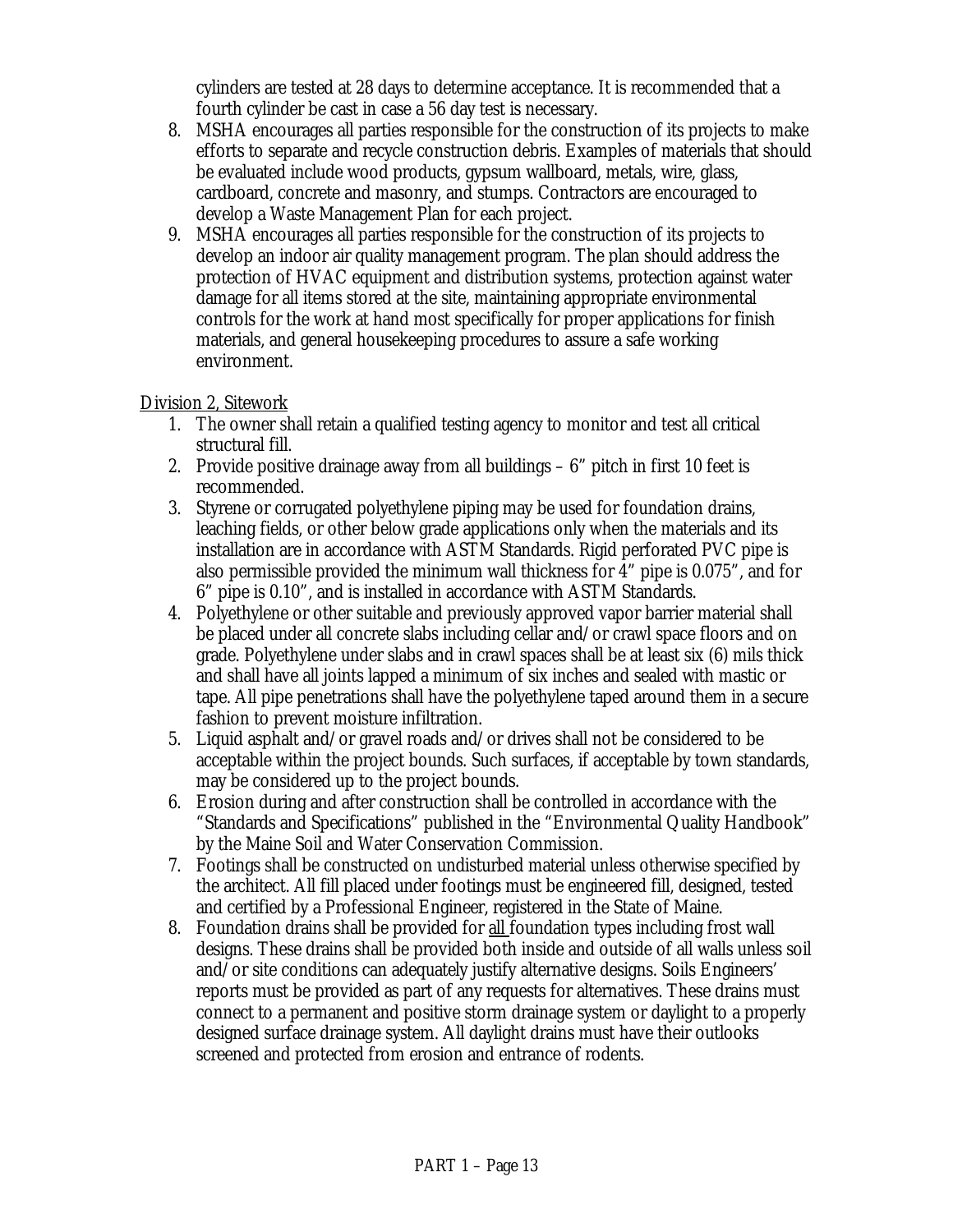cylinders are tested at 28 days to determine acceptance. It is recommended that a fourth cylinder be cast in case a 56 day test is necessary.

8. MSHA encourages all parties responsible for the construction of its projects to make efforts to separate and recycle construction debris. Examples of materials that should be evaluated include wood products, gypsum wallboard, metals, wire, glass, cardboard, concrete and masonry, and stumps. Contractors are encouraged to develop a Waste Management Plan for each project.
9. MSHA encourages all parties responsible for the construction of its projects to develop an indoor air quality management program. The plan should address the protection of HVAC equipment and distribution systems, protection against water damage for all items stored at the site, maintaining appropriate environmental controls for the work at hand most specifically for proper applications for finish materials, and general housekeeping procedures to assure a safe working environment.

<u>Division 2, Sitework</u>

1. The owner shall retain a qualified testing agency to monitor and test all critical structural fill.
2. Provide positive drainage away from all buildings – 6" pitch in first 10 feet is recommended.
3. Styrene or corrugated polyethylene piping may be used for foundation drains, leaching fields, or other below grade applications only when the materials and its installation are in accordance with ASTM Standards. Rigid perforated PVC pipe is also permissible provided the minimum wall thickness for 4" pipe is 0.075", and for 6" pipe is 0.10", and is installed in accordance with ASTM Standards.
4. Polyethylene or other suitable and previously approved vapor barrier material shall be placed under all concrete slabs including cellar and/or crawl space floors and on grade. Polyethylene under slabs and in crawl spaces shall be at least six (6) mils thick and shall have all joints lapped a minimum of six inches and sealed with mastic or tape. All pipe penetrations shall have the polyethylene taped around them in a secure fashion to prevent moisture infiltration.
5. Liquid asphalt and/or gravel roads and/or drives shall not be considered to be acceptable within the project bounds. Such surfaces, if acceptable by town standards, may be considered up to the project bounds.
6. Erosion during and after construction shall be controlled in accordance with the "Standards and Specifications" published in the "Environmental Quality Handbook" by the Maine Soil and Water Conservation Commission.
7. Footings shall be constructed on undisturbed material unless otherwise specified by the architect. All fill placed under footings must be engineered fill, designed, tested and certified by a Professional Engineer, registered in the State of Maine.
8. Foundation drains shall be provided for <u>all</u> foundation types including frost wall designs. These drains shall be provided both inside and outside of all walls unless soil and/or site conditions can adequately justify alternative designs. Soils Engineers' reports must be provided as part of any requests for alternatives. These drains must connect to a permanent and positive storm drainage system or daylight to a properly designed surface drainage system. All daylight drains must have their outlooks screened and protected from erosion and entrance of rodents.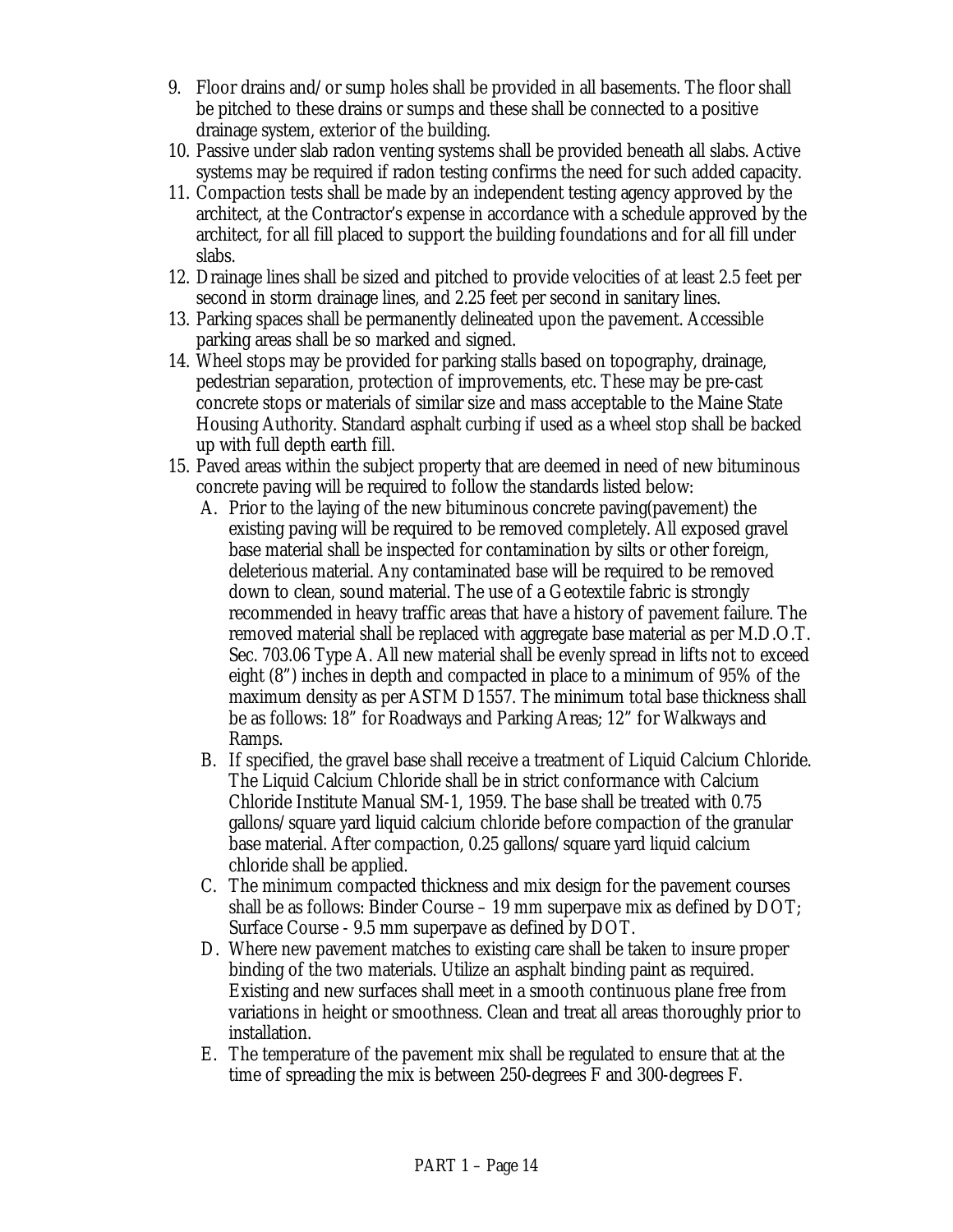9. Floor drains and/or sump holes shall be provided in all basements. The floor shall be pitched to these drains or sumps and these shall be connected to a positive drainage system, exterior of the building.
10. Passive under slab radon venting systems shall be provided beneath all slabs. Active systems may be required if radon testing confirms the need for such added capacity.
11. Compaction tests shall be made by an independent testing agency approved by the architect, at the Contractor's expense in accordance with a schedule approved by the architect, for all fill placed to support the building foundations and for all fill under slabs.
12. Drainage lines shall be sized and pitched to provide velocities of at least 2.5 feet per second in storm drainage lines, and 2.25 feet per second in sanitary lines.
13. Parking spaces shall be permanently delineated upon the pavement. Accessible parking areas shall be so marked and signed.
14. Wheel stops may be provided for parking stalls based on topography, drainage, pedestrian separation, protection of improvements, etc. These may be pre-cast concrete stops or materials of similar size and mass acceptable to the Maine State Housing Authority. Standard asphalt curbing if used as a wheel stop shall be backed up with full depth earth fill.
15. Paved areas within the subject property that are deemed in need of new bituminous concrete paving will be required to follow the standards listed below:
    A. Prior to the laying of the new bituminous concrete paving(pavement) the existing paving will be required to be removed completely. All exposed gravel base material shall be inspected for contamination by silts or other foreign, deleterious material. Any contaminated base will be required to be removed down to clean, sound material. The use of a Geotextile fabric is strongly recommended in heavy traffic areas that have a history of pavement failure. The removed material shall be replaced with aggregate base material as per M.D.O.T. Sec. 703.06 Type A. All new material shall be evenly spread in lifts not to exceed eight (8") inches in depth and compacted in place to a minimum of 95% of the maximum density as per ASTM D1557. The minimum total base thickness shall be as follows: 18" for Roadways and Parking Areas; 12" for Walkways and Ramps.
    B. If specified, the gravel base shall receive a treatment of Liquid Calcium Chloride. The Liquid Calcium Chloride shall be in strict conformance with Calcium Chloride Institute Manual SM-1, 1959. The base shall be treated with 0.75 gallons/square yard liquid calcium chloride before compaction of the granular base material. After compaction, 0.25 gallons/square yard liquid calcium chloride shall be applied.
    C. The minimum compacted thickness and mix design for the pavement courses shall be as follows: Binder Course – 19 mm superpave mix as defined by DOT; Surface Course - 9.5 mm superpave as defined by DOT.
    D. Where new pavement matches to existing care shall be taken to insure proper binding of the two materials. Utilize an asphalt binding paint as required. Existing and new surfaces shall meet in a smooth continuous plane free from variations in height or smoothness. Clean and treat all areas thoroughly prior to installation.
    E. The temperature of the pavement mix shall be regulated to ensure that at the time of spreading the mix is between 250-degrees F and 300-degrees F.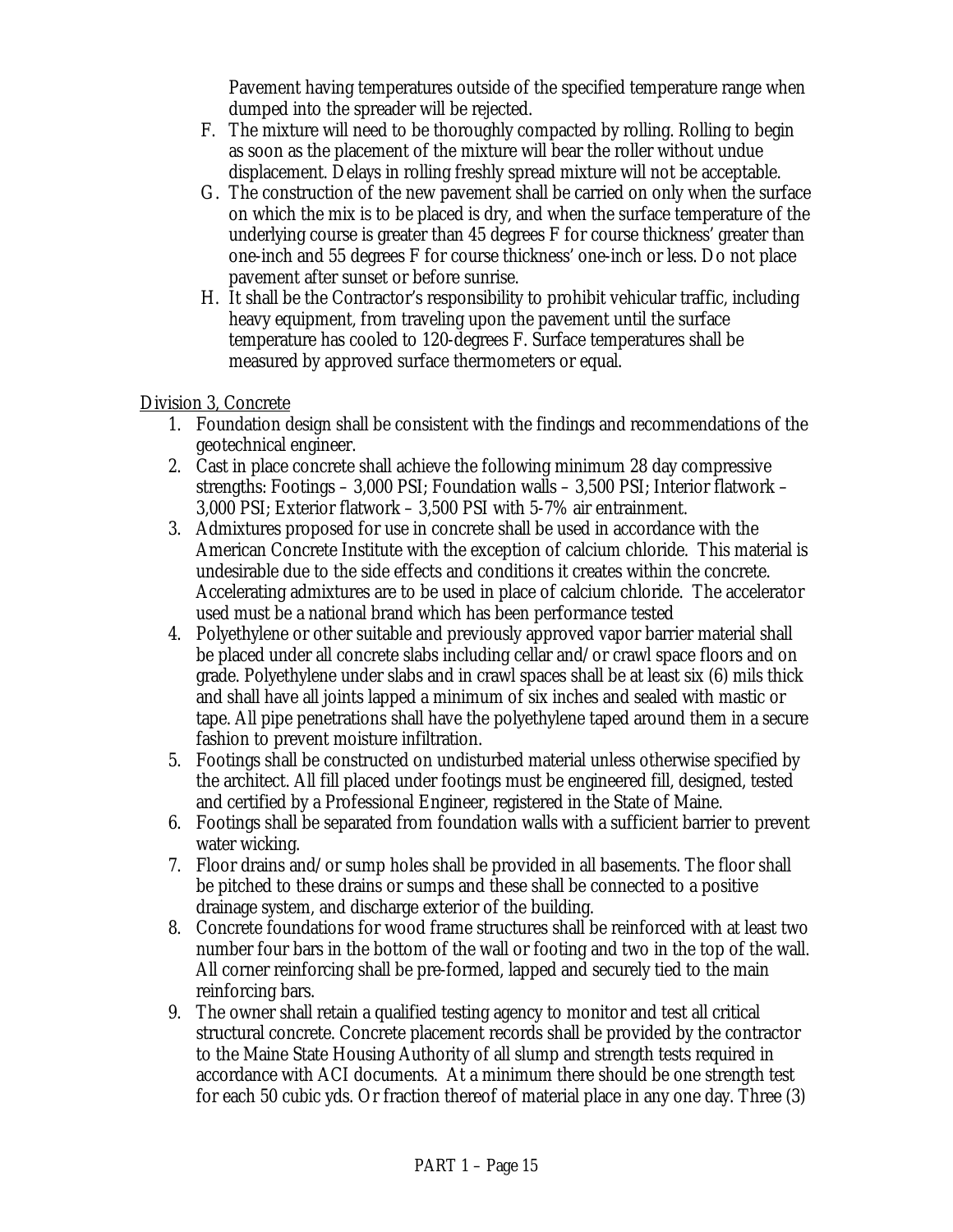Pavement having temperatures outside of the specified temperature range when dumped into the spreader will be rejected.

F. The mixture will need to be thoroughly compacted by rolling. Rolling to begin as soon as the placement of the mixture will bear the roller without undue displacement. Delays in rolling freshly spread mixture will not be acceptable.

G. The construction of the new pavement shall be carried on only when the surface on which the mix is to be placed is dry, and when the surface temperature of the underlying course is greater than 45 degrees F for course thickness' greater than one-inch and 55 degrees F for course thickness' one-inch or less. Do not place pavement after sunset or before sunrise.

H. It shall be the Contractor's responsibility to prohibit vehicular traffic, including heavy equipment, from traveling upon the pavement until the surface temperature has cooled to 120-degrees F. Surface temperatures shall be measured by approved surface thermometers or equal.

Division 3, Concrete

1. Foundation design shall be consistent with the findings and recommendations of the geotechnical engineer.
2. Cast in place concrete shall achieve the following minimum 28 day compressive strengths: Footings – 3,000 PSI; Foundation walls – 3,500 PSI; Interior flatwork – 3,000 PSI; Exterior flatwork – 3,500 PSI with 5-7% air entrainment.
3. Admixtures proposed for use in concrete shall be used in accordance with the American Concrete Institute with the exception of calcium chloride. This material is undesirable due to the side effects and conditions it creates within the concrete. Accelerating admixtures are to be used in place of calcium chloride. The accelerator used must be a national brand which has been performance tested
4. Polyethylene or other suitable and previously approved vapor barrier material shall be placed under all concrete slabs including cellar and/or crawl space floors and on grade. Polyethylene under slabs and in crawl spaces shall be at least six (6) mils thick and shall have all joints lapped a minimum of six inches and sealed with mastic or tape. All pipe penetrations shall have the polyethylene taped around them in a secure fashion to prevent moisture infiltration.
5. Footings shall be constructed on undisturbed material unless otherwise specified by the architect. All fill placed under footings must be engineered fill, designed, tested and certified by a Professional Engineer, registered in the State of Maine.
6. Footings shall be separated from foundation walls with a sufficient barrier to prevent water wicking.
7. Floor drains and/or sump holes shall be provided in all basements. The floor shall be pitched to these drains or sumps and these shall be connected to a positive drainage system, and discharge exterior of the building.
8. Concrete foundations for wood frame structures shall be reinforced with at least two number four bars in the bottom of the wall or footing and two in the top of the wall. All corner reinforcing shall be pre-formed, lapped and securely tied to the main reinforcing bars.
9. The owner shall retain a qualified testing agency to monitor and test all critical structural concrete. Concrete placement records shall be provided by the contractor to the Maine State Housing Authority of all slump and strength tests required in accordance with ACI documents. At a minimum there should be one strength test for each 50 cubic yds. Or fraction thereof of material place in any one day. Three (3)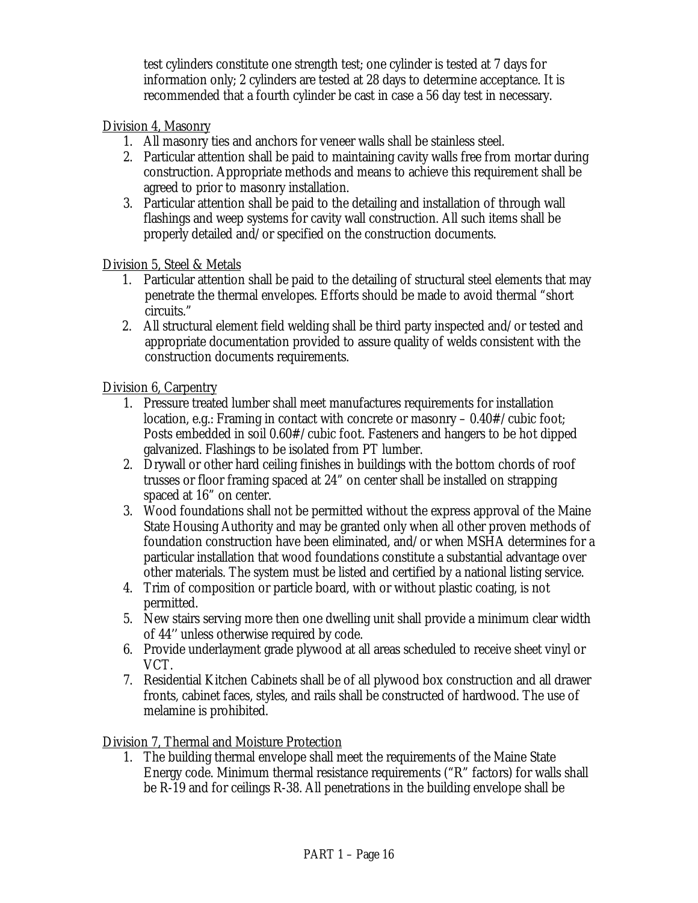test cylinders constitute one strength test; one cylinder is tested at 7 days for information only; 2 cylinders are tested at 28 days to determine acceptance. It is recommended that a fourth cylinder be cast in case a 56 day test in necessary.

Division 4, Masonry

1. All masonry ties and anchors for veneer walls shall be stainless steel.
2. Particular attention shall be paid to maintaining cavity walls free from mortar during construction. Appropriate methods and means to achieve this requirement shall be agreed to prior to masonry installation.
3. Particular attention shall be paid to the detailing and installation of through wall flashings and weep systems for cavity wall construction. All such items shall be properly detailed and/or specified on the construction documents.

Division 5, Steel & Metals

1. Particular attention shall be paid to the detailing of structural steel elements that may penetrate the thermal envelopes. Efforts should be made to avoid thermal "short circuits."
2. All structural element field welding shall be third party inspected and/or tested and appropriate documentation provided to assure quality of welds consistent with the construction documents requirements.

Division 6, Carpentry

1. Pressure treated lumber shall meet manufactures requirements for installation location, e.g.: Framing in contact with concrete or masonry – 0.40#/cubic foot; Posts embedded in soil 0.60#/cubic foot. Fasteners and hangers to be hot dipped galvanized. Flashings to be isolated from PT lumber.
2. Drywall or other hard ceiling finishes in buildings with the bottom chords of roof trusses or floor framing spaced at 24" on center shall be installed on strapping spaced at 16" on center.
3. Wood foundations shall not be permitted without the express approval of the Maine State Housing Authority and may be granted only when all other proven methods of foundation construction have been eliminated, and/or when MSHA determines for a particular installation that wood foundations constitute a substantial advantage over other materials. The system must be listed and certified by a national listing service.
4. Trim of composition or particle board, with or without plastic coating, is not permitted.
5. New stairs serving more then one dwelling unit shall provide a minimum clear width of 44'' unless otherwise required by code.
6. Provide underlayment grade plywood at all areas scheduled to receive sheet vinyl or VCT.
7. Residential Kitchen Cabinets shall be of all plywood box construction and all drawer fronts, cabinet faces, styles, and rails shall be constructed of hardwood. The use of melamine is prohibited.

Division 7, Thermal and Moisture Protection

1. The building thermal envelope shall meet the requirements of the Maine State Energy code. Minimum thermal resistance requirements ("R" factors) for walls shall be R-19 and for ceilings R-38. All penetrations in the building envelope shall be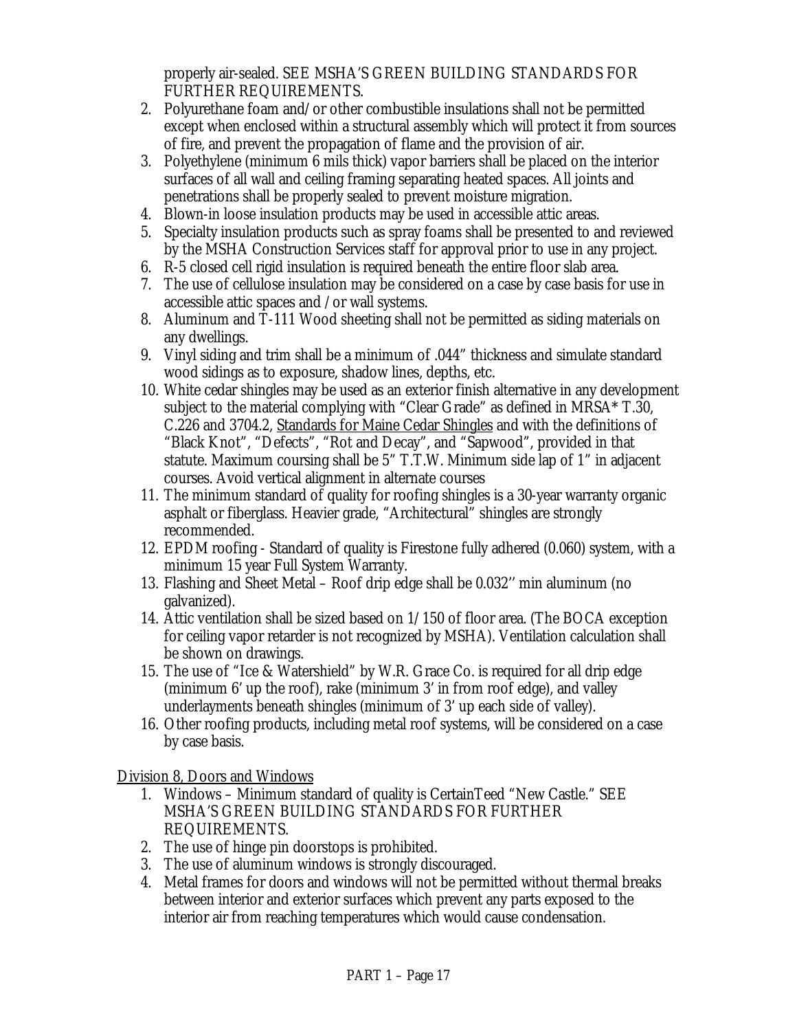properly air-sealed. SEE MSHA'S GREEN BUILDING STANDARDS FOR FURTHER REQUIREMENTS.

2. Polyurethane foam and/or other combustible insulations shall not be permitted except when enclosed within a structural assembly which will protect it from sources of fire, and prevent the propagation of flame and the provision of air.
3. Polyethylene (minimum 6 mils thick) vapor barriers shall be placed on the interior surfaces of all wall and ceiling framing separating heated spaces. All joints and penetrations shall be properly sealed to prevent moisture migration.
4. Blown-in loose insulation products may be used in accessible attic areas.
5. Specialty insulation products such as spray foams shall be presented to and reviewed by the MSHA Construction Services staff for approval prior to use in any project.
6. R-5 closed cell rigid insulation is required beneath the entire floor slab area.
7. The use of cellulose insulation may be considered on a case by case basis for use in accessible attic spaces and /or wall systems.
8. Aluminum and T-111 Wood sheeting shall not be permitted as siding materials on any dwellings.
9. Vinyl siding and trim shall be a minimum of .044" thickness and simulate standard wood sidings as to exposure, shadow lines, depths, etc.
10. White cedar shingles may be used as an exterior finish alternative in any development subject to the material complying with "Clear Grade" as defined in MRSA* T.30, C.226 and 3704.2, Standards for Maine Cedar Shingles and with the definitions of "Black Knot", "Defects", "Rot and Decay", and "Sapwood", provided in that statute. Maximum coursing shall be 5" T.T.W. Minimum side lap of 1" in adjacent courses. Avoid vertical alignment in alternate courses
11. The minimum standard of quality for roofing shingles is a 30-year warranty organic asphalt or fiberglass. Heavier grade, "Architectural" shingles are strongly recommended.
12. EPDM roofing - Standard of quality is Firestone fully adhered (0.060) system, with a minimum 15 year Full System Warranty.
13. Flashing and Sheet Metal – Roof drip edge shall be 0.032'' min aluminum (no galvanized).
14. Attic ventilation shall be sized based on 1/150 of floor area. (The BOCA exception for ceiling vapor retarder is not recognized by MSHA). Ventilation calculation shall be shown on drawings.
15. The use of "Ice & Watershield" by W.R. Grace Co. is required for all drip edge (minimum 6' up the roof), rake (minimum 3' in from roof edge), and valley underlayments beneath shingles (minimum of 3' up each side of valley).
16. Other roofing products, including metal roof systems, will be considered on a case by case basis.

Division 8, Doors and Windows

1. Windows – Minimum standard of quality is CertainTeed "New Castle." SEE MSHA'S GREEN BUILDING STANDARDS FOR FURTHER REQUIREMENTS.
2. The use of hinge pin doorstops is prohibited.
3. The use of aluminum windows is strongly discouraged.
4. Metal frames for doors and windows will not be permitted without thermal breaks between interior and exterior surfaces which prevent any parts exposed to the interior air from reaching temperatures which would cause condensation.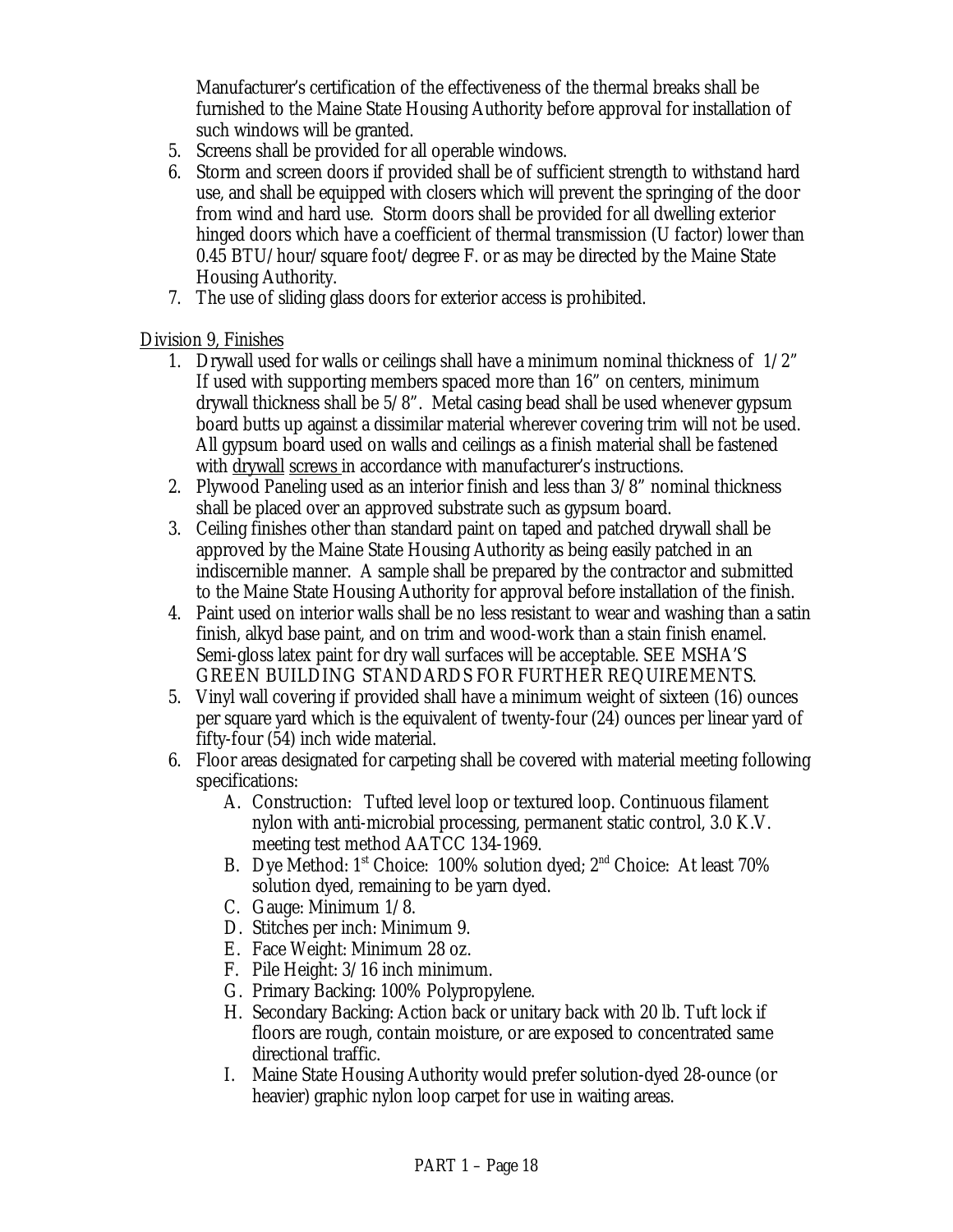Manufacturer's certification of the effectiveness of the thermal breaks shall be furnished to the Maine State Housing Authority before approval for installation of such windows will be granted.

5. Screens shall be provided for all operable windows.
6. Storm and screen doors if provided shall be of sufficient strength to withstand hard use, and shall be equipped with closers which will prevent the springing of the door from wind and hard use. Storm doors shall be provided for all dwelling exterior hinged doors which have a coefficient of thermal transmission (U factor) lower than 0.45 BTU/hour/square foot/degree F. or as may be directed by the Maine State Housing Authority.
7. The use of sliding glass doors for exterior access is prohibited.

<u>Division 9, Finishes</u>

1. Drywall used for walls or ceilings shall have a minimum nominal thickness of 1/2" If used with supporting members spaced more than 16" on centers, minimum drywall thickness shall be 5/8". Metal casing bead shall be used whenever gypsum board butts up against a dissimilar material wherever covering trim will not be used. All gypsum board used on walls and ceilings as a finish material shall be fastened with <u>drywall</u> <u>screws</u> in accordance with manufacturer's instructions.
2. Plywood Paneling used as an interior finish and less than 3/8" nominal thickness shall be placed over an approved substrate such as gypsum board.
3. Ceiling finishes other than standard paint on taped and patched drywall shall be approved by the Maine State Housing Authority as being easily patched in an indiscernible manner. A sample shall be prepared by the contractor and submitted to the Maine State Housing Authority for approval before installation of the finish.
4. Paint used on interior walls shall be no less resistant to wear and washing than a satin finish, alkyd base paint, and on trim and wood-work than a stain finish enamel. Semi-gloss latex paint for dry wall surfaces will be acceptable. SEE MSHA'S GREEN BUILDING STANDARDS FOR FURTHER REQUIREMENTS.
5. Vinyl wall covering if provided shall have a minimum weight of sixteen (16) ounces per square yard which is the equivalent of twenty-four (24) ounces per linear yard of fifty-four (54) inch wide material.
6. Floor areas designated for carpeting shall be covered with material meeting following specifications:
   - A. Construction: Tufted level loop or textured loop. Continuous filament nylon with anti-microbial processing, permanent static control, 3.0 K.V. meeting test method AATCC 134-1969.
   - B. Dye Method: 1st Choice: 100% solution dyed; 2nd Choice: At least 70% solution dyed, remaining to be yarn dyed.
   - C. Gauge: Minimum 1/8.
   - D. Stitches per inch: Minimum 9.
   - E. Face Weight: Minimum 28 oz.
   - F. Pile Height: 3/16 inch minimum.
   - G. Primary Backing: 100% Polypropylene.
   - H. Secondary Backing: Action back or unitary back with 20 lb. Tuft lock if floors are rough, contain moisture, or are exposed to concentrated same directional traffic.
   - I. Maine State Housing Authority would prefer solution-dyed 28-ounce (or heavier) graphic nylon loop carpet for use in waiting areas.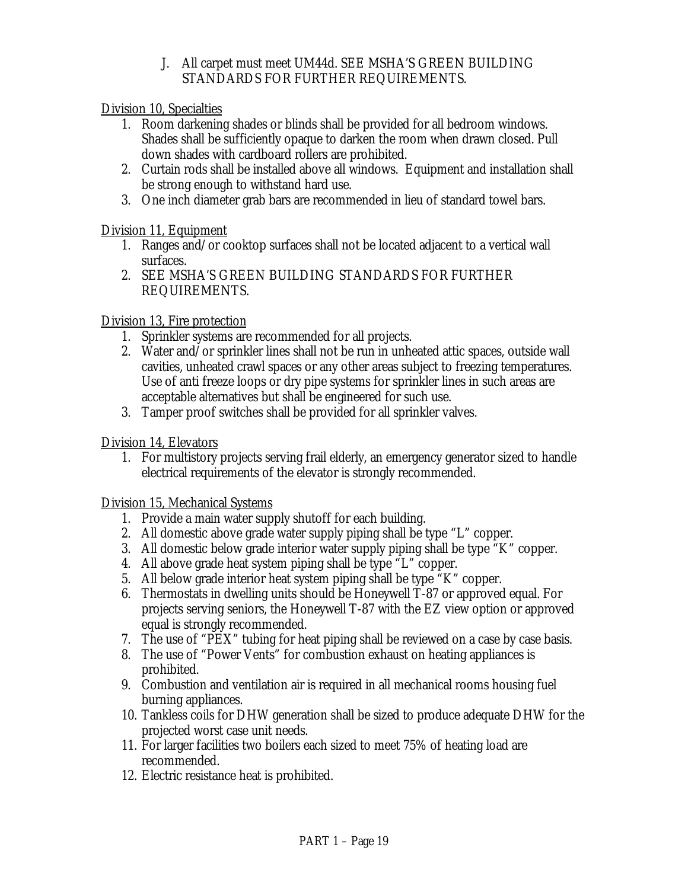J. All carpet must meet UM44d. SEE MSHA'S GREEN BUILDING STANDARDS FOR FURTHER REQUIREMENTS.

Division 10, Specialties

1. Room darkening shades or blinds shall be provided for all bedroom windows. Shades shall be sufficiently opaque to darken the room when drawn closed. Pull down shades with cardboard rollers are prohibited.
2. Curtain rods shall be installed above all windows. Equipment and installation shall be strong enough to withstand hard use.
3. One inch diameter grab bars are recommended in lieu of standard towel bars.

Division 11, Equipment

1. Ranges and/or cooktop surfaces shall not be located adjacent to a vertical wall surfaces.
2. SEE MSHA'S GREEN BUILDING STANDARDS FOR FURTHER REQUIREMENTS.

Division 13, Fire protection

1. Sprinkler systems are recommended for all projects.
2. Water and/or sprinkler lines shall not be run in unheated attic spaces, outside wall cavities, unheated crawl spaces or any other areas subject to freezing temperatures. Use of anti freeze loops or dry pipe systems for sprinkler lines in such areas are acceptable alternatives but shall be engineered for such use.
3. Tamper proof switches shall be provided for all sprinkler valves.

Division 14, Elevators

1. For multistory projects serving frail elderly, an emergency generator sized to handle electrical requirements of the elevator is strongly recommended.

Division 15, Mechanical Systems

1. Provide a main water supply shutoff for each building.
2. All domestic above grade water supply piping shall be type "L" copper.
3. All domestic below grade interior water supply piping shall be type "K" copper.
4. All above grade heat system piping shall be type "L" copper.
5. All below grade interior heat system piping shall be type "K" copper.
6. Thermostats in dwelling units should be Honeywell T-87 or approved equal. For projects serving seniors, the Honeywell T-87 with the EZ view option or approved equal is strongly recommended.
7. The use of "PEX" tubing for heat piping shall be reviewed on a case by case basis.
8. The use of "Power Vents" for combustion exhaust on heating appliances is prohibited.
9. Combustion and ventilation air is required in all mechanical rooms housing fuel burning appliances.
10. Tankless coils for DHW generation shall be sized to produce adequate DHW for the projected worst case unit needs.
11. For larger facilities two boilers each sized to meet 75% of heating load are recommended.
12. Electric resistance heat is prohibited.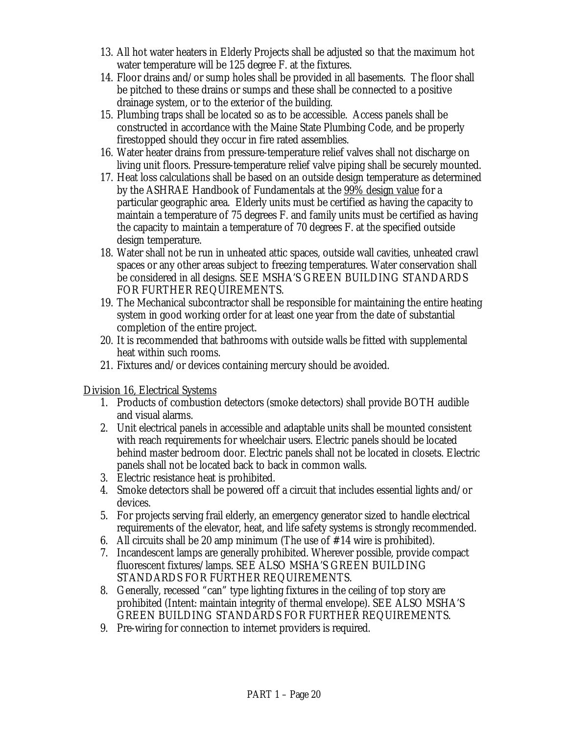13. All hot water heaters in Elderly Projects shall be adjusted so that the maximum hot water temperature will be 125 degree F. at the fixtures.
14. Floor drains and/or sump holes shall be provided in all basements. The floor shall be pitched to these drains or sumps and these shall be connected to a positive drainage system, or to the exterior of the building.
15. Plumbing traps shall be located so as to be accessible. Access panels shall be constructed in accordance with the Maine State Plumbing Code, and be properly firestopped should they occur in fire rated assemblies.
16. Water heater drains from pressure-temperature relief valves shall not discharge on living unit floors. Pressure-temperature relief valve piping shall be securely mounted.
17. Heat loss calculations shall be based on an outside design temperature as determined by the ASHRAE Handbook of Fundamentals at the <u>99% design value</u> for a particular geographic area. Elderly units must be certified as having the capacity to maintain a temperature of 75 degrees F. and family units must be certified as having the capacity to maintain a temperature of 70 degrees F. at the specified outside design temperature.
18. Water shall not be run in unheated attic spaces, outside wall cavities, unheated crawl spaces or any other areas subject to freezing temperatures. Water conservation shall be considered in all designs. SEE MSHA'S GREEN BUILDING STANDARDS FOR FURTHER REQUIREMENTS.
19. The Mechanical subcontractor shall be responsible for maintaining the entire heating system in good working order for at least one year from the date of substantial completion of the entire project.
20. It is recommended that bathrooms with outside walls be fitted with supplemental heat within such rooms.
21. Fixtures and/or devices containing mercury should be avoided.

<u>Division 16, Electrical Systems</u>

1. Products of combustion detectors (smoke detectors) shall provide BOTH audible and visual alarms.
2. Unit electrical panels in accessible and adaptable units shall be mounted consistent with reach requirements for wheelchair users. Electric panels should be located behind master bedroom door. Electric panels shall not be located in closets. Electric panels shall not be located back to back in common walls.
3. Electric resistance heat is prohibited.
4. Smoke detectors shall be powered off a circuit that includes essential lights and/or devices.
5. For projects serving frail elderly, an emergency generator sized to handle electrical requirements of the elevator, heat, and life safety systems is strongly recommended.
6. All circuits shall be 20 amp minimum (The use of #14 wire is prohibited).
7. Incandescent lamps are generally prohibited. Wherever possible, provide compact fluorescent fixtures/lamps. SEE ALSO MSHA'S GREEN BUILDING STANDARDS FOR FURTHER REQUIREMENTS.
8. Generally, recessed "can" type lighting fixtures in the ceiling of top story are prohibited (Intent: maintain integrity of thermal envelope). SEE ALSO MSHA'S GREEN BUILDING STANDARDS FOR FURTHER REQUIREMENTS.
9. Pre-wiring for connection to internet providers is required.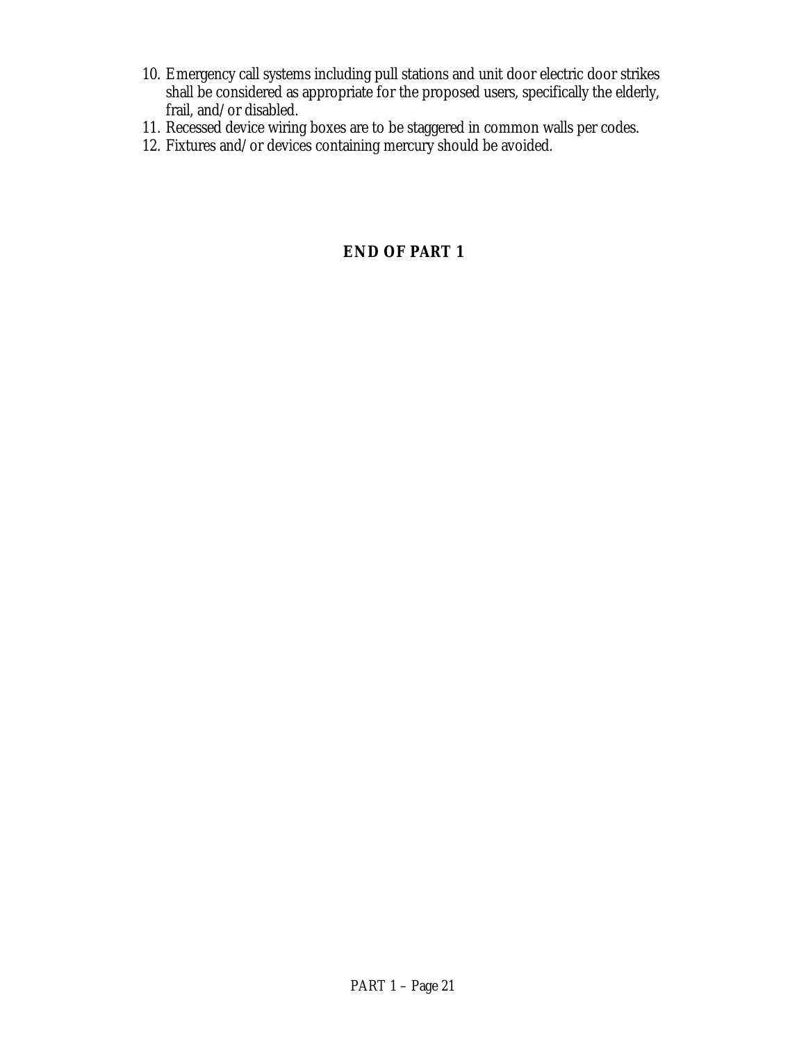10. Emergency call systems including pull stations and unit door electric door strikes shall be considered as appropriate for the proposed users, specifically the elderly, frail, and/or disabled.
11. Recessed device wiring boxes are to be staggered in common walls per codes.
12. Fixtures and/or devices containing mercury should be avoided.

**END OF PART 1**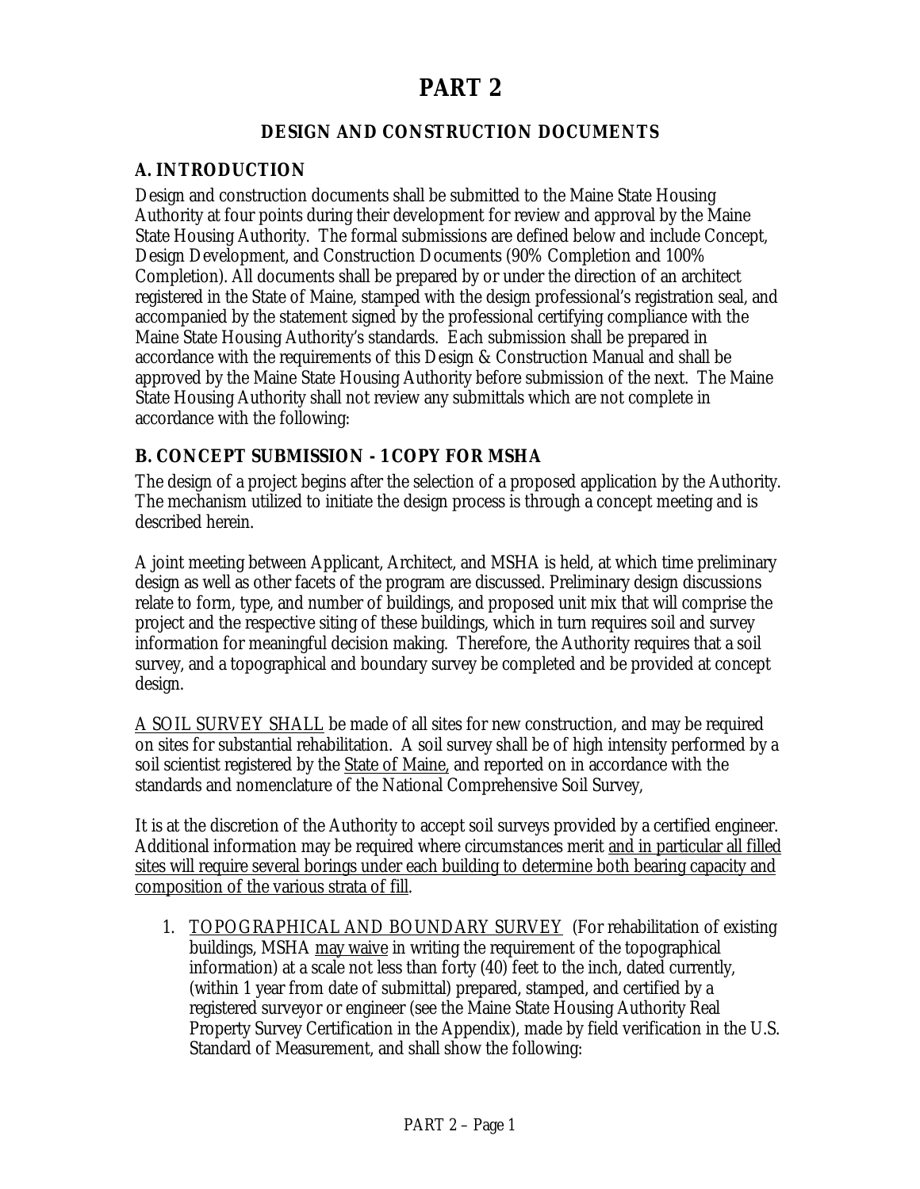# PART 2

## DESIGN AND CONSTRUCTION DOCUMENTS

### A. INTRODUCTION

Design and construction documents shall be submitted to the Maine State Housing Authority at four points during their development for review and approval by the Maine State Housing Authority. The formal submissions are defined below and include Concept, Design Development, and Construction Documents (90% Completion and 100% Completion). All documents shall be prepared by or under the direction of an architect registered in the State of Maine, stamped with the design professional's registration seal, and accompanied by the statement signed by the professional certifying compliance with the Maine State Housing Authority's standards. Each submission shall be prepared in accordance with the requirements of this Design & Construction Manual and shall be approved by the Maine State Housing Authority before submission of the next. The Maine State Housing Authority shall not review any submittals which are not complete in accordance with the following:

### B. CONCEPT SUBMISSION - 1 COPY FOR MSHA

The design of a project begins after the selection of a proposed application by the Authority. The mechanism utilized to initiate the design process is through a concept meeting and is described herein.

A joint meeting between Applicant, Architect, and MSHA is held, at which time preliminary design as well as other facets of the program are discussed. Preliminary design discussions relate to form, type, and number of buildings, and proposed unit mix that will comprise the project and the respective siting of these buildings, which in turn requires soil and survey information for meaningful decision making. Therefore, the Authority requires that a soil survey, and a topographical and boundary survey be completed and be provided at concept design.

<u>A SOIL SURVEY SHALL</u> be made of all sites for new construction, and may be required on sites for substantial rehabilitation. A soil survey shall be of high intensity performed by a soil scientist registered by the <u>State of Maine</u>, and reported on in accordance with the standards and nomenclature of the National Comprehensive Soil Survey,

It is at the discretion of the Authority to accept soil surveys provided by a certified engineer. Additional information may be required where circumstances merit <u>and in particular all filled sites will require several borings under each building to determine both bearing capacity and composition of the various strata of fill</u>.

1. <u>TOPOGRAPHICAL AND BOUNDARY SURVEY</u> (For rehabilitation of existing buildings, MSHA <u>may waive</u> in writing the requirement of the topographical information) at a scale not less than forty (40) feet to the inch, dated currently, (within 1 year from date of submittal) prepared, stamped, and certified by a registered surveyor or engineer (see the Maine State Housing Authority Real Property Survey Certification in the Appendix), made by field verification in the U.S. Standard of Measurement, and shall show the following: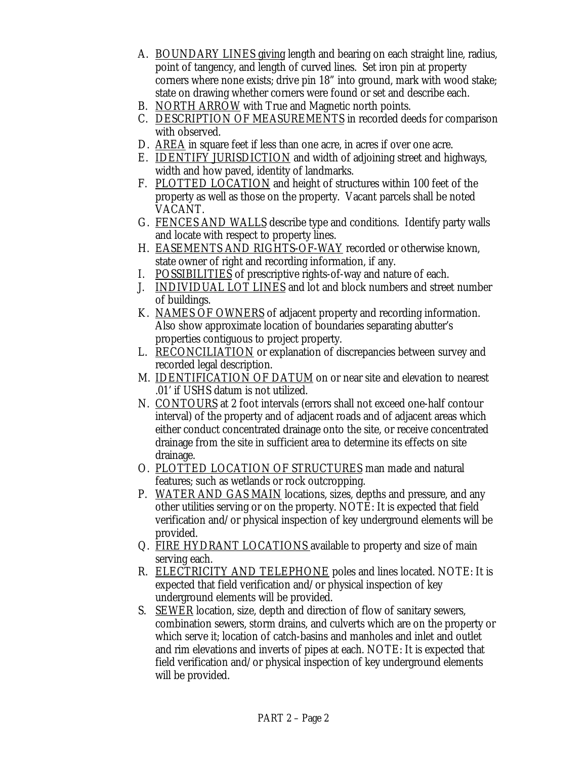A. BOUNDARY LINES giving length and bearing on each straight line, radius, point of tangency, and length of curved lines. Set iron pin at property corners where none exists; drive pin 18" into ground, mark with wood stake; state on drawing whether corners were found or set and describe each.
B. NORTH ARROW with True and Magnetic north points.
C. DESCRIPTION OF MEASUREMENTS in recorded deeds for comparison with observed.
D. AREA in square feet if less than one acre, in acres if over one acre.
E. IDENTIFY JURISDICTION and width of adjoining street and highways, width and how paved, identity of landmarks.
F. PLOTTED LOCATION and height of structures within 100 feet of the property as well as those on the property. Vacant parcels shall be noted VACANT.
G. FENCES AND WALLS describe type and conditions. Identify party walls and locate with respect to property lines.
H. EASEMENTS AND RIGHTS-OF-WAY recorded or otherwise known, state owner of right and recording information, if any.
I. POSSIBILITIES of prescriptive rights-of-way and nature of each.
J. INDIVIDUAL LOT LINES and lot and block numbers and street number of buildings.
K. NAMES OF OWNERS of adjacent property and recording information. Also show approximate location of boundaries separating abutter's properties contiguous to project property.
L. RECONCILIATION or explanation of discrepancies between survey and recorded legal description.
M. IDENTIFICATION OF DATUM on or near site and elevation to nearest .01' if USHS datum is not utilized.
N. CONTOURS at 2 foot intervals (errors shall not exceed one-half contour interval) of the property and of adjacent roads and of adjacent areas which either conduct concentrated drainage onto the site, or receive concentrated drainage from the site in sufficient area to determine its effects on site drainage.
O. PLOTTED LOCATION OF STRUCTURES man made and natural features; such as wetlands or rock outcropping.
P. WATER AND GAS MAIN locations, sizes, depths and pressure, and any other utilities serving or on the property. NOTE: It is expected that field verification and/or physical inspection of key underground elements will be provided.
Q. FIRE HYDRANT LOCATIONS available to property and size of main serving each.
R. ELECTRICITY AND TELEPHONE poles and lines located. NOTE: It is expected that field verification and/or physical inspection of key underground elements will be provided.
S. SEWER location, size, depth and direction of flow of sanitary sewers, combination sewers, storm drains, and culverts which are on the property or which serve it; location of catch-basins and manholes and inlet and outlet and rim elevations and inverts of pipes at each. NOTE: It is expected that field verification and/or physical inspection of key underground elements will be provided.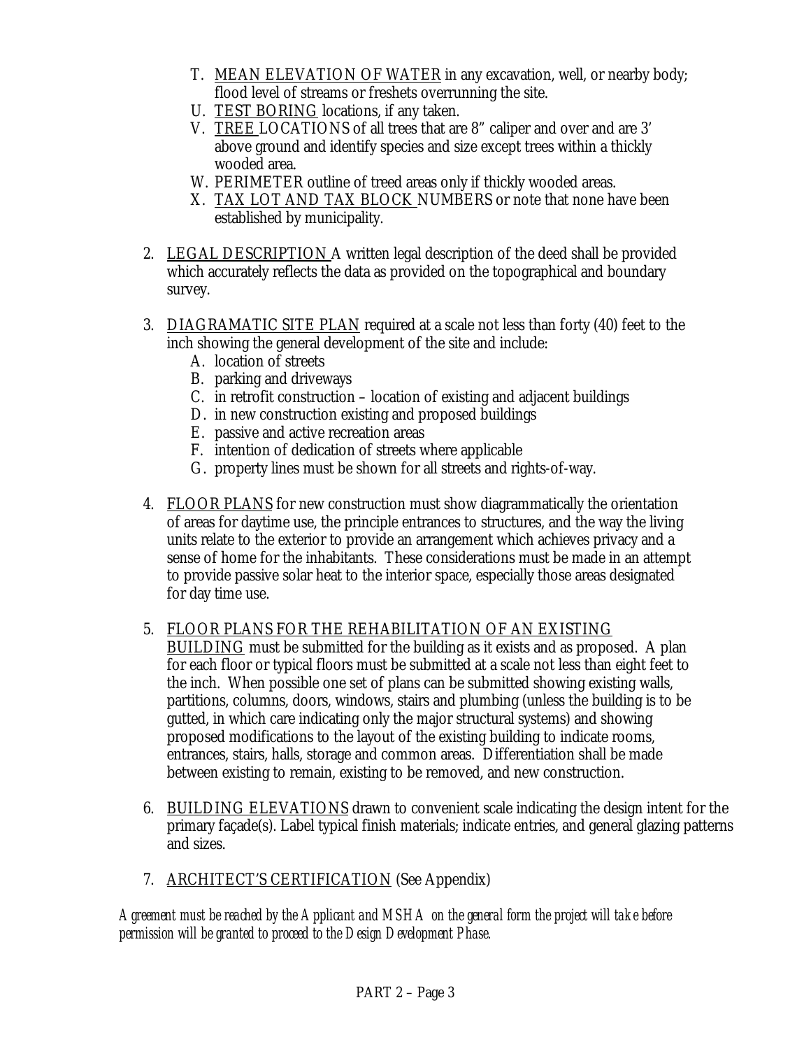T. MEAN ELEVATION OF WATER in any excavation, well, or nearby body; flood level of streams or freshets overrunning the site.

U. TEST BORING locations, if any taken.

V. TREE LOCATIONS of all trees that are 8" caliper and over and are 3' above ground and identify species and size except trees within a thickly wooded area.

W. PERIMETER outline of treed areas only if thickly wooded areas.

X. TAX LOT AND TAX BLOCK NUMBERS or note that none have been established by municipality.

2. LEGAL DESCRIPTION A written legal description of the deed shall be provided which accurately reflects the data as provided on the topographical and boundary survey.

3. DIAGRAMATIC SITE PLAN required at a scale not less than forty (40) feet to the inch showing the general development of the site and include:
   A. location of streets
   B. parking and driveways
   C. in retrofit construction – location of existing and adjacent buildings
   D. in new construction existing and proposed buildings
   E. passive and active recreation areas
   F. intention of dedication of streets where applicable
   G. property lines must be shown for all streets and rights-of-way.

4. FLOOR PLANS for new construction must show diagrammatically the orientation of areas for daytime use, the principle entrances to structures, and the way the living units relate to the exterior to provide an arrangement which achieves privacy and a sense of home for the inhabitants. These considerations must be made in an attempt to provide passive solar heat to the interior space, especially those areas designated for day time use.

5. FLOOR PLANS FOR THE REHABILITATION OF AN EXISTING BUILDING must be submitted for the building as it exists and as proposed. A plan for each floor or typical floors must be submitted at a scale not less than eight feet to the inch. When possible one set of plans can be submitted showing existing walls, partitions, columns, doors, windows, stairs and plumbing (unless the building is to be gutted, in which care indicating only the major structural systems) and showing proposed modifications to the layout of the existing building to indicate rooms, entrances, stairs, halls, storage and common areas. Differentiation shall be made between existing to remain, existing to be removed, and new construction.

6. BUILDING ELEVATIONS drawn to convenient scale indicating the design intent for the primary façade(s). Label typical finish materials; indicate entries, and general glazing patterns and sizes.

7. ARCHITECT'S CERTIFICATION (See Appendix)

*Agreement must be reached by the Applicant and MSHA on the general form the project will take before permission will be granted to proceed to the Design Development Phase.*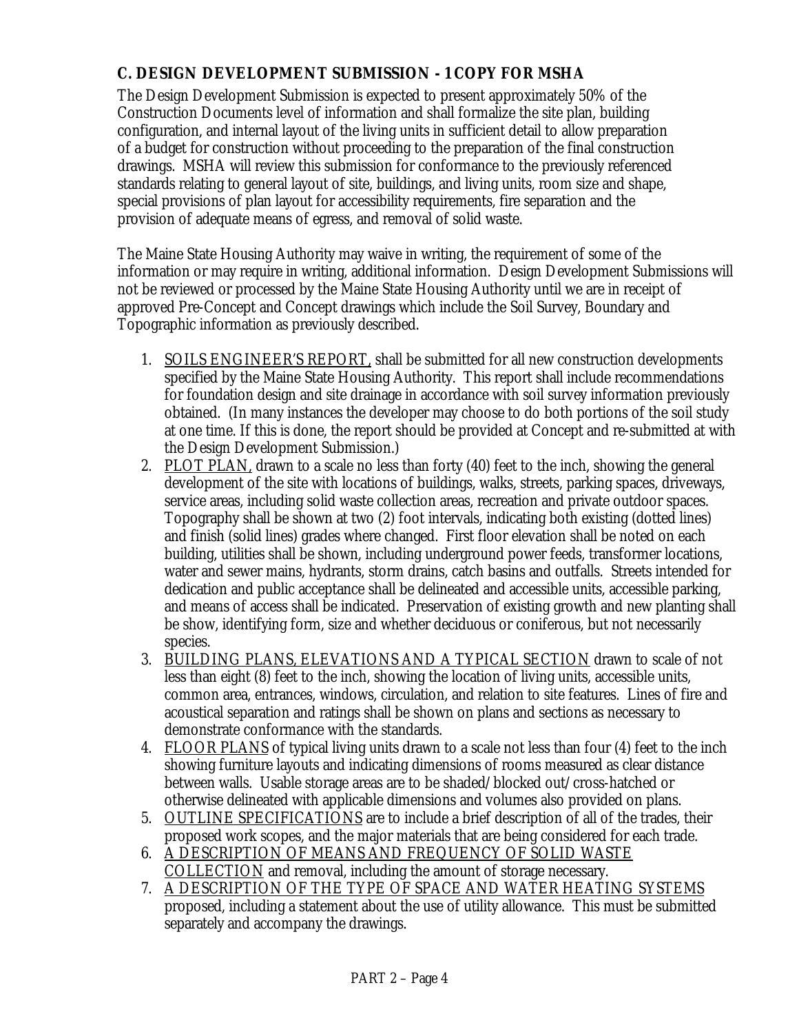### C. DESIGN DEVELOPMENT SUBMISSION - 1 COPY FOR MSHA

The Design Development Submission is expected to present approximately 50% of the Construction Documents level of information and shall formalize the site plan, building configuration, and internal layout of the living units in sufficient detail to allow preparation of a budget for construction without proceeding to the preparation of the final construction drawings. MSHA will review this submission for conformance to the previously referenced standards relating to general layout of site, buildings, and living units, room size and shape, special provisions of plan layout for accessibility requirements, fire separation and the provision of adequate means of egress, and removal of solid waste.

The Maine State Housing Authority may waive in writing, the requirement of some of the information or may require in writing, additional information. Design Development Submissions will not be reviewed or processed by the Maine State Housing Authority until we are in receipt of approved Pre-Concept and Concept drawings which include the Soil Survey, Boundary and Topographic information as previously described.

1. <u>SOILS ENGINEER'S REPORT,</u> shall be submitted for all new construction developments specified by the Maine State Housing Authority. This report shall include recommendations for foundation design and site drainage in accordance with soil survey information previously obtained. (In many instances the developer may choose to do both portions of the soil study at one time. If this is done, the report should be provided at Concept and re-submitted at with the Design Development Submission.)
2. <u>PLOT PLAN,</u> drawn to a scale no less than forty (40) feet to the inch, showing the general development of the site with locations of buildings, walks, streets, parking spaces, driveways, service areas, including solid waste collection areas, recreation and private outdoor spaces. Topography shall be shown at two (2) foot intervals, indicating both existing (dotted lines) and finish (solid lines) grades where changed. First floor elevation shall be noted on each building, utilities shall be shown, including underground power feeds, transformer locations, water and sewer mains, hydrants, storm drains, catch basins and outfalls. Streets intended for dedication and public acceptance shall be delineated and accessible units, accessible parking, and means of access shall be indicated. Preservation of existing growth and new planting shall be show, identifying form, size and whether deciduous or coniferous, but not necessarily species.
3. <u>BUILDING PLANS, ELEVATIONS AND A TYPICAL SECTION</u> drawn to scale of not less than eight (8) feet to the inch, showing the location of living units, accessible units, common area, entrances, windows, circulation, and relation to site features. Lines of fire and acoustical separation and ratings shall be shown on plans and sections as necessary to demonstrate conformance with the standards.
4. <u>FLOOR PLANS</u> of typical living units drawn to a scale not less than four (4) feet to the inch showing furniture layouts and indicating dimensions of rooms measured as clear distance between walls. Usable storage areas are to be shaded/blocked out/cross-hatched or otherwise delineated with applicable dimensions and volumes also provided on plans.
5. <u>OUTLINE SPECIFICATIONS</u> are to include a brief description of all of the trades, their proposed work scopes, and the major materials that are being considered for each trade.
6. <u>A DESCRIPTION OF MEANS AND FREQUENCY OF SOLID WASTE COLLECTION</u> and removal, including the amount of storage necessary.
7. <u>A DESCRIPTION OF THE TYPE OF SPACE AND WATER HEATING SYSTEMS</u> proposed, including a statement about the use of utility allowance. This must be submitted separately and accompany the drawings.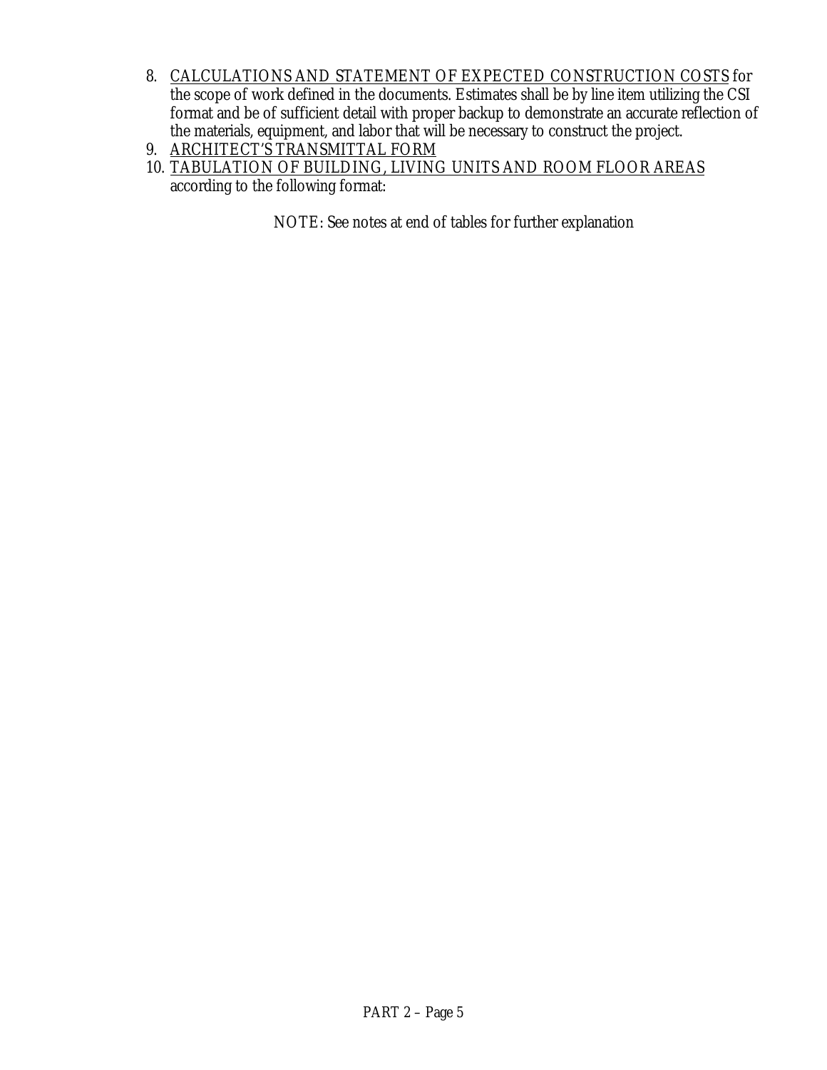8. CALCULATIONS AND STATEMENT OF EXPECTED CONSTRUCTION COSTS for the scope of work defined in the documents. Estimates shall be by line item utilizing the CSI format and be of sufficient detail with proper backup to demonstrate an accurate reflection of the materials, equipment, and labor that will be necessary to construct the project.
9. ARCHITECT'S TRANSMITTAL FORM
10. TABULATION OF BUILDING, LIVING UNITS AND ROOM FLOOR AREAS according to the following format:

NOTE: See notes at end of tables for further explanation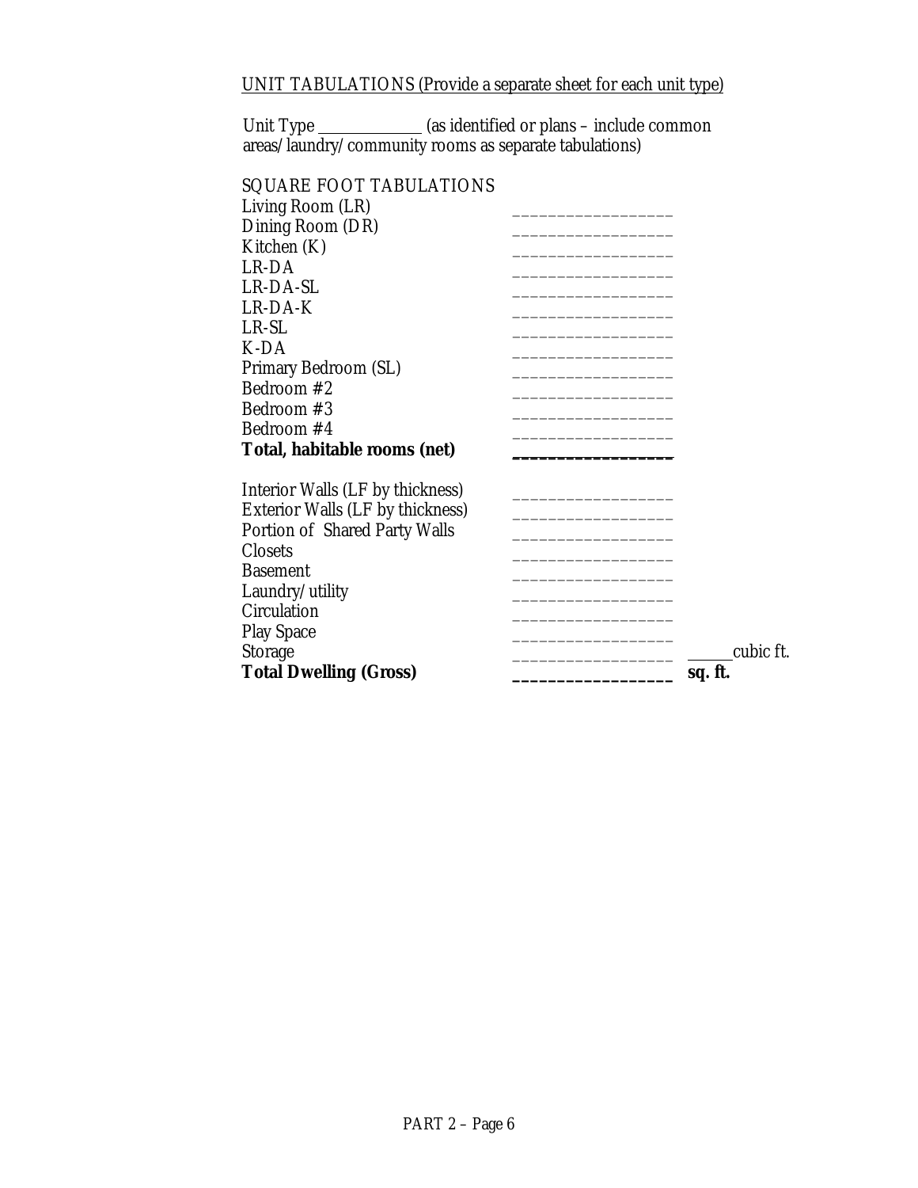UNIT TABULATIONS (Provide a separate sheet for each unit type)

Unit Type _____________ (as identified or plans – include common areas/laundry/community rooms as separate tabulations)

SQUARE FOOT TABULATIONS

| | | |
|---|---|---|
| Living Room (LR) | _________________ | |
| Dining Room (DR) | _________________ | |
| Kitchen (K) | _________________ | |
| LR-DA | _________________ | |
| LR-DA-SL | _________________ | |
| LR-DA-K | _________________ | |
| LR-SL | _________________ | |
| K-DA | _________________ | |
| Primary Bedroom (SL) | _________________ | |
| Bedroom #2 | _________________ | |
| Bedroom #3 | _________________ | |
| Bedroom #4 | _________________ | |
| **Total, habitable rooms (net)** | **_________________** | |
| | | |
| Interior Walls (LF by thickness) | _________________ | |
| Exterior Walls (LF by thickness) | _________________ | |
| Portion of Shared Party Walls | _________________ | |
| Closets | _________________ | |
| Basement | _________________ | |
| Laundry/utility | _________________ | |
| Circulation | _________________ | |
| Play Space | _________________ | |
| Storage | _________________ | ______cubic ft. |
| **Total Dwelling (Gross)** | **_________________** | **sq. ft.** |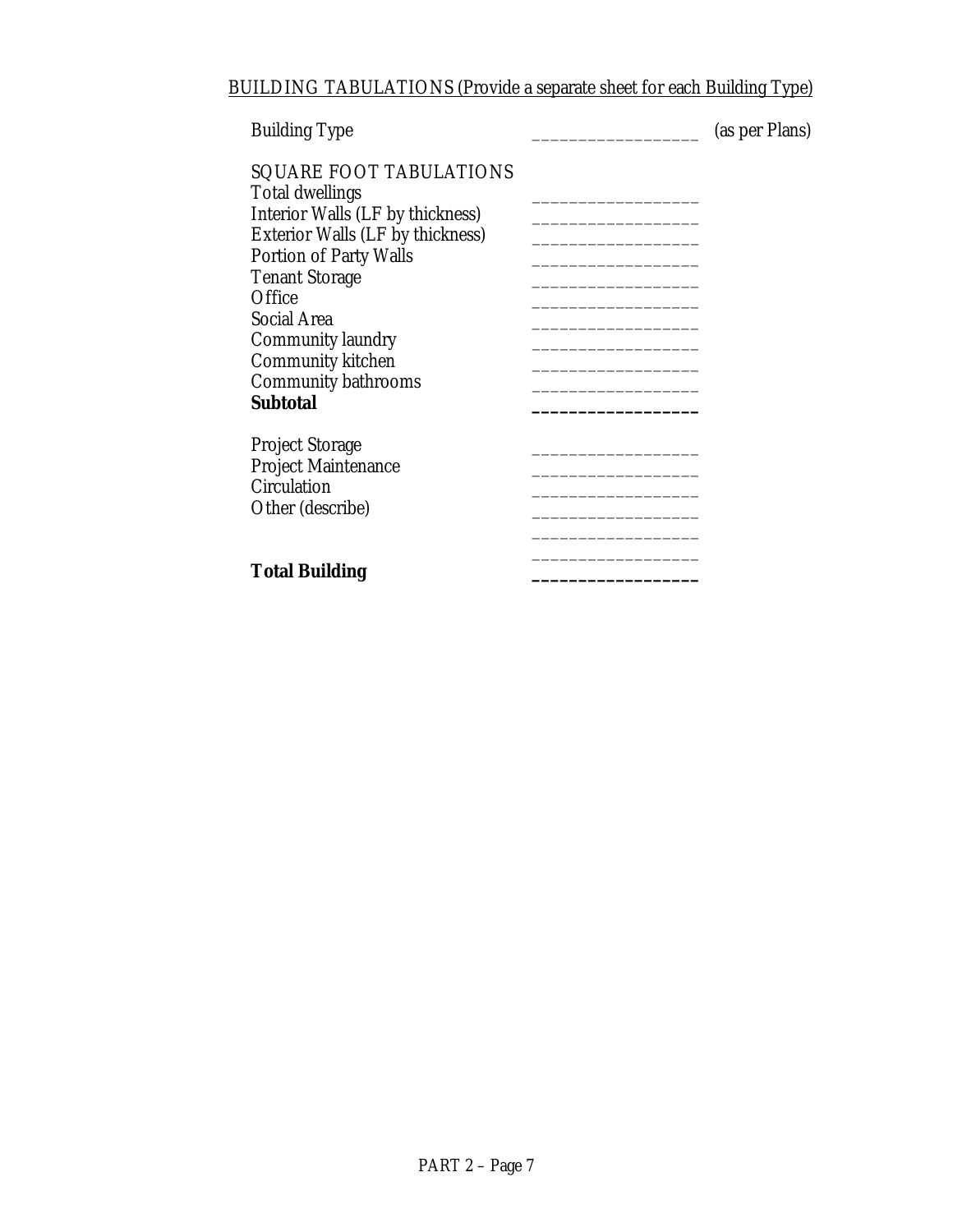BUILDING TABULATIONS (Provide a separate sheet for each Building Type)

Building Type ________________ (as per Plans)

SQUARE FOOT TABULATIONS

| | |
|---|---|
| Total dwellings | ________________ |
| Interior Walls (LF by thickness) | ________________ |
| Exterior Walls (LF by thickness) | ________________ |
| Portion of Party Walls | ________________ |
| Tenant Storage | ________________ |
| Office | ________________ |
| Social Area | ________________ |
| Community laundry | ________________ |
| Community kitchen | ________________ |
| Community bathrooms | ________________ |
| **Subtotal** | ________________ |
| | |
| Project Storage | ________________ |
| Project Maintenance | ________________ |
| Circulation | ________________ |
| Other (describe) | ________________ |
| | ________________ |
| | ________________ |
| **Total Building** | ________________ |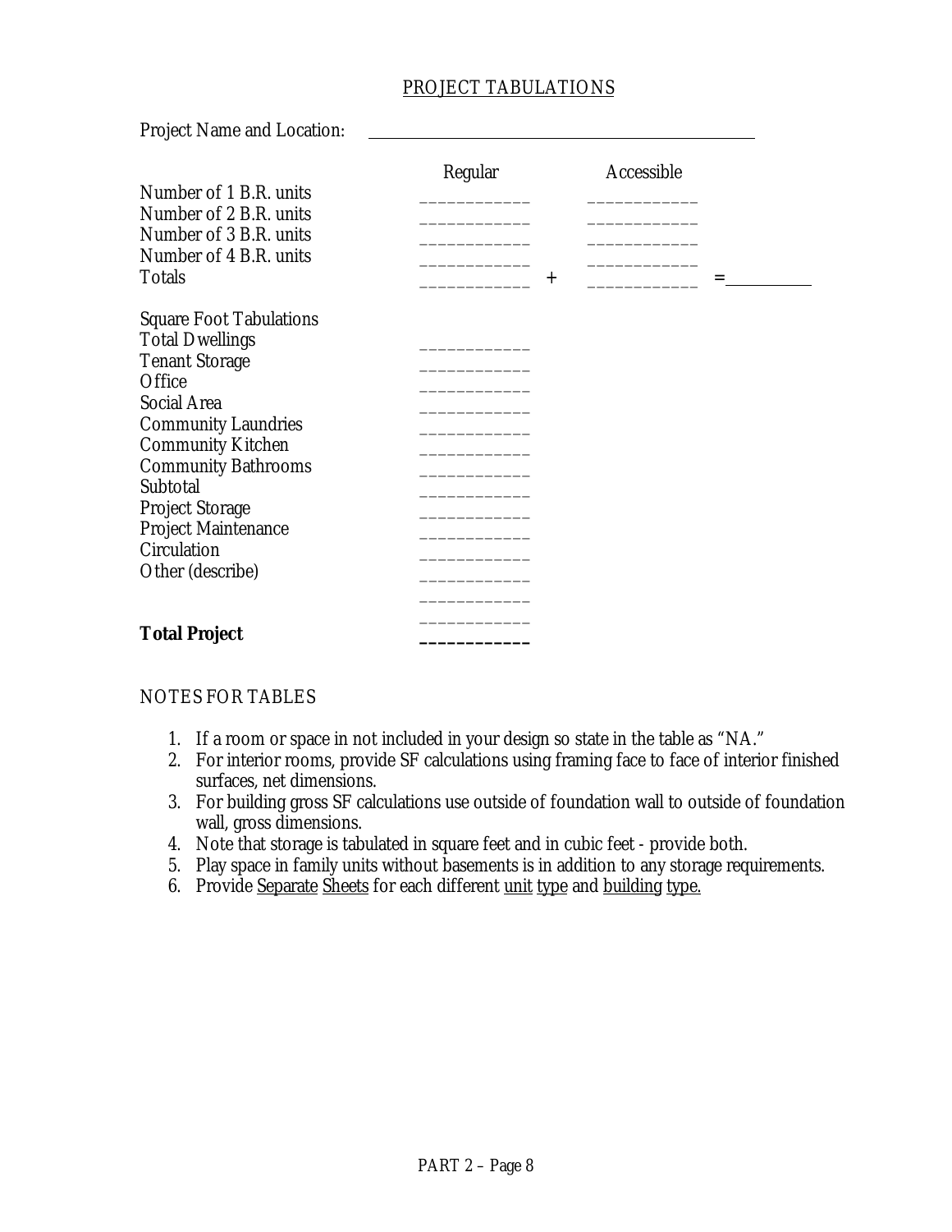## PROJECT TABULATIONS

Project Name and Location: ____________________________________________

| | Regular | | Accessible | |
|---|---|---|---|---|
| Number of 1 B.R. units | ____________ | | ____________ | |
| Number of 2 B.R. units | ____________ | | ____________ | |
| Number of 3 B.R. units | ____________ | | ____________ | |
| Number of 4 B.R. units | ____________ | | ____________ | |
| Totals | ____________ | + | ____________ | = __________ |

| Square Foot Tabulations | |
|---|---|
| Total Dwellings | ____________ |
| Tenant Storage | ____________ |
| Office | ____________ |
| Social Area | ____________ |
| Community Laundries | ____________ |
| Community Kitchen | ____________ |
| Community Bathrooms | ____________ |
| Subtotal | ____________ |
| Project Storage | ____________ |
| Project Maintenance | ____________ |
| Circulation | ____________ |
| Other (describe) | ____________ |
| | ____________ |
| | ____________ |
| **Total Project** | **____________** |

NOTES FOR TABLES

1. If a room or space in not included in your design so state in the table as "NA."
2. For interior rooms, provide SF calculations using framing face to face of interior finished surfaces, net dimensions.
3. For building gross SF calculations use outside of foundation wall to outside of foundation wall, gross dimensions.
4. Note that storage is tabulated in square feet and in cubic feet - provide both.
5. Play space in family units without basements is in addition to any storage requirements.
6. Provide <u>Separate</u> <u>Sheets</u> for each different <u>unit</u> <u>type</u> and <u>building</u> <u>type.</u>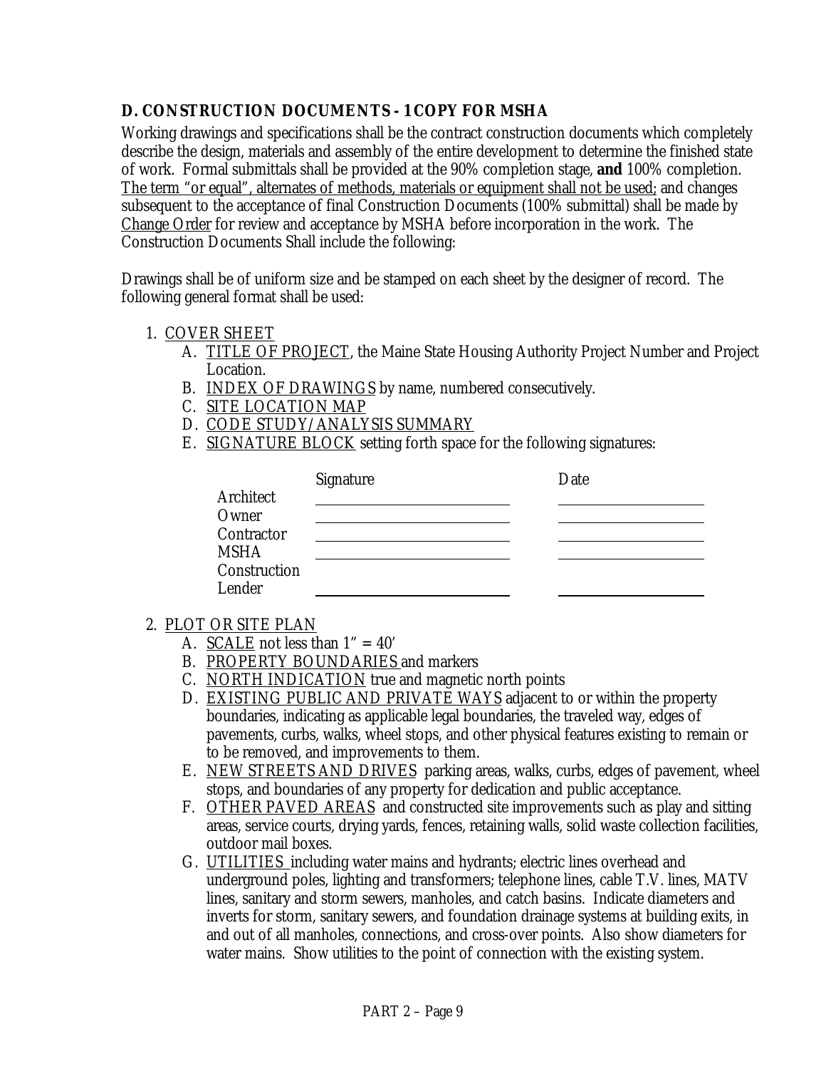## D. CONSTRUCTION DOCUMENTS - 1 COPY FOR MSHA

Working drawings and specifications shall be the contract construction documents which completely describe the design, materials and assembly of the entire development to determine the finished state of work. Formal submittals shall be provided at the 90% completion stage, **and** 100% completion. The term "or equal", alternates of methods, materials or equipment shall not be used; and changes subsequent to the acceptance of final Construction Documents (100% submittal) shall be made by Change Order for review and acceptance by MSHA before incorporation in the work. The Construction Documents Shall include the following:

Drawings shall be of uniform size and be stamped on each sheet by the designer of record. The following general format shall be used:

1. COVER SHEET
   - A. TITLE OF PROJECT, the Maine State Housing Authority Project Number and Project Location.
   - B. INDEX OF DRAWINGS by name, numbered consecutively.
   - C. SITE LOCATION MAP
   - D. CODE STUDY/ANALYSIS SUMMARY
   - E. SIGNATURE BLOCK setting forth space for the following signatures:

| | Signature | Date |
|---|---|---|
| Architect | ____________________ | ______________ |
| Owner | ____________________ | ______________ |
| Contractor | ____________________ | ______________ |
| MSHA | ____________________ | ______________ |
| Construction Lender | ____________________ | ______________ |

2. PLOT OR SITE PLAN
   - A. SCALE not less than 1" = 40'
   - B. PROPERTY BOUNDARIES and markers
   - C. NORTH INDICATION true and magnetic north points
   - D. EXISTING PUBLIC AND PRIVATE WAYS adjacent to or within the property boundaries, indicating as applicable legal boundaries, the traveled way, edges of pavements, curbs, walks, wheel stops, and other physical features existing to remain or to be removed, and improvements to them.
   - E. NEW STREETS AND DRIVES parking areas, walks, curbs, edges of pavement, wheel stops, and boundaries of any property for dedication and public acceptance.
   - F. OTHER PAVED AREAS and constructed site improvements such as play and sitting areas, service courts, drying yards, fences, retaining walls, solid waste collection facilities, outdoor mail boxes.
   - G. UTILITIES including water mains and hydrants; electric lines overhead and underground poles, lighting and transformers; telephone lines, cable T.V. lines, MATV lines, sanitary and storm sewers, manholes, and catch basins. Indicate diameters and inverts for storm, sanitary sewers, and foundation drainage systems at building exits, in and out of all manholes, connections, and cross-over points. Also show diameters for water mains. Show utilities to the point of connection with the existing system.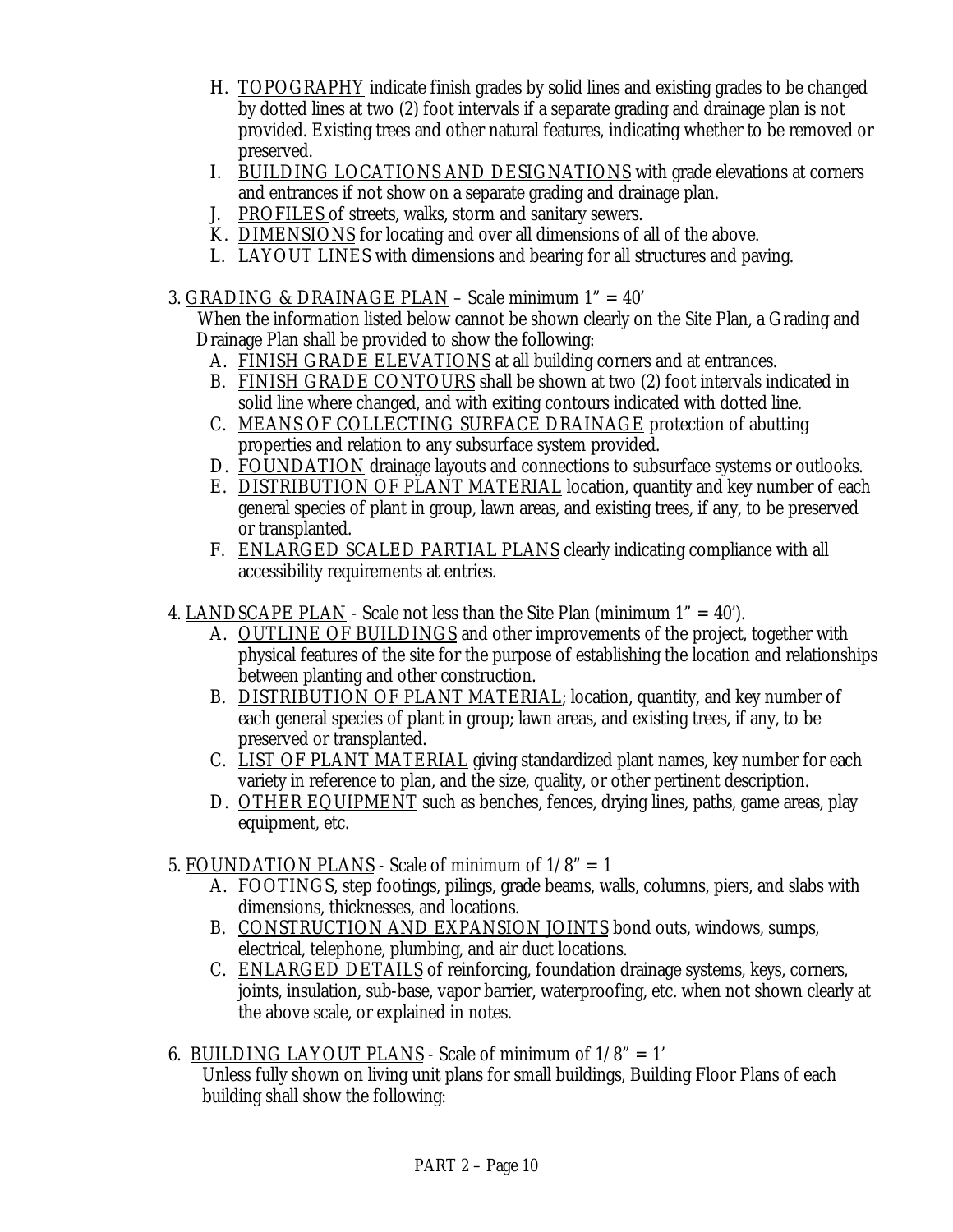H. <u>TOPOGRAPHY</u> indicate finish grades by solid lines and existing grades to be changed by dotted lines at two (2) foot intervals if a separate grading and drainage plan is not provided. Existing trees and other natural features, indicating whether to be removed or preserved.

I. <u>BUILDING LOCATIONS AND DESIGNATIONS</u> with grade elevations at corners and entrances if not show on a separate grading and drainage plan.

J. <u>PROFILES</u> of streets, walks, storm and sanitary sewers.

K. <u>DIMENSIONS</u> for locating and over all dimensions of all of the above.

L. <u>LAYOUT LINES</u> with dimensions and bearing for all structures and paving.

3. <u>GRADING & DRAINAGE PLAN</u> – Scale minimum 1" = 40'

When the information listed below cannot be shown clearly on the Site Plan, a Grading and Drainage Plan shall be provided to show the following:

A. <u>FINISH GRADE ELEVATIONS</u> at all building corners and at entrances.

B. <u>FINISH GRADE CONTOURS</u> shall be shown at two (2) foot intervals indicated in solid line where changed, and with exiting contours indicated with dotted line.

C. <u>MEANS OF COLLECTING SURFACE DRAINAGE</u> protection of abutting properties and relation to any subsurface system provided.

D. <u>FOUNDATION</u> drainage layouts and connections to subsurface systems or outlooks.

E. <u>DISTRIBUTION OF PLANT MATERIAL</u> location, quantity and key number of each general species of plant in group, lawn areas, and existing trees, if any, to be preserved or transplanted.

F. <u>ENLARGED SCALED PARTIAL PLANS</u> clearly indicating compliance with all accessibility requirements at entries.

4. <u>LANDSCAPE PLAN</u> - Scale not less than the Site Plan (minimum 1" = 40').

A. <u>OUTLINE OF BUILDINGS</u> and other improvements of the project, together with physical features of the site for the purpose of establishing the location and relationships between planting and other construction.

B. <u>DISTRIBUTION OF PLANT MATERIAL</u>; location, quantity, and key number of each general species of plant in group; lawn areas, and existing trees, if any, to be preserved or transplanted.

C. <u>LIST OF PLANT MATERIAL</u> giving standardized plant names, key number for each variety in reference to plan, and the size, quality, or other pertinent description.

D. <u>OTHER EQUIPMENT</u> such as benches, fences, drying lines, paths, game areas, play equipment, etc.

5. <u>FOUNDATION PLANS</u> - Scale of minimum of 1/8" = 1

A. <u>FOOTINGS</u>, step footings, pilings, grade beams, walls, columns, piers, and slabs with dimensions, thicknesses, and locations.

B. <u>CONSTRUCTION AND EXPANSION JOINTS</u> bond outs, windows, sumps, electrical, telephone, plumbing, and air duct locations.

C. <u>ENLARGED DETAILS</u> of reinforcing, foundation drainage systems, keys, corners, joints, insulation, sub-base, vapor barrier, waterproofing, etc. when not shown clearly at the above scale, or explained in notes.

6. <u>BUILDING LAYOUT PLANS</u> - Scale of minimum of 1/8" = 1'

Unless fully shown on living unit plans for small buildings, Building Floor Plans of each building shall show the following: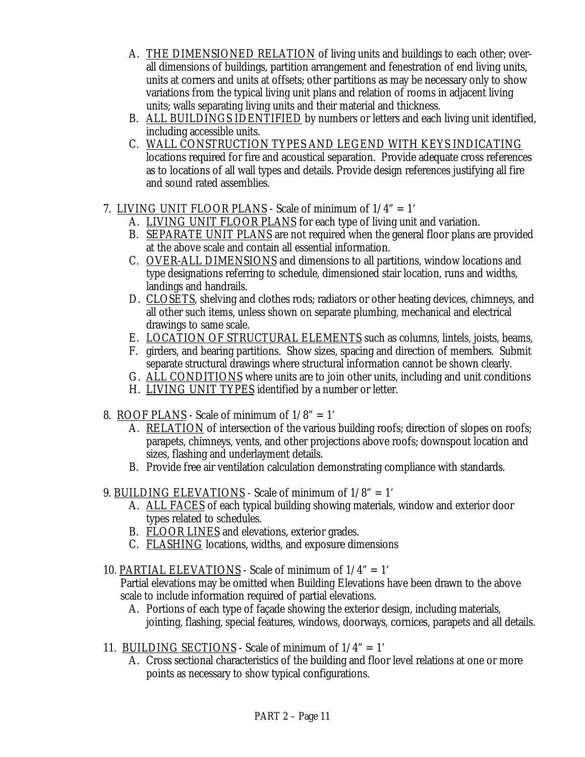A. THE DIMENSIONED RELATION of living units and buildings to each other; over-all dimensions of buildings, partition arrangement and fenestration of end living units, units at corners and units at offsets; other partitions as may be necessary only to show variations from the typical living unit plans and relation of rooms in adjacent living units; walls separating living units and their material and thickness.
B. ALL BUILDINGS IDENTIFIED by numbers or letters and each living unit identified, including accessible units.
C. WALL CONSTRUCTION TYPES AND LEGEND WITH KEYS INDICATING locations required for fire and acoustical separation. Provide adequate cross references as to locations of all wall types and details. Provide design references justifying all fire and sound rated assemblies.

7. LIVING UNIT FLOOR PLANS - Scale of minimum of 1/4" = 1'
   A. LIVING UNIT FLOOR PLANS for each type of living unit and variation.
   B. SEPARATE UNIT PLANS are not required when the general floor plans are provided at the above scale and contain all essential information.
   C. OVER-ALL DIMENSIONS and dimensions to all partitions, window locations and type designations referring to schedule, dimensioned stair location, runs and widths, landings and handrails.
   D. CLOSETS, shelving and clothes rods; radiators or other heating devices, chimneys, and all other such items, unless shown on separate plumbing, mechanical and electrical drawings to same scale.
   E. LOCATION OF STRUCTURAL ELEMENTS such as columns, lintels, joists, beams,
   F. girders, and bearing partitions. Show sizes, spacing and direction of members. Submit separate structural drawings where structural information cannot be shown clearly.
   G. ALL CONDITIONS where units are to join other units, including and unit conditions
   H. LIVING UNIT TYPES identified by a number or letter.

8. ROOF PLANS - Scale of minimum of 1/8" = 1'
   A. RELATION of intersection of the various building roofs; direction of slopes on roofs; parapets, chimneys, vents, and other projections above roofs; downspout location and sizes, flashing and underlayment details.
   B. Provide free air ventilation calculation demonstrating compliance with standards.

9. BUILDING ELEVATIONS - Scale of minimum of 1/8" = 1'
   A. ALL FACES of each typical building showing materials, window and exterior door types related to schedules.
   B. FLOOR LINES and elevations, exterior grades.
   C. FLASHING locations, widths, and exposure dimensions

10. PARTIAL ELEVATIONS - Scale of minimum of 1/4" = 1'
    Partial elevations may be omitted when Building Elevations have been drawn to the above scale to include information required of partial elevations.
    A. Portions of each type of façade showing the exterior design, including materials, jointing, flashing, special features, windows, doorways, cornices, parapets and all details.

11. BUILDING SECTIONS - Scale of minimum of 1/4" = 1'
    A. Cross sectional characteristics of the building and floor level relations at one or more points as necessary to show typical configurations.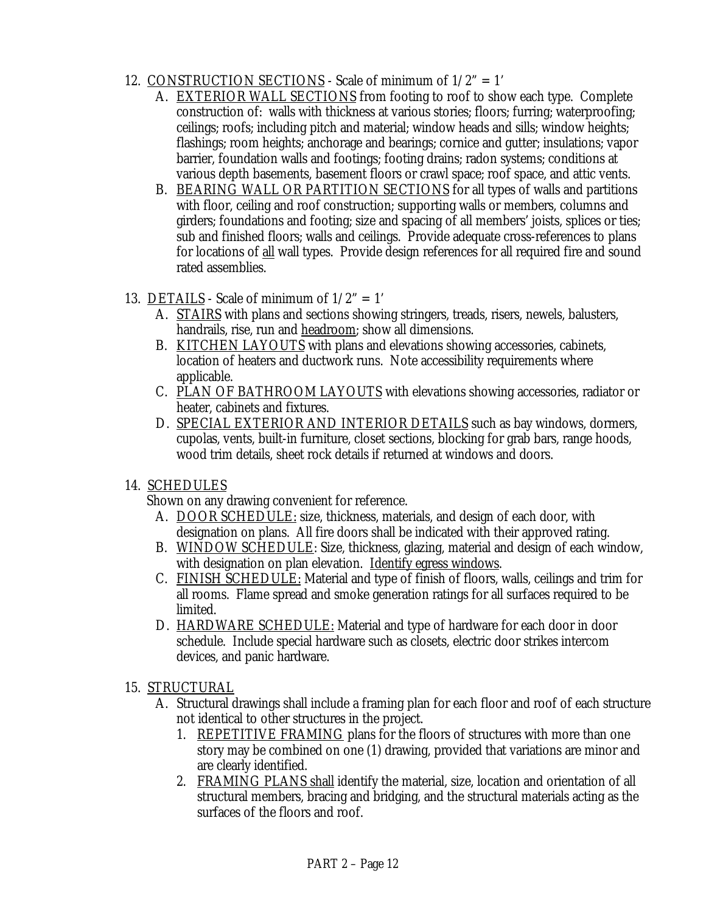12. <u>CONSTRUCTION SECTIONS</u> - Scale of minimum of 1/2" = 1'
    A. <u>EXTERIOR WALL SECTIONS</u> from footing to roof to show each type. Complete construction of: walls with thickness at various stories; floors; furring; waterproofing; ceilings; roofs; including pitch and material; window heads and sills; window heights; flashings; room heights; anchorage and bearings; cornice and gutter; insulations; vapor barrier, foundation walls and footings; footing drains; radon systems; conditions at various depth basements, basement floors or crawl space; roof space, and attic vents.
    B. <u>BEARING WALL OR PARTITION SECTIONS</u> for all types of walls and partitions with floor, ceiling and roof construction; supporting walls or members, columns and girders; foundations and footing; size and spacing of all members' joists, splices or ties; sub and finished floors; walls and ceilings. Provide adequate cross-references to plans for locations of <u>all</u> wall types. Provide design references for all required fire and sound rated assemblies.

13. <u>DETAILS</u> - Scale of minimum of 1/2" = 1'
    A. <u>STAIRS</u> with plans and sections showing stringers, treads, risers, newels, balusters, handrails, rise, run and <u>headroom</u>; show all dimensions.
    B. <u>KITCHEN LAYOUTS</u> with plans and elevations showing accessories, cabinets, location of heaters and ductwork runs. Note accessibility requirements where applicable.
    C. <u>PLAN OF BATHROOM LAYOUTS</u> with elevations showing accessories, radiator or heater, cabinets and fixtures.
    D. <u>SPECIAL EXTERIOR AND INTERIOR DETAILS</u> such as bay windows, dormers, cupolas, vents, built-in furniture, closet sections, blocking for grab bars, range hoods, wood trim details, sheet rock details if returned at windows and doors.

14. <u>SCHEDULES</u>
    Shown on any drawing convenient for reference.
    A. <u>DOOR SCHEDULE:</u> size, thickness, materials, and design of each door, with designation on plans. All fire doors shall be indicated with their approved rating.
    B. <u>WINDOW SCHEDULE</u>: Size, thickness, glazing, material and design of each window, with designation on plan elevation. <u>Identify egress windows</u>.
    C. <u>FINISH SCHEDULE:</u> Material and type of finish of floors, walls, ceilings and trim for all rooms. Flame spread and smoke generation ratings for all surfaces required to be limited.
    D. <u>HARDWARE SCHEDULE:</u> Material and type of hardware for each door in door schedule. Include special hardware such as closets, electric door strikes intercom devices, and panic hardware.

15. <u>STRUCTURAL</u>
    A. Structural drawings shall include a framing plan for each floor and roof of each structure not identical to other structures in the project.
        1. <u>REPETITIVE FRAMING</u> plans for the floors of structures with more than one story may be combined on one (1) drawing, provided that variations are minor and are clearly identified.
        2. <u>FRAMING PLANS shall</u> identify the material, size, location and orientation of all structural members, bracing and bridging, and the structural materials acting as the surfaces of the floors and roof.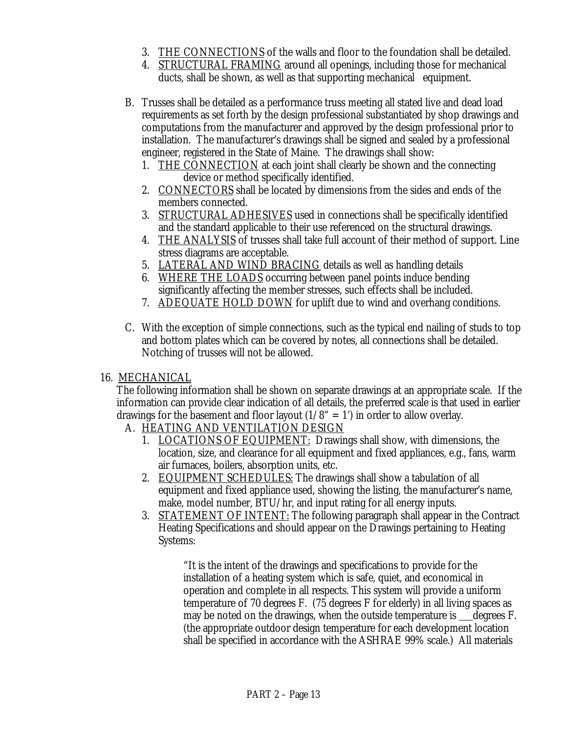3. THE CONNECTIONS of the walls and floor to the foundation shall be detailed.
4. STRUCTURAL FRAMING around all openings, including those for mechanical ducts, shall be shown, as well as that supporting mechanical equipment.

B. Trusses shall be detailed as a performance truss meeting all stated live and dead load requirements as set forth by the design professional substantiated by shop drawings and computations from the manufacturer and approved by the design professional prior to installation. The manufacturer's drawings shall be signed and sealed by a professional engineer, registered in the State of Maine. The drawings shall show:
   1. THE CONNECTION at each joint shall clearly be shown and the connecting device or method specifically identified.
   2. CONNECTORS shall be located by dimensions from the sides and ends of the members connected.
   3. STRUCTURAL ADHESIVES used in connections shall be specifically identified and the standard applicable to their use referenced on the structural drawings.
   4. THE ANALYSIS of trusses shall take full account of their method of support. Line stress diagrams are acceptable.
   5. LATERAL AND WIND BRACING details as well as handling details
   6. WHERE THE LOADS occurring between panel points induce bending significantly affecting the member stresses, such effects shall be included.
   7. ADEQUATE HOLD DOWN for uplift due to wind and overhang conditions.

C. With the exception of simple connections, such as the typical end nailing of studs to top and bottom plates which can be covered by notes, all connections shall be detailed. Notching of trusses will not be allowed.

16. MECHANICAL

The following information shall be shown on separate drawings at an appropriate scale. If the information can provide clear indication of all details, the preferred scale is that used in earlier drawings for the basement and floor layout (1/8" = 1') in order to allow overlay.

A. HEATING AND VENTILATION DESIGN
   1. LOCATIONS OF EQUIPMENT: Drawings shall show, with dimensions, the location, size, and clearance for all equipment and fixed appliances, e.g., fans, warm air furnaces, boilers, absorption units, etc.
   2. EQUIPMENT SCHEDULES: The drawings shall show a tabulation of all equipment and fixed appliance used, showing the listing, the manufacturer's name, make, model number, BTU/hr, and input rating for all energy inputs.
   3. STATEMENT OF INTENT: The following paragraph shall appear in the Contract Heating Specifications and should appear on the Drawings pertaining to Heating Systems:

      "It is the intent of the drawings and specifications to provide for the installation of a heating system which is safe, quiet, and economical in operation and complete in all respects. This system will provide a uniform temperature of 70 degrees F. (75 degrees F for elderly) in all living spaces as may be noted on the drawings, when the outside temperature is ___degrees F. (the appropriate outdoor design temperature for each development location shall be specified in accordance with the ASHRAE 99% scale.) All materials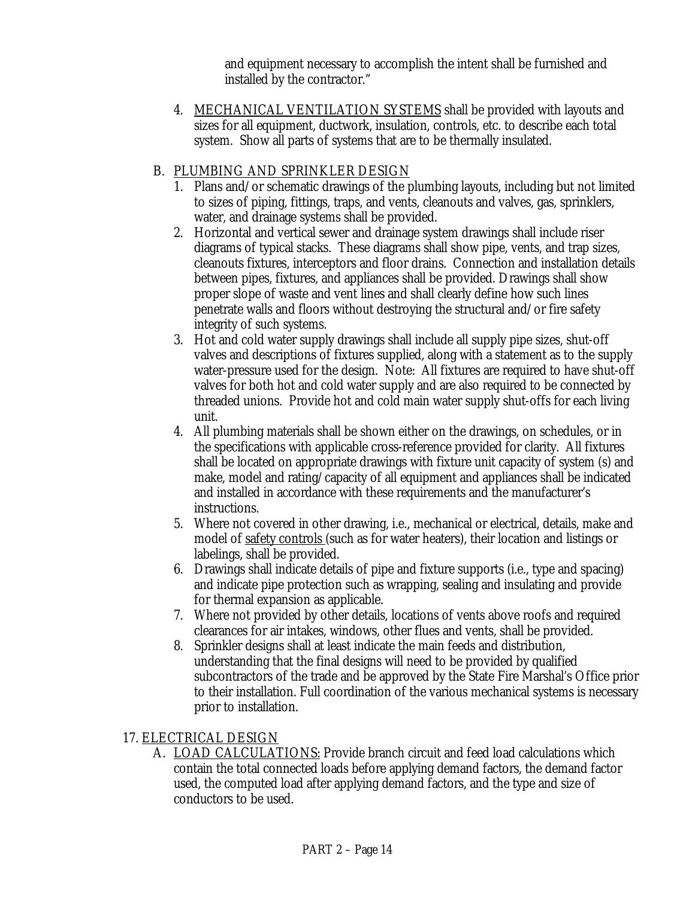and equipment necessary to accomplish the intent shall be furnished and installed by the contractor."

4. MECHANICAL VENTILATION SYSTEMS shall be provided with layouts and sizes for all equipment, ductwork, insulation, controls, etc. to describe each total system. Show all parts of systems that are to be thermally insulated.

B. PLUMBING AND SPRINKLER DESIGN

1. Plans and/or schematic drawings of the plumbing layouts, including but not limited to sizes of piping, fittings, traps, and vents, cleanouts and valves, gas, sprinklers, water, and drainage systems shall be provided.
2. Horizontal and vertical sewer and drainage system drawings shall include riser diagrams of typical stacks. These diagrams shall show pipe, vents, and trap sizes, cleanouts fixtures, interceptors and floor drains. Connection and installation details between pipes, fixtures, and appliances shall be provided. Drawings shall show proper slope of waste and vent lines and shall clearly define how such lines penetrate walls and floors without destroying the structural and/or fire safety integrity of such systems.
3. Hot and cold water supply drawings shall include all supply pipe sizes, shut-off valves and descriptions of fixtures supplied, along with a statement as to the supply water-pressure used for the design. Note: All fixtures are required to have shut-off valves for both hot and cold water supply and are also required to be connected by threaded unions. Provide hot and cold main water supply shut-offs for each living unit.
4. All plumbing materials shall be shown either on the drawings, on schedules, or in the specifications with applicable cross-reference provided for clarity. All fixtures shall be located on appropriate drawings with fixture unit capacity of system (s) and make, model and rating/capacity of all equipment and appliances shall be indicated and installed in accordance with these requirements and the manufacturer's instructions.
5. Where not covered in other drawing, i.e., mechanical or electrical, details, make and model of safety controls (such as for water heaters), their location and listings or labelings, shall be provided.
6. Drawings shall indicate details of pipe and fixture supports (i.e., type and spacing) and indicate pipe protection such as wrapping, sealing and insulating and provide for thermal expansion as applicable.
7. Where not provided by other details, locations of vents above roofs and required clearances for air intakes, windows, other flues and vents, shall be provided.
8. Sprinkler designs shall at least indicate the main feeds and distribution, understanding that the final designs will need to be provided by qualified subcontractors of the trade and be approved by the State Fire Marshal's Office prior to their installation. Full coordination of the various mechanical systems is necessary prior to installation.

17. ELECTRICAL DESIGN

A. LOAD CALCULATIONS: Provide branch circuit and feed load calculations which contain the total connected loads before applying demand factors, the demand factor used, the computed load after applying demand factors, and the type and size of conductors to be used.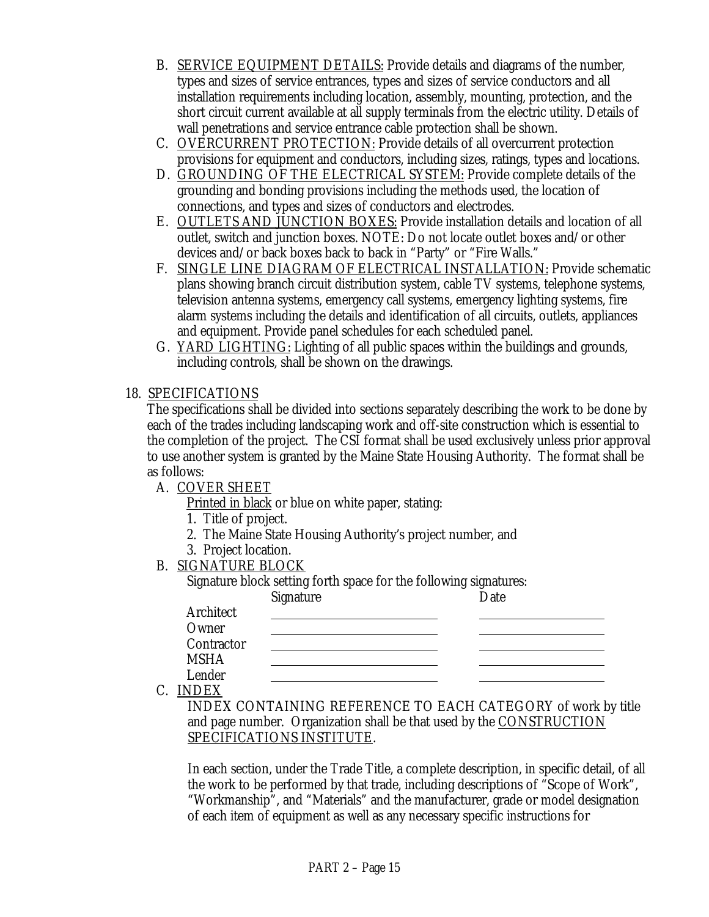B. <u>SERVICE EQUIPMENT DETAILS:</u> Provide details and diagrams of the number, types and sizes of service entrances, types and sizes of service conductors and all installation requirements including location, assembly, mounting, protection, and the short circuit current available at all supply terminals from the electric utility. Details of wall penetrations and service entrance cable protection shall be shown.

C. <u>OVERCURRENT PROTECTION:</u> Provide details of all overcurrent protection provisions for equipment and conductors, including sizes, ratings, types and locations.

D. <u>GROUNDING OF THE ELECTRICAL SYSTEM:</u> Provide complete details of the grounding and bonding provisions including the methods used, the location of connections, and types and sizes of conductors and electrodes.

E. <u>OUTLETS AND JUNCTION BOXES:</u> Provide installation details and location of all outlet, switch and junction boxes. NOTE: Do not locate outlet boxes and/or other devices and/or back boxes back to back in "Party" or "Fire Walls."

F. <u>SINGLE LINE DIAGRAM OF ELECTRICAL INSTALLATION:</u> Provide schematic plans showing branch circuit distribution system, cable TV systems, telephone systems, television antenna systems, emergency call systems, emergency lighting systems, fire alarm systems including the details and identification of all circuits, outlets, appliances and equipment. Provide panel schedules for each scheduled panel.

G. <u>YARD LIGHTING:</u> Lighting of all public spaces within the buildings and grounds, including controls, shall be shown on the drawings.

18. <u>SPECIFICATIONS</u>

The specifications shall be divided into sections separately describing the work to be done by each of the trades including landscaping work and off-site construction which is essential to the completion of the project. The CSI format shall be used exclusively unless prior approval to use another system is granted by the Maine State Housing Authority. The format shall be as follows:

A. <u>COVER SHEET</u>

<u>Printed in black</u> or blue on white paper, stating:

1. Title of project.
2. The Maine State Housing Authority's project number, and
3. Project location.

B. <u>SIGNATURE BLOCK</u>

Signature block setting forth space for the following signatures:

| | Signature | Date |
|---|---|---|
| Architect | ____________________ | ______________ |
| Owner | ____________________ | ______________ |
| Contractor | ____________________ | ______________ |
| MSHA | ____________________ | ______________ |
| Lender | ____________________ | ______________ |

C. <u>INDEX</u>

INDEX CONTAINING REFERENCE TO EACH CATEGORY of work by title and page number. Organization shall be that used by the <u>CONSTRUCTION SPECIFICATIONS INSTITUTE</u>.

In each section, under the Trade Title, a complete description, in specific detail, of all the work to be performed by that trade, including descriptions of "Scope of Work", "Workmanship", and "Materials" and the manufacturer, grade or model designation of each item of equipment as well as any necessary specific instructions for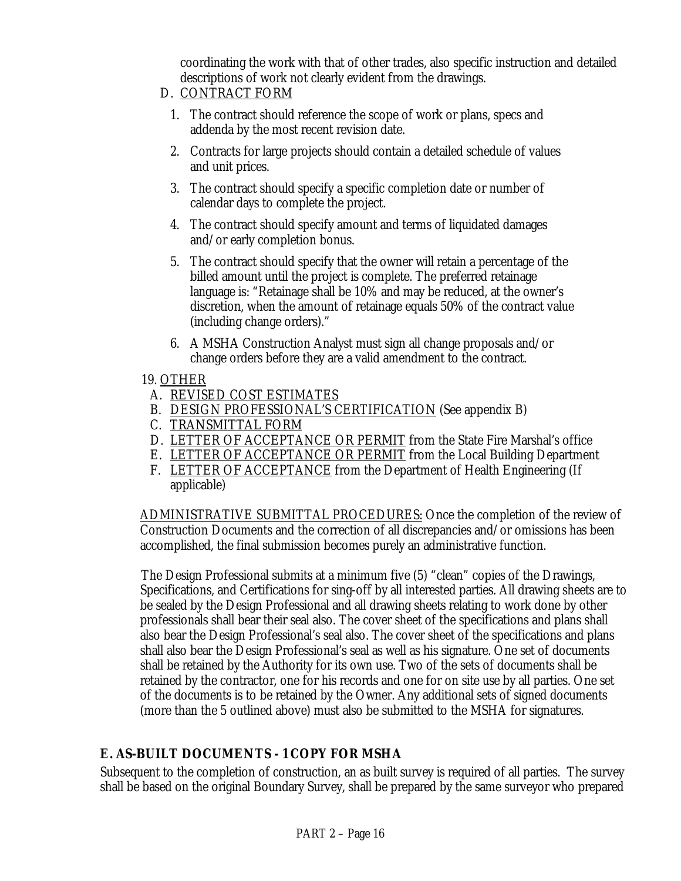coordinating the work with that of other trades, also specific instruction and detailed descriptions of work not clearly evident from the drawings.

D. CONTRACT FORM

1. The contract should reference the scope of work or plans, specs and addenda by the most recent revision date.
2. Contracts for large projects should contain a detailed schedule of values and unit prices.
3. The contract should specify a specific completion date or number of calendar days to complete the project.
4. The contract should specify amount and terms of liquidated damages and/or early completion bonus.
5. The contract should specify that the owner will retain a percentage of the billed amount until the project is complete. The preferred retainage language is: "Retainage shall be 10% and may be reduced, at the owner's discretion, when the amount of retainage equals 50% of the contract value (including change orders)."
6. A MSHA Construction Analyst must sign all change proposals and/or change orders before they are a valid amendment to the contract.

19. OTHER

A. REVISED COST ESTIMATES
B. DESIGN PROFESSIONAL'S CERTIFICATION (See appendix B)
C. TRANSMITTAL FORM
D. LETTER OF ACCEPTANCE OR PERMIT from the State Fire Marshal's office
E. LETTER OF ACCEPTANCE OR PERMIT from the Local Building Department
F. LETTER OF ACCEPTANCE from the Department of Health Engineering (If applicable)

ADMINISTRATIVE SUBMITTAL PROCEDURES: Once the completion of the review of Construction Documents and the correction of all discrepancies and/or omissions has been accomplished, the final submission becomes purely an administrative function.

The Design Professional submits at a minimum five (5) "clean" copies of the Drawings, Specifications, and Certifications for sing-off by all interested parties. All drawing sheets are to be sealed by the Design Professional and all drawing sheets relating to work done by other professionals shall bear their seal also. The cover sheet of the specifications and plans shall also bear the Design Professional's seal also. The cover sheet of the specifications and plans shall also bear the Design Professional's seal as well as his signature. One set of documents shall be retained by the Authority for its own use. Two of the sets of documents shall be retained by the contractor, one for his records and one for on site use by all parties. One set of the documents is to be retained by the Owner. Any additional sets of signed documents (more than the 5 outlined above) must also be submitted to the MSHA for signatures.

## E. AS-BUILT DOCUMENTS - 1 COPY FOR MSHA

Subsequent to the completion of construction, an as built survey is required of all parties. The survey shall be based on the original Boundary Survey, shall be prepared by the same surveyor who prepared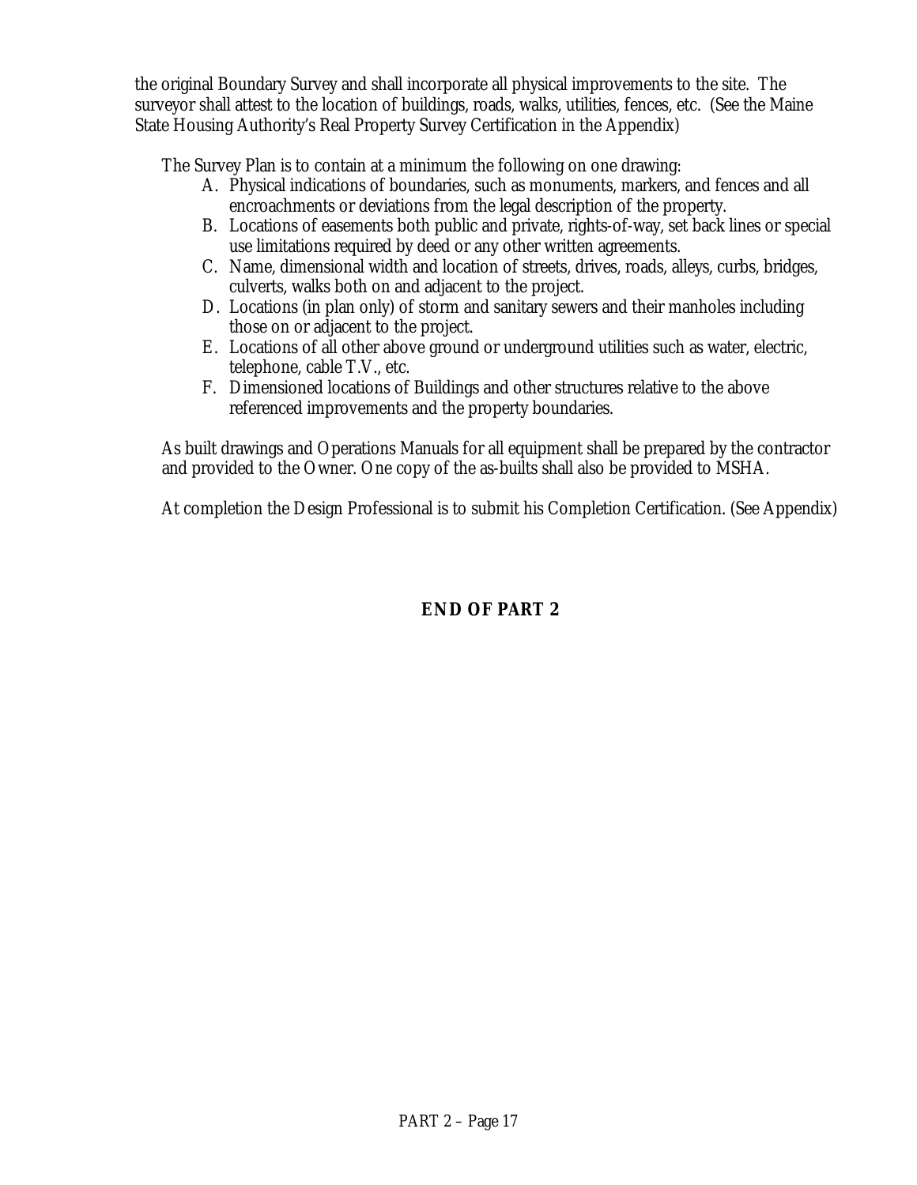the original Boundary Survey and shall incorporate all physical improvements to the site. The surveyor shall attest to the location of buildings, roads, walks, utilities, fences, etc. (See the Maine State Housing Authority's Real Property Survey Certification in the Appendix)

The Survey Plan is to contain at a minimum the following on one drawing:

A. Physical indications of boundaries, such as monuments, markers, and fences and all encroachments or deviations from the legal description of the property.
B. Locations of easements both public and private, rights-of-way, set back lines or special use limitations required by deed or any other written agreements.
C. Name, dimensional width and location of streets, drives, roads, alleys, curbs, bridges, culverts, walks both on and adjacent to the project.
D. Locations (in plan only) of storm and sanitary sewers and their manholes including those on or adjacent to the project.
E. Locations of all other above ground or underground utilities such as water, electric, telephone, cable T.V., etc.
F. Dimensioned locations of Buildings and other structures relative to the above referenced improvements and the property boundaries.

As built drawings and Operations Manuals for all equipment shall be prepared by the contractor and provided to the Owner. One copy of the as-builts shall also be provided to MSHA.

At completion the Design Professional is to submit his Completion Certification. (See Appendix)

**END OF PART 2**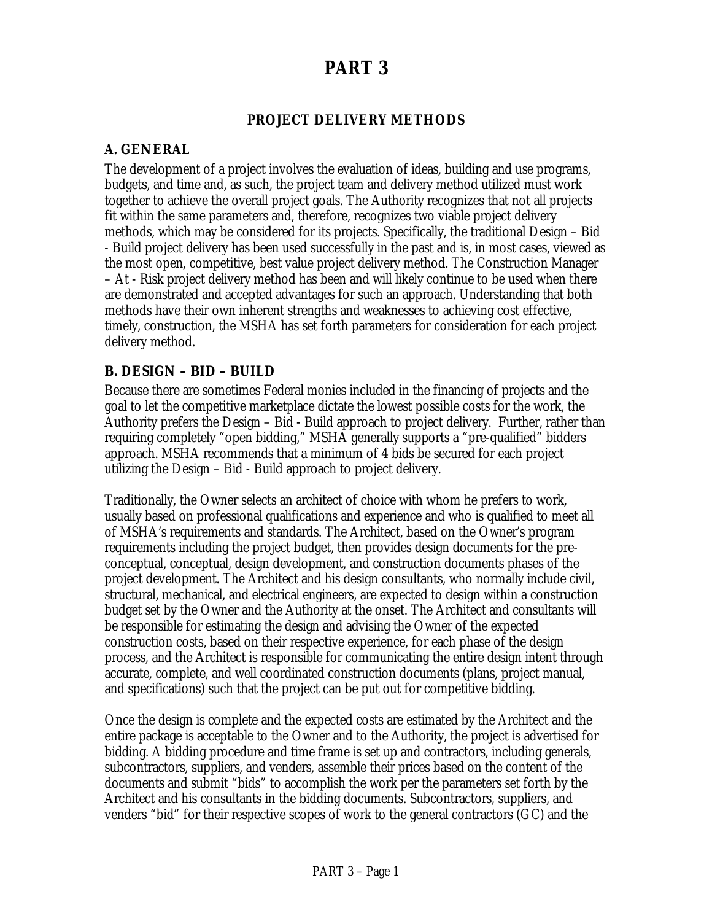# PART 3

## PROJECT DELIVERY METHODS

### A. GENERAL

The development of a project involves the evaluation of ideas, building and use programs, budgets, and time and, as such, the project team and delivery method utilized must work together to achieve the overall project goals. The Authority recognizes that not all projects fit within the same parameters and, therefore, recognizes two viable project delivery methods, which may be considered for its projects. Specifically, the traditional Design – Bid - Build project delivery has been used successfully in the past and is, in most cases, viewed as the most open, competitive, best value project delivery method. The Construction Manager – At - Risk project delivery method has been and will likely continue to be used when there are demonstrated and accepted advantages for such an approach. Understanding that both methods have their own inherent strengths and weaknesses to achieving cost effective, timely, construction, the MSHA has set forth parameters for consideration for each project delivery method.

### B. DESIGN – BID – BUILD

Because there are sometimes Federal monies included in the financing of projects and the goal to let the competitive marketplace dictate the lowest possible costs for the work, the Authority prefers the Design – Bid - Build approach to project delivery. Further, rather than requiring completely "open bidding," MSHA generally supports a "pre-qualified" bidders approach. MSHA recommends that a minimum of 4 bids be secured for each project utilizing the Design – Bid - Build approach to project delivery.

Traditionally, the Owner selects an architect of choice with whom he prefers to work, usually based on professional qualifications and experience and who is qualified to meet all of MSHA's requirements and standards. The Architect, based on the Owner's program requirements including the project budget, then provides design documents for the pre-conceptual, conceptual, design development, and construction documents phases of the project development. The Architect and his design consultants, who normally include civil, structural, mechanical, and electrical engineers, are expected to design within a construction budget set by the Owner and the Authority at the onset. The Architect and consultants will be responsible for estimating the design and advising the Owner of the expected construction costs, based on their respective experience, for each phase of the design process, and the Architect is responsible for communicating the entire design intent through accurate, complete, and well coordinated construction documents (plans, project manual, and specifications) such that the project can be put out for competitive bidding.

Once the design is complete and the expected costs are estimated by the Architect and the entire package is acceptable to the Owner and to the Authority, the project is advertised for bidding. A bidding procedure and time frame is set up and contractors, including generals, subcontractors, suppliers, and venders, assemble their prices based on the content of the documents and submit "bids" to accomplish the work per the parameters set forth by the Architect and his consultants in the bidding documents. Subcontractors, suppliers, and venders "bid" for their respective scopes of work to the general contractors (GC) and the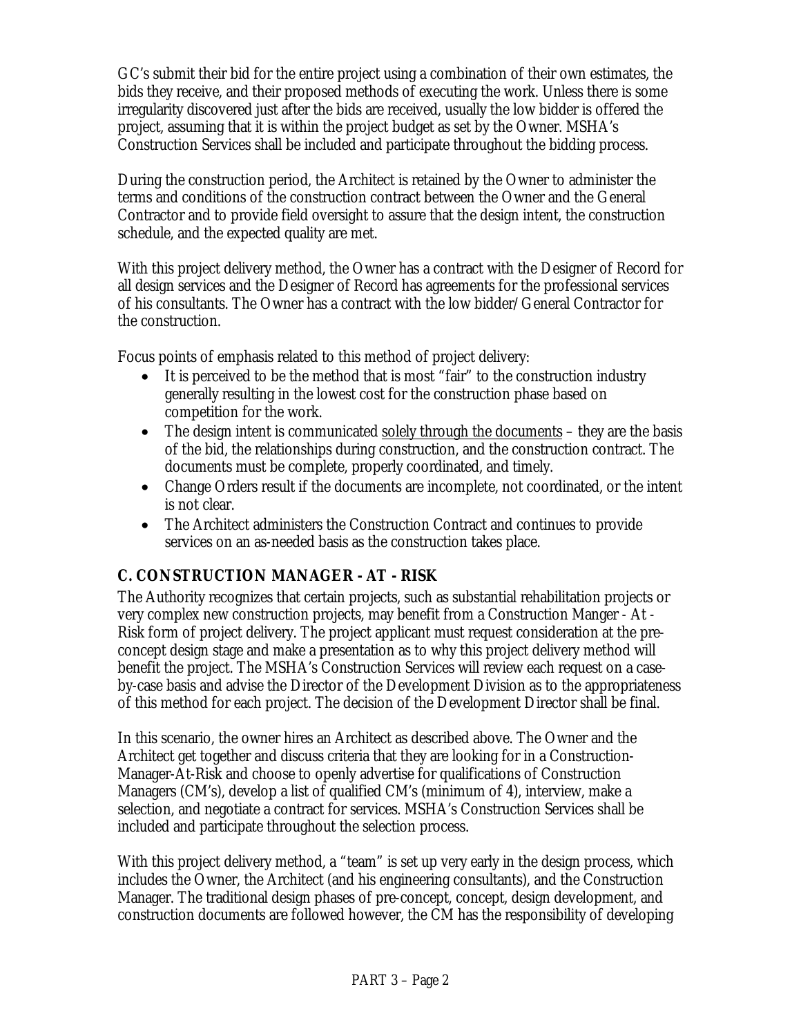GC's submit their bid for the entire project using a combination of their own estimates, the bids they receive, and their proposed methods of executing the work. Unless there is some irregularity discovered just after the bids are received, usually the low bidder is offered the project, assuming that it is within the project budget as set by the Owner. MSHA's Construction Services shall be included and participate throughout the bidding process.

During the construction period, the Architect is retained by the Owner to administer the terms and conditions of the construction contract between the Owner and the General Contractor and to provide field oversight to assure that the design intent, the construction schedule, and the expected quality are met.

With this project delivery method, the Owner has a contract with the Designer of Record for all design services and the Designer of Record has agreements for the professional services of his consultants. The Owner has a contract with the low bidder/General Contractor for the construction.

Focus points of emphasis related to this method of project delivery:

- It is perceived to be the method that is most "fair" to the construction industry generally resulting in the lowest cost for the construction phase based on competition for the work.
- The design intent is communicated <u>solely through the documents</u> – they are the basis of the bid, the relationships during construction, and the construction contract. The documents must be complete, properly coordinated, and timely.
- Change Orders result if the documents are incomplete, not coordinated, or the intent is not clear.
- The Architect administers the Construction Contract and continues to provide services on an as-needed basis as the construction takes place.

### C. CONSTRUCTION MANAGER - AT - RISK

The Authority recognizes that certain projects, such as substantial rehabilitation projects or very complex new construction projects, may benefit from a Construction Manger - At - Risk form of project delivery. The project applicant must request consideration at the pre-concept design stage and make a presentation as to why this project delivery method will benefit the project. The MSHA's Construction Services will review each request on a case-by-case basis and advise the Director of the Development Division as to the appropriateness of this method for each project. The decision of the Development Director shall be final.

In this scenario, the owner hires an Architect as described above. The Owner and the Architect get together and discuss criteria that they are looking for in a Construction-Manager-At-Risk and choose to openly advertise for qualifications of Construction Managers (CM's), develop a list of qualified CM's (minimum of 4), interview, make a selection, and negotiate a contract for services. MSHA's Construction Services shall be included and participate throughout the selection process.

With this project delivery method, a "team" is set up very early in the design process, which includes the Owner, the Architect (and his engineering consultants), and the Construction Manager. The traditional design phases of pre-concept, concept, design development, and construction documents are followed however, the CM has the responsibility of developing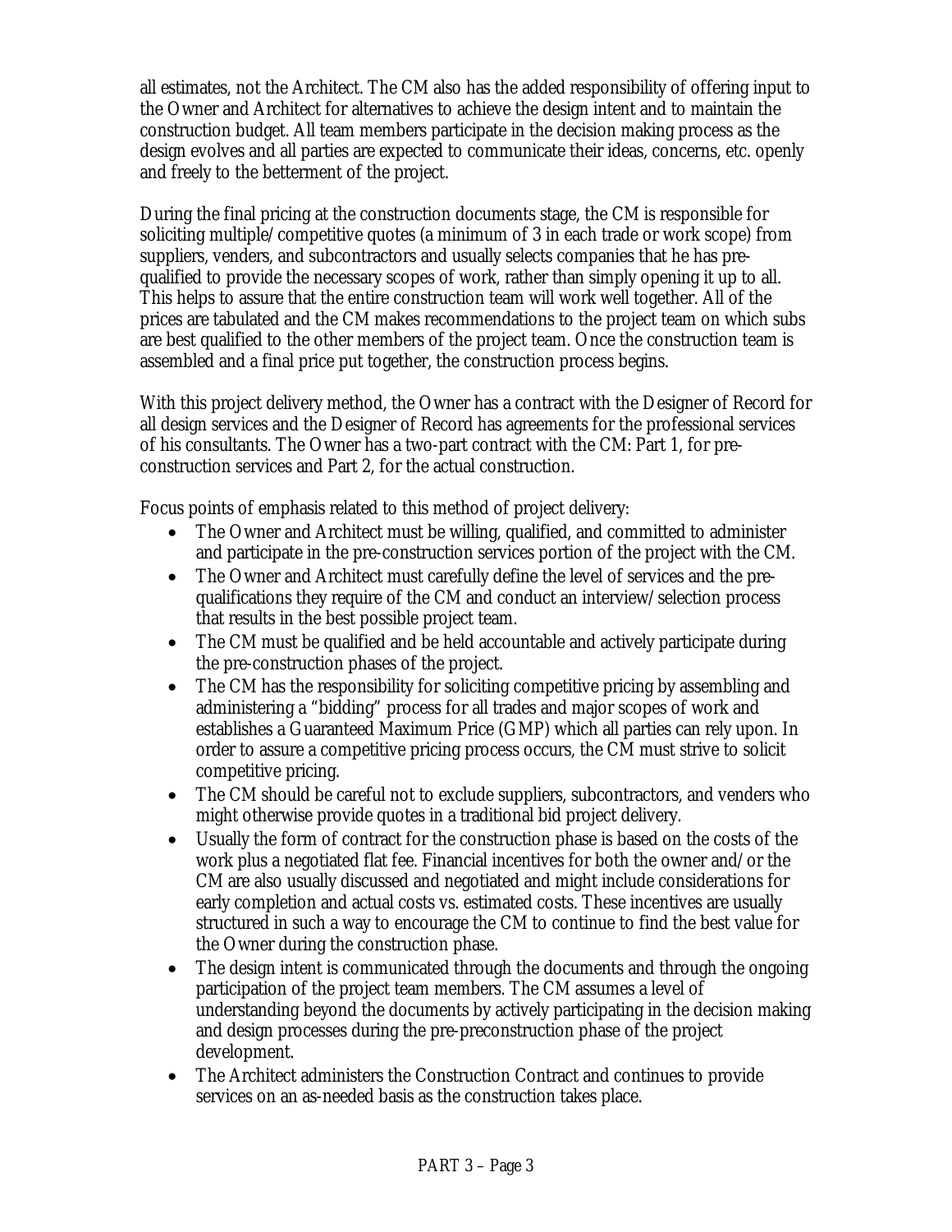all estimates, not the Architect. The CM also has the added responsibility of offering input to the Owner and Architect for alternatives to achieve the design intent and to maintain the construction budget. All team members participate in the decision making process as the design evolves and all parties are expected to communicate their ideas, concerns, etc. openly and freely to the betterment of the project.

During the final pricing at the construction documents stage, the CM is responsible for soliciting multiple/competitive quotes (a minimum of 3 in each trade or work scope) from suppliers, venders, and subcontractors and usually selects companies that he has pre-qualified to provide the necessary scopes of work, rather than simply opening it up to all. This helps to assure that the entire construction team will work well together. All of the prices are tabulated and the CM makes recommendations to the project team on which subs are best qualified to the other members of the project team. Once the construction team is assembled and a final price put together, the construction process begins.

With this project delivery method, the Owner has a contract with the Designer of Record for all design services and the Designer of Record has agreements for the professional services of his consultants. The Owner has a two-part contract with the CM: Part 1, for pre-construction services and Part 2, for the actual construction.

Focus points of emphasis related to this method of project delivery:

- The Owner and Architect must be willing, qualified, and committed to administer and participate in the pre-construction services portion of the project with the CM.
- The Owner and Architect must carefully define the level of services and the pre-qualifications they require of the CM and conduct an interview/selection process that results in the best possible project team.
- The CM must be qualified and be held accountable and actively participate during the pre-construction phases of the project.
- The CM has the responsibility for soliciting competitive pricing by assembling and administering a "bidding" process for all trades and major scopes of work and establishes a Guaranteed Maximum Price (GMP) which all parties can rely upon. In order to assure a competitive pricing process occurs, the CM must strive to solicit competitive pricing.
- The CM should be careful not to exclude suppliers, subcontractors, and venders who might otherwise provide quotes in a traditional bid project delivery.
- Usually the form of contract for the construction phase is based on the costs of the work plus a negotiated flat fee. Financial incentives for both the owner and/or the CM are also usually discussed and negotiated and might include considerations for early completion and actual costs vs. estimated costs. These incentives are usually structured in such a way to encourage the CM to continue to find the best value for the Owner during the construction phase.
- The design intent is communicated through the documents and through the ongoing participation of the project team members. The CM assumes a level of understanding beyond the documents by actively participating in the decision making and design processes during the pre-preconstruction phase of the project development.
- The Architect administers the Construction Contract and continues to provide services on an as-needed basis as the construction takes place.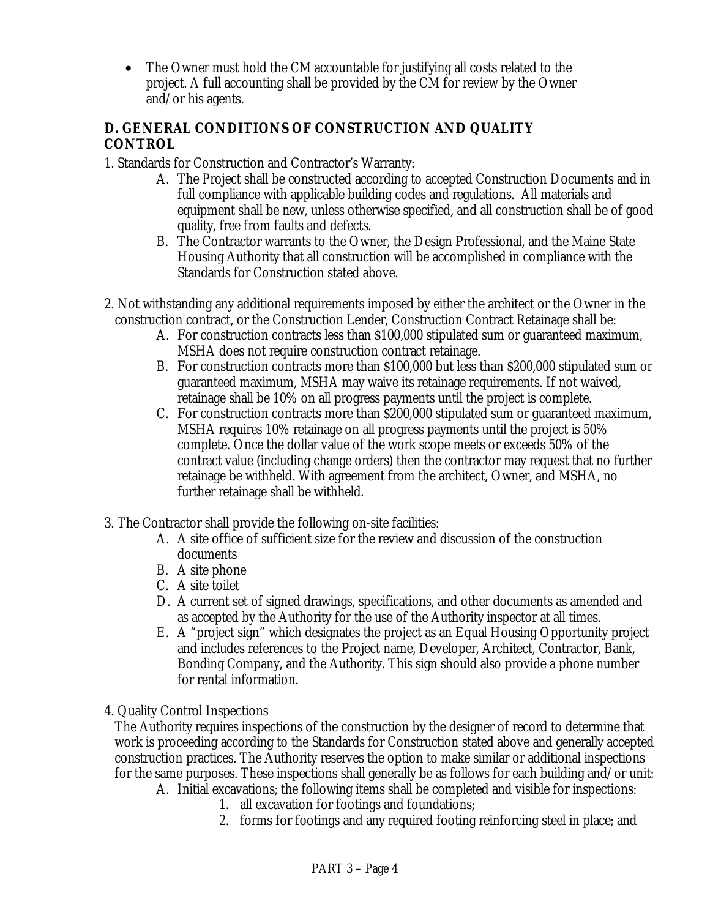- The Owner must hold the CM accountable for justifying all costs related to the project. A full accounting shall be provided by the CM for review by the Owner and/or his agents.

## D. GENERAL CONDITIONS OF CONSTRUCTION AND QUALITY CONTROL

1. Standards for Construction and Contractor's Warranty:
   - A. The Project shall be constructed according to accepted Construction Documents and in full compliance with applicable building codes and regulations. All materials and equipment shall be new, unless otherwise specified, and all construction shall be of good quality, free from faults and defects.
   - B. The Contractor warrants to the Owner, the Design Professional, and the Maine State Housing Authority that all construction will be accomplished in compliance with the Standards for Construction stated above.

2. Not withstanding any additional requirements imposed by either the architect or the Owner in the construction contract, or the Construction Lender, Construction Contract Retainage shall be:
   - A. For construction contracts less than $100,000 stipulated sum or guaranteed maximum, MSHA does not require construction contract retainage.
   - B. For construction contracts more than $100,000 but less than $200,000 stipulated sum or guaranteed maximum, MSHA may waive its retainage requirements. If not waived, retainage shall be 10% on all progress payments until the project is complete.
   - C. For construction contracts more than $200,000 stipulated sum or guaranteed maximum, MSHA requires 10% retainage on all progress payments until the project is 50% complete. Once the dollar value of the work scope meets or exceeds 50% of the contract value (including change orders) then the contractor may request that no further retainage be withheld. With agreement from the architect, Owner, and MSHA, no further retainage shall be withheld.

3. The Contractor shall provide the following on-site facilities:
   - A. A site office of sufficient size for the review and discussion of the construction documents
   - B. A site phone
   - C. A site toilet
   - D. A current set of signed drawings, specifications, and other documents as amended and as accepted by the Authority for the use of the Authority inspector at all times.
   - E. A "project sign" which designates the project as an Equal Housing Opportunity project and includes references to the Project name, Developer, Architect, Contractor, Bank, Bonding Company, and the Authority. This sign should also provide a phone number for rental information.

4. Quality Control Inspections

   The Authority requires inspections of the construction by the designer of record to determine that work is proceeding according to the Standards for Construction stated above and generally accepted construction practices. The Authority reserves the option to make similar or additional inspections for the same purposes. These inspections shall generally be as follows for each building and/or unit:
   - A. Initial excavations; the following items shall be completed and visible for inspections:
     1. all excavation for footings and foundations;
     2. forms for footings and any required footing reinforcing steel in place; and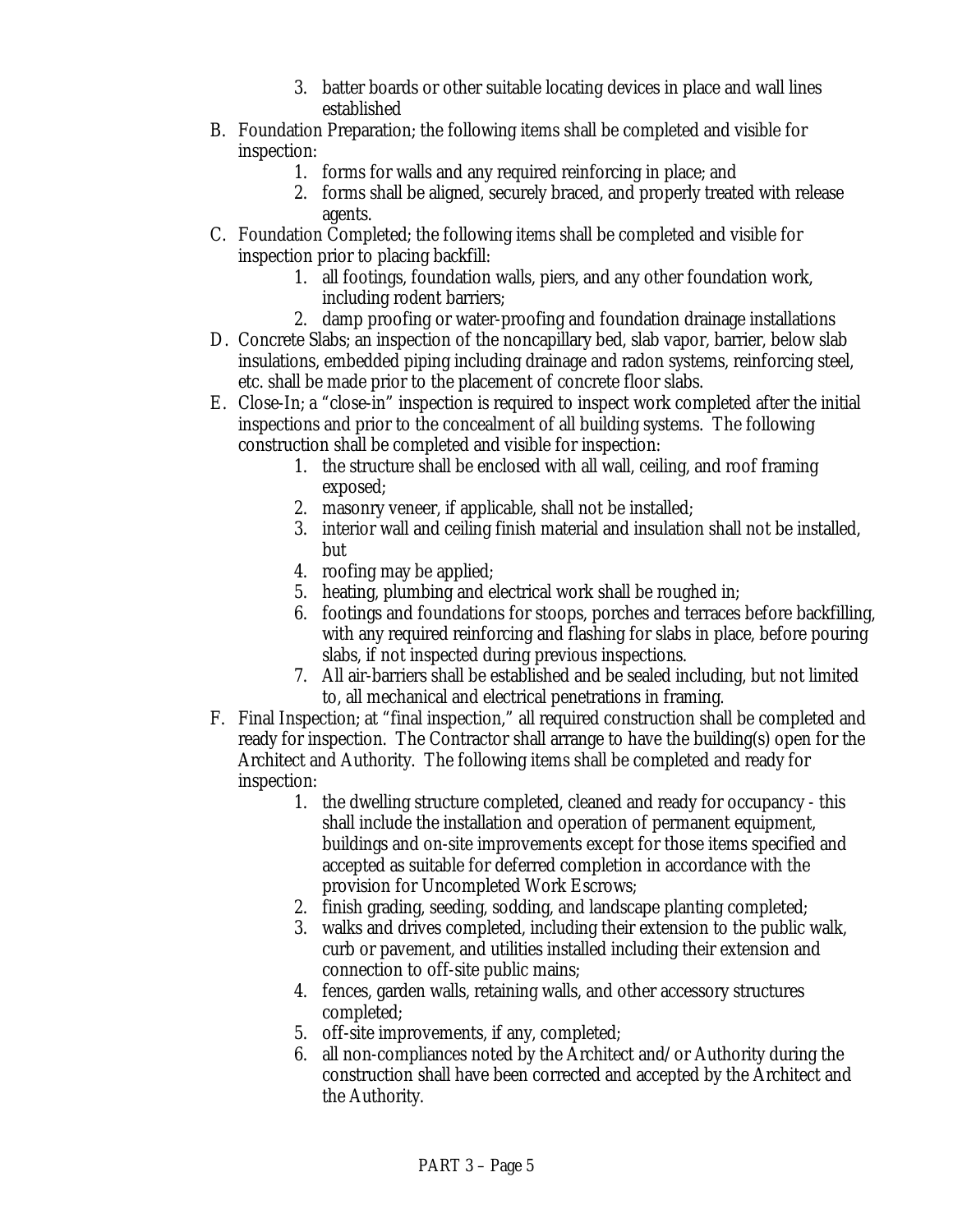3. batter boards or other suitable locating devices in place and wall lines established

B. Foundation Preparation; the following items shall be completed and visible for inspection:
   1. forms for walls and any required reinforcing in place; and
   2. forms shall be aligned, securely braced, and properly treated with release agents.

C. Foundation Completed; the following items shall be completed and visible for inspection prior to placing backfill:
   1. all footings, foundation walls, piers, and any other foundation work, including rodent barriers;
   2. damp proofing or water-proofing and foundation drainage installations

D. Concrete Slabs; an inspection of the noncapillary bed, slab vapor, barrier, below slab insulations, embedded piping including drainage and radon systems, reinforcing steel, etc. shall be made prior to the placement of concrete floor slabs.

E. Close-In; a "close-in" inspection is required to inspect work completed after the initial inspections and prior to the concealment of all building systems. The following construction shall be completed and visible for inspection:
   1. the structure shall be enclosed with all wall, ceiling, and roof framing exposed;
   2. masonry veneer, if applicable, shall not be installed;
   3. interior wall and ceiling finish material and insulation shall not be installed, but
   4. roofing may be applied;
   5. heating, plumbing and electrical work shall be roughed in;
   6. footings and foundations for stoops, porches and terraces before backfilling, with any required reinforcing and flashing for slabs in place, before pouring slabs, if not inspected during previous inspections.
   7. All air-barriers shall be established and be sealed including, but not limited to, all mechanical and electrical penetrations in framing.

F. Final Inspection; at "final inspection," all required construction shall be completed and ready for inspection. The Contractor shall arrange to have the building(s) open for the Architect and Authority. The following items shall be completed and ready for inspection:
   1. the dwelling structure completed, cleaned and ready for occupancy - this shall include the installation and operation of permanent equipment, buildings and on-site improvements except for those items specified and accepted as suitable for deferred completion in accordance with the provision for Uncompleted Work Escrows;
   2. finish grading, seeding, sodding, and landscape planting completed;
   3. walks and drives completed, including their extension to the public walk, curb or pavement, and utilities installed including their extension and connection to off-site public mains;
   4. fences, garden walls, retaining walls, and other accessory structures completed;
   5. off-site improvements, if any, completed;
   6. all non-compliances noted by the Architect and/or Authority during the construction shall have been corrected and accepted by the Architect and the Authority.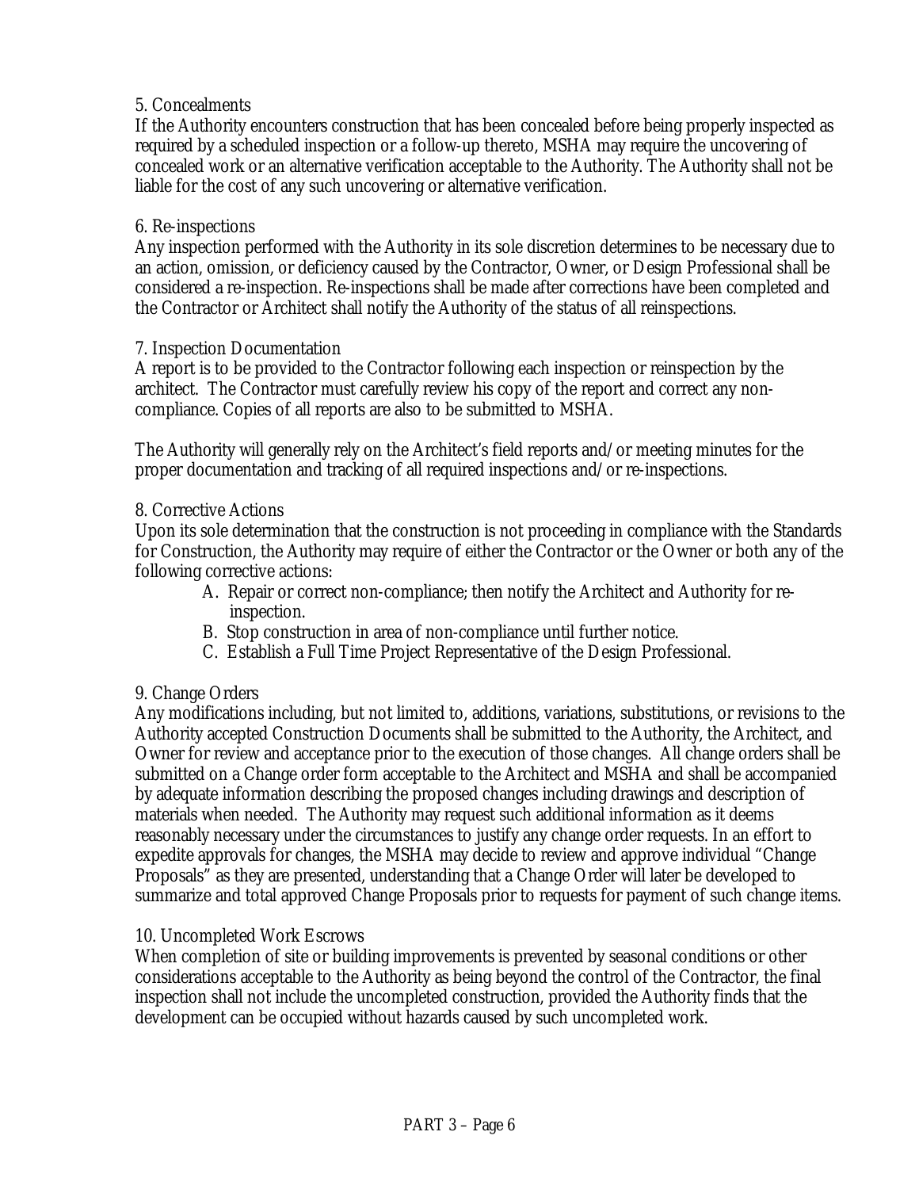5. Concealments

If the Authority encounters construction that has been concealed before being properly inspected as required by a scheduled inspection or a follow-up thereto, MSHA may require the uncovering of concealed work or an alternative verification acceptable to the Authority. The Authority shall not be liable for the cost of any such uncovering or alternative verification.

6. Re-inspections

Any inspection performed with the Authority in its sole discretion determines to be necessary due to an action, omission, or deficiency caused by the Contractor, Owner, or Design Professional shall be considered a re-inspection. Re-inspections shall be made after corrections have been completed and the Contractor or Architect shall notify the Authority of the status of all reinspections.

7. Inspection Documentation

A report is to be provided to the Contractor following each inspection or reinspection by the architect. The Contractor must carefully review his copy of the report and correct any non-compliance. Copies of all reports are also to be submitted to MSHA.

The Authority will generally rely on the Architect's field reports and/or meeting minutes for the proper documentation and tracking of all required inspections and/or re-inspections.

8. Corrective Actions

Upon its sole determination that the construction is not proceeding in compliance with the Standards for Construction, the Authority may require of either the Contractor or the Owner or both any of the following corrective actions:

A. Repair or correct non-compliance; then notify the Architect and Authority for re-inspection.
B. Stop construction in area of non-compliance until further notice.
C. Establish a Full Time Project Representative of the Design Professional.

9. Change Orders

Any modifications including, but not limited to, additions, variations, substitutions, or revisions to the Authority accepted Construction Documents shall be submitted to the Authority, the Architect, and Owner for review and acceptance prior to the execution of those changes. All change orders shall be submitted on a Change order form acceptable to the Architect and MSHA and shall be accompanied by adequate information describing the proposed changes including drawings and description of materials when needed. The Authority may request such additional information as it deems reasonably necessary under the circumstances to justify any change order requests. In an effort to expedite approvals for changes, the MSHA may decide to review and approve individual "Change Proposals" as they are presented, understanding that a Change Order will later be developed to summarize and total approved Change Proposals prior to requests for payment of such change items.

10. Uncompleted Work Escrows

When completion of site or building improvements is prevented by seasonal conditions or other considerations acceptable to the Authority as being beyond the control of the Contractor, the final inspection shall not include the uncompleted construction, provided the Authority finds that the development can be occupied without hazards caused by such uncompleted work.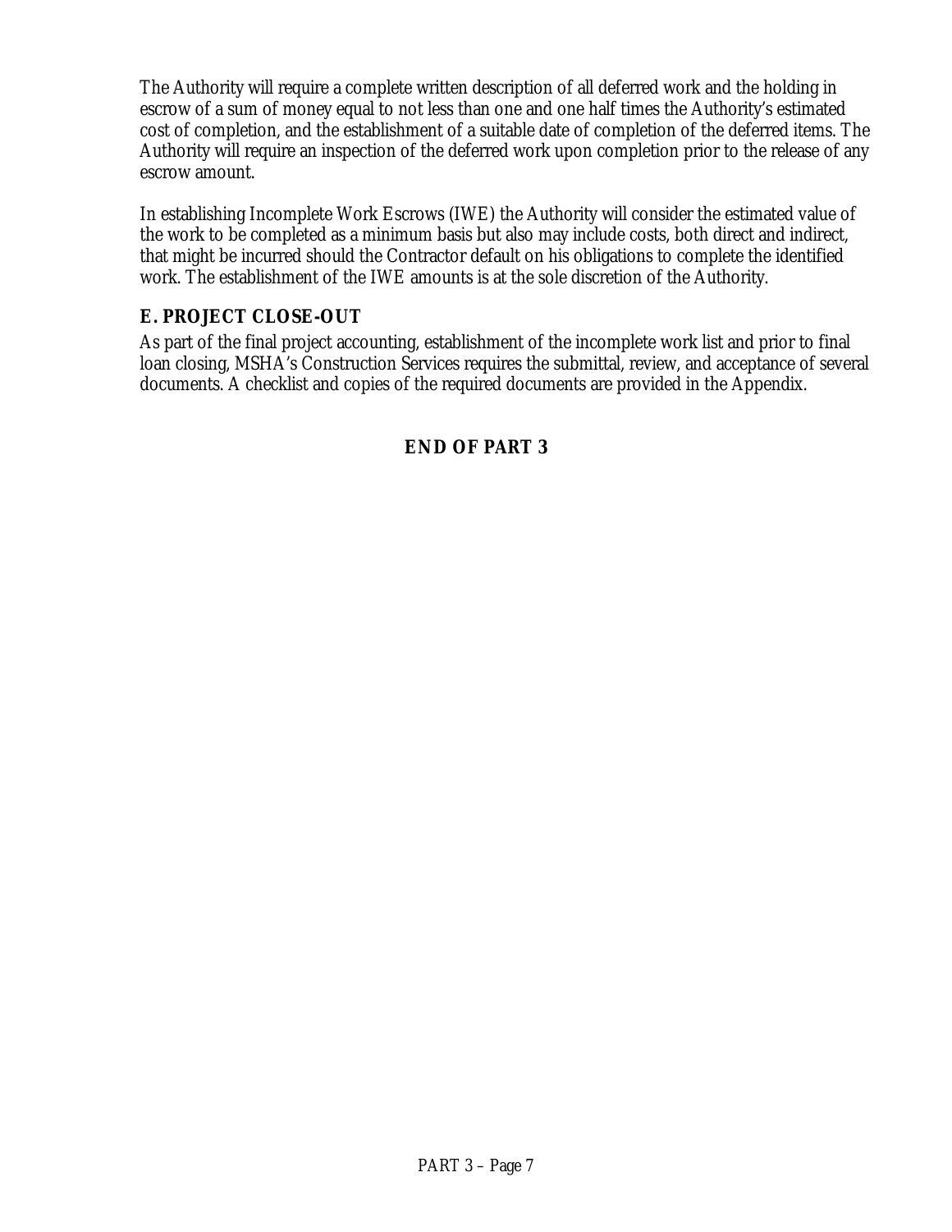The Authority will require a complete written description of all deferred work and the holding in escrow of a sum of money equal to not less than one and one half times the Authority's estimated cost of completion, and the establishment of a suitable date of completion of the deferred items. The Authority will require an inspection of the deferred work upon completion prior to the release of any escrow amount.

In establishing Incomplete Work Escrows (IWE) the Authority will consider the estimated value of the work to be completed as a minimum basis but also may include costs, both direct and indirect, that might be incurred should the Contractor default on his obligations to complete the identified work. The establishment of the IWE amounts is at the sole discretion of the Authority.

### E. PROJECT CLOSE-OUT

As part of the final project accounting, establishment of the incomplete work list and prior to final loan closing, MSHA's Construction Services requires the submittal, review, and acceptance of several documents. A checklist and copies of the required documents are provided in the Appendix.

**END OF PART 3**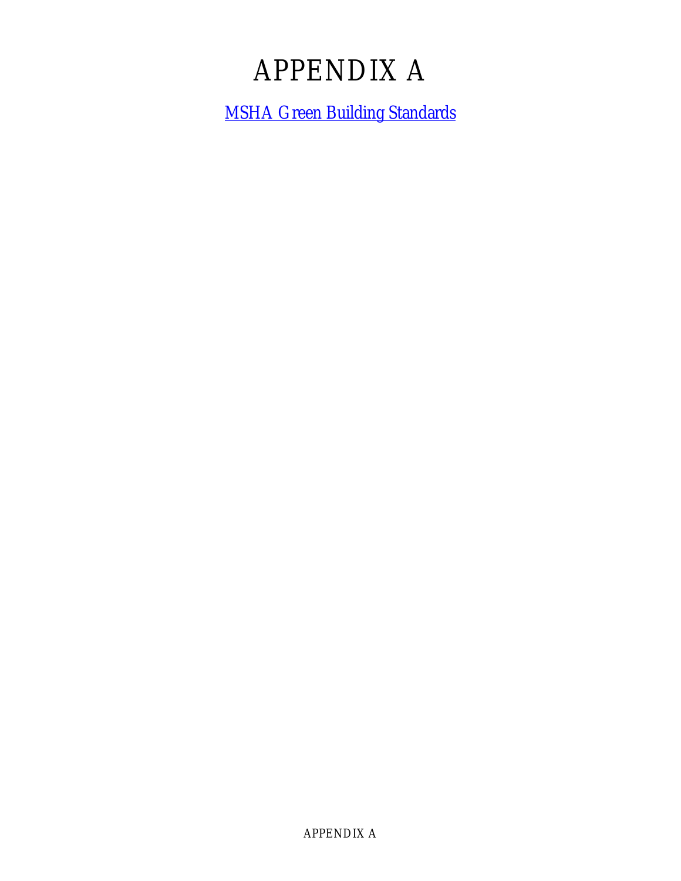# APPENDIX A

MSHA Green Building Standards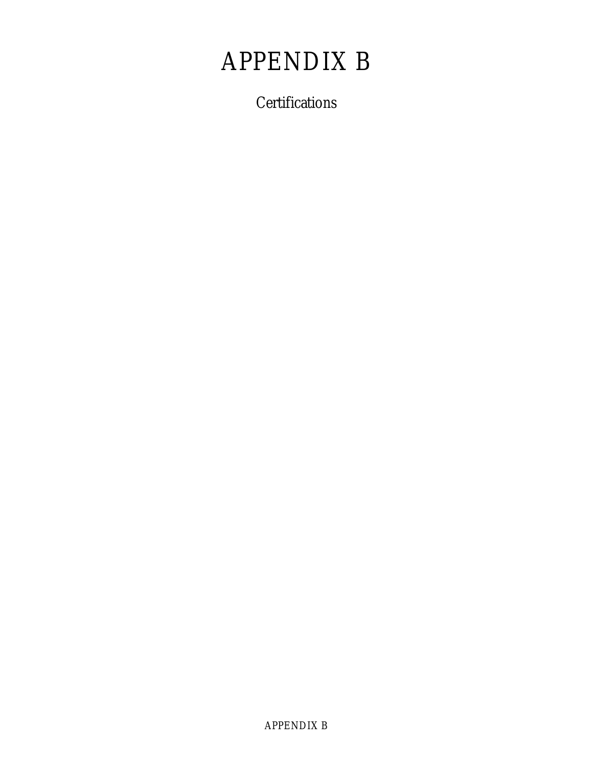# APPENDIX B

Certifications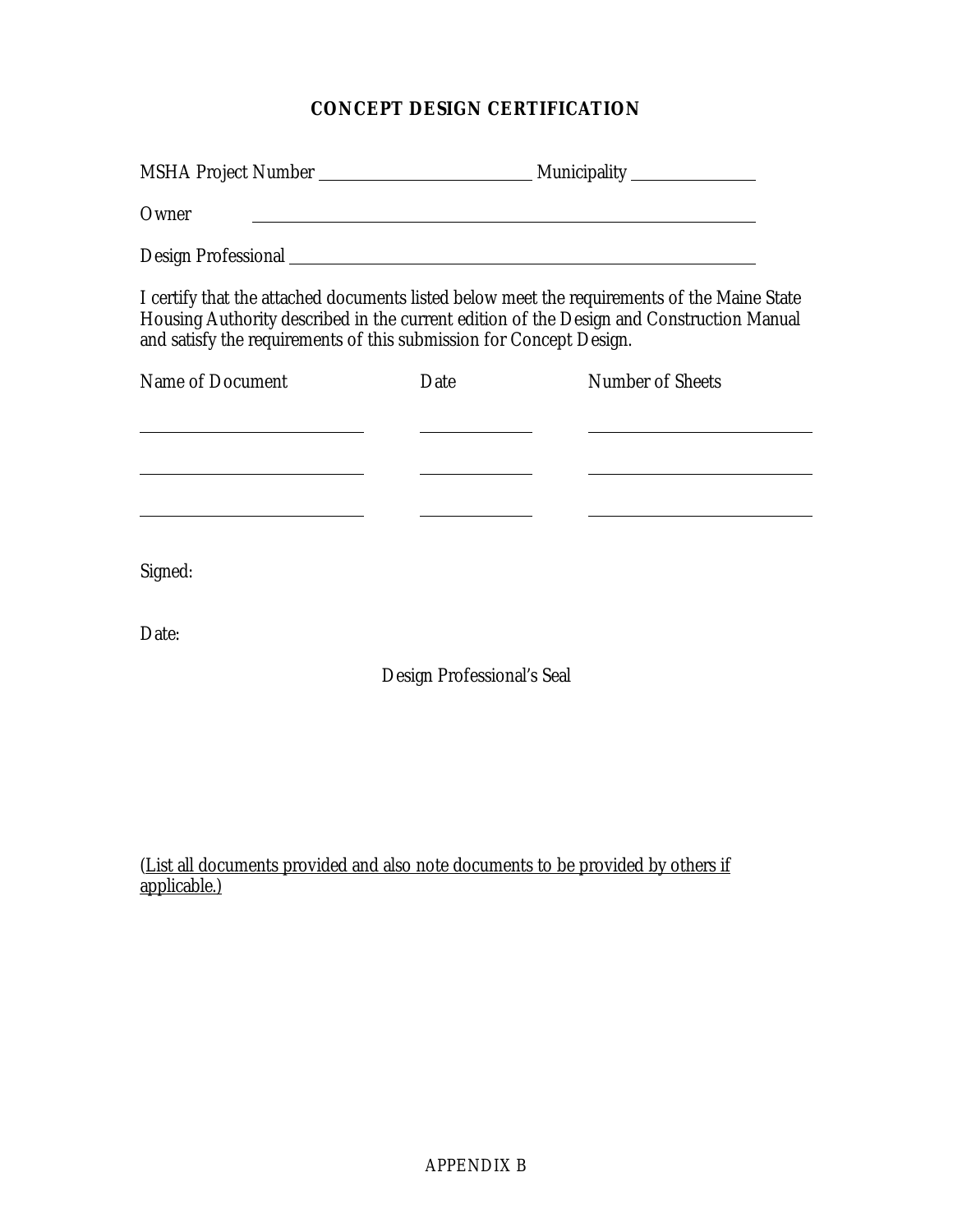# CONCEPT DESIGN CERTIFICATION

MSHA Project Number \_\_\_\_\_\_\_\_\_\_\_\_\_\_\_\_\_\_\_\_\_\_\_\_ Municipality \_\_\_\_\_\_\_\_\_\_\_\_\_\_

Owner \_\_\_\_\_\_\_\_\_\_\_\_\_\_\_\_\_\_\_\_\_\_\_\_\_\_\_\_\_\_\_\_\_\_\_\_\_\_\_\_\_\_\_\_\_\_\_\_\_\_\_\_\_\_\_\_

Design Professional \_\_\_\_\_\_\_\_\_\_\_\_\_\_\_\_\_\_\_\_\_\_\_\_\_\_\_\_\_\_\_\_\_\_\_\_\_\_\_\_\_\_\_\_\_\_\_\_\_\_\_\_

I certify that the attached documents listed below meet the requirements of the Maine State Housing Authority described in the current edition of the Design and Construction Manual and satisfy the requirements of this submission for Concept Design.

| Name of Document | Date | Number of Sheets |
|---|---|---|
| | | |
| | | |
| | | |

Signed:

Date:

Design Professional's Seal

<u>(List all documents provided and also note documents to be provided by others if applicable.)</u>

APPENDIX B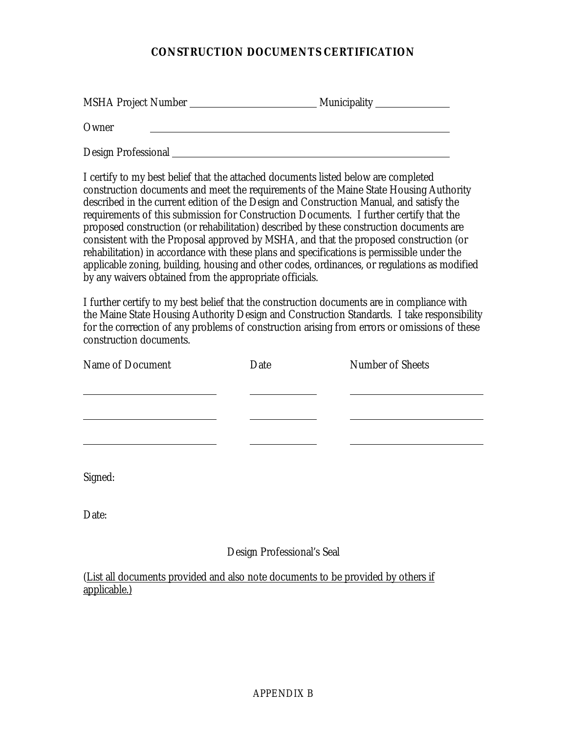# CONSTRUCTION DOCUMENTS CERTIFICATION

MSHA Project Number ________________________ Municipality ______________

Owner ________________________________________________________

Design Professional ________________________________________________

I certify to my best belief that the attached documents listed below are completed construction documents and meet the requirements of the Maine State Housing Authority described in the current edition of the Design and Construction Manual, and satisfy the requirements of this submission for Construction Documents. I further certify that the proposed construction (or rehabilitation) described by these construction documents are consistent with the Proposal approved by MSHA, and that the proposed construction (or rehabilitation) in accordance with these plans and specifications is permissible under the applicable zoning, building, housing and other codes, ordinances, or regulations as modified by any waivers obtained from the appropriate officials.

I further certify to my best belief that the construction documents are in compliance with the Maine State Housing Authority Design and Construction Standards. I take responsibility for the correction of any problems of construction arising from errors or omissions of these construction documents.

| Name of Document | Date | Number of Sheets |
|---|---|---|
| | | |
| | | |
| | | |

Signed:

Date:

Design Professional's Seal

(List all documents provided and also note documents to be provided by others if applicable.)

APPENDIX B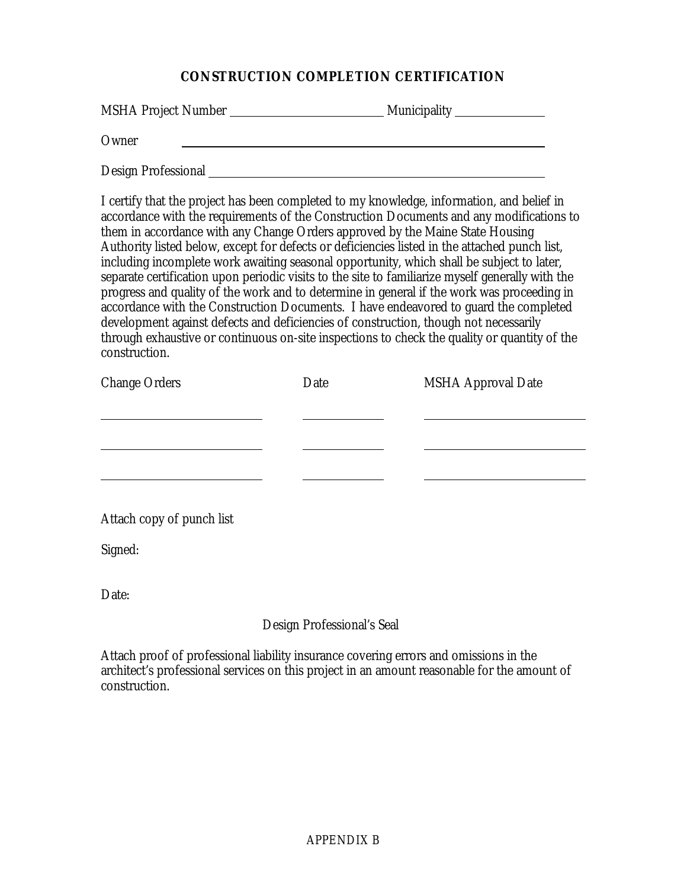# CONSTRUCTION COMPLETION CERTIFICATION

MSHA Project Number ________________________ Municipality ______________

Owner ________________________________________________________

Design Professional ________________________________________________

I certify that the project has been completed to my knowledge, information, and belief in accordance with the requirements of the Construction Documents and any modifications to them in accordance with any Change Orders approved by the Maine State Housing Authority listed below, except for defects or deficiencies listed in the attached punch list, including incomplete work awaiting seasonal opportunity, which shall be subject to later, separate certification upon periodic visits to the site to familiarize myself generally with the progress and quality of the work and to determine in general if the work was proceeding in accordance with the Construction Documents. I have endeavored to guard the completed development against defects and deficiencies of construction, though not necessarily through exhaustive or continuous on-site inspections to check the quality or quantity of the construction.

| Change Orders | Date | MSHA Approval Date |
| --- | --- | --- |
| | | |
| | | |
| | | |

Attach copy of punch list

Signed:

Date:

Design Professional's Seal

Attach proof of professional liability insurance covering errors and omissions in the architect's professional services on this project in an amount reasonable for the amount of construction.

APPENDIX B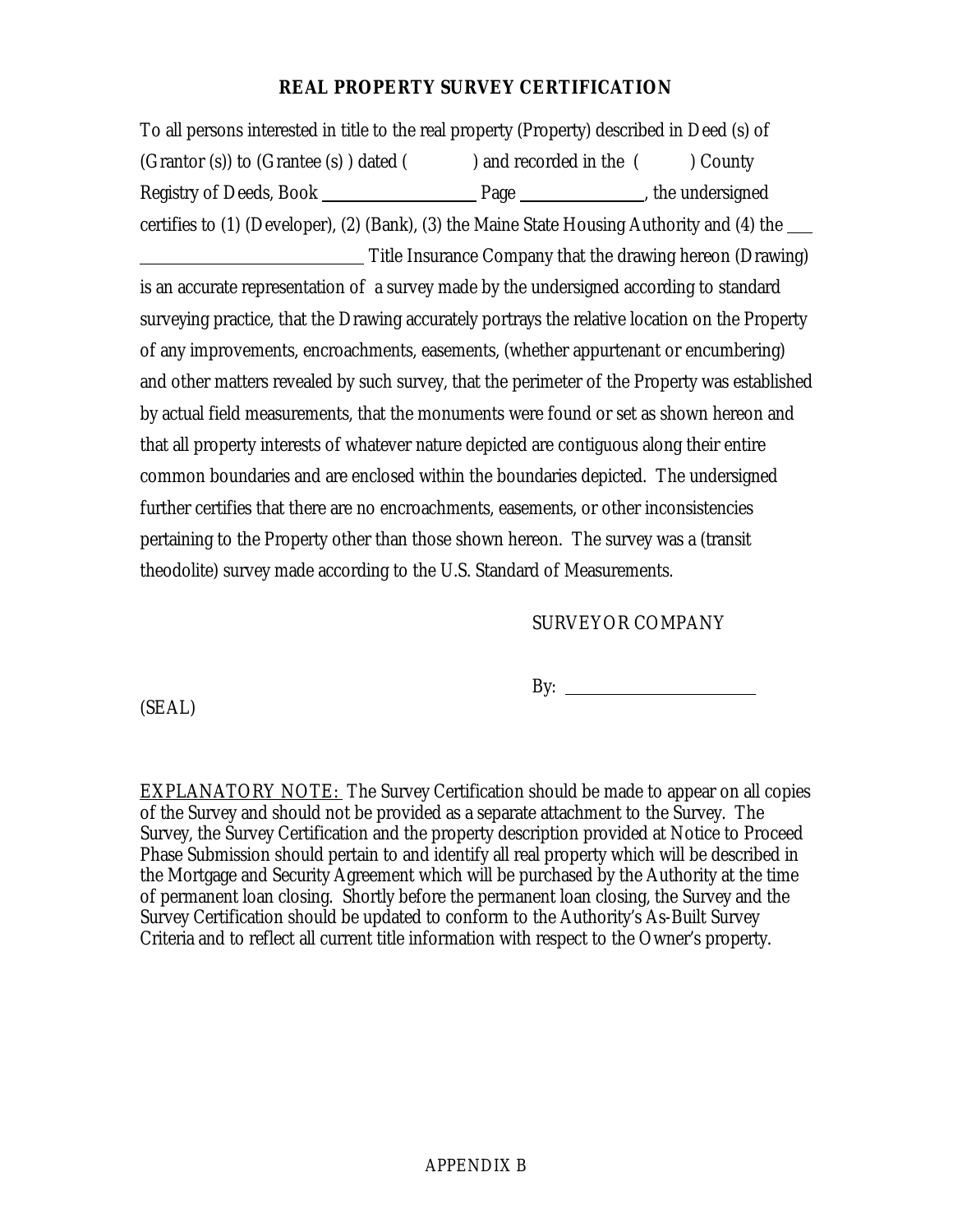## REAL PROPERTY SURVEY CERTIFICATION

To all persons interested in title to the real property (Property) described in Deed (s) of (Grantor (s)) to (Grantee (s) ) dated (          ) and recorded in the (          ) County Registry of Deeds, Book ____________________ Page ________________, the undersigned certifies to (1) (Developer), (2) (Bank), (3) the Maine State Housing Authority and (4) the ______________________________ Title Insurance Company that the drawing hereon (Drawing) is an accurate representation of a survey made by the undersigned according to standard surveying practice, that the Drawing accurately portrays the relative location on the Property of any improvements, encroachments, easements, (whether appurtenant or encumbering) and other matters revealed by such survey, that the perimeter of the Property was established by actual field measurements, that the monuments were found or set as shown hereon and that all property interests of whatever nature depicted are contiguous along their entire common boundaries and are enclosed within the boundaries depicted. The undersigned further certifies that there are no encroachments, easements, or other inconsistencies pertaining to the Property other than those shown hereon. The survey was a (transit theodolite) survey made according to the U.S. Standard of Measurements.

SURVEYOR COMPANY

By: ________________________

(SEAL)

EXPLANATORY NOTE: The Survey Certification should be made to appear on all copies of the Survey and should not be provided as a separate attachment to the Survey. The Survey, the Survey Certification and the property description provided at Notice to Proceed Phase Submission should pertain to and identify all real property which will be described in the Mortgage and Security Agreement which will be purchased by the Authority at the time of permanent loan closing. Shortly before the permanent loan closing, the Survey and the Survey Certification should be updated to conform to the Authority's As-Built Survey Criteria and to reflect all current title information with respect to the Owner's property.

APPENDIX B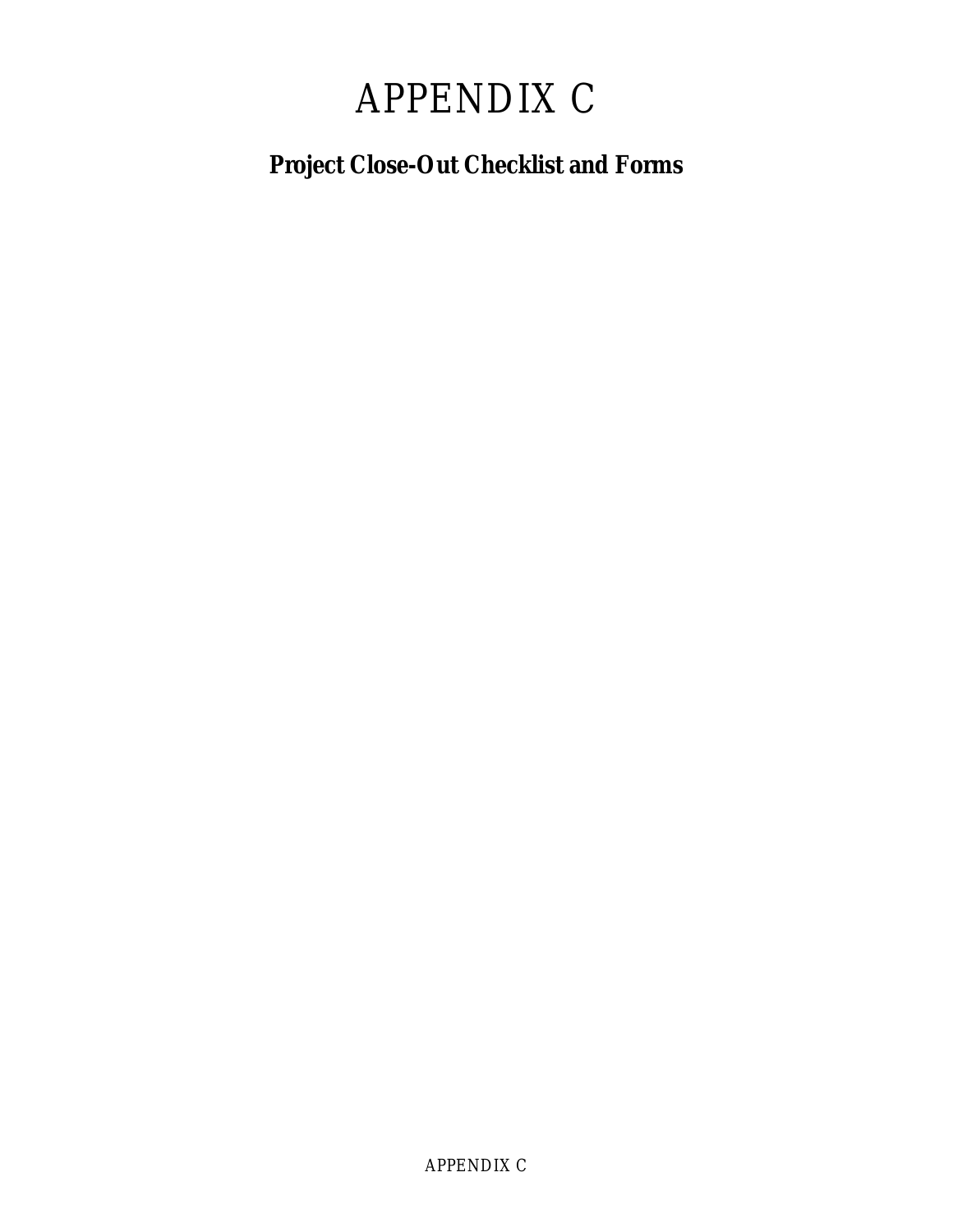# APPENDIX C

## Project Close-Out Checklist and Forms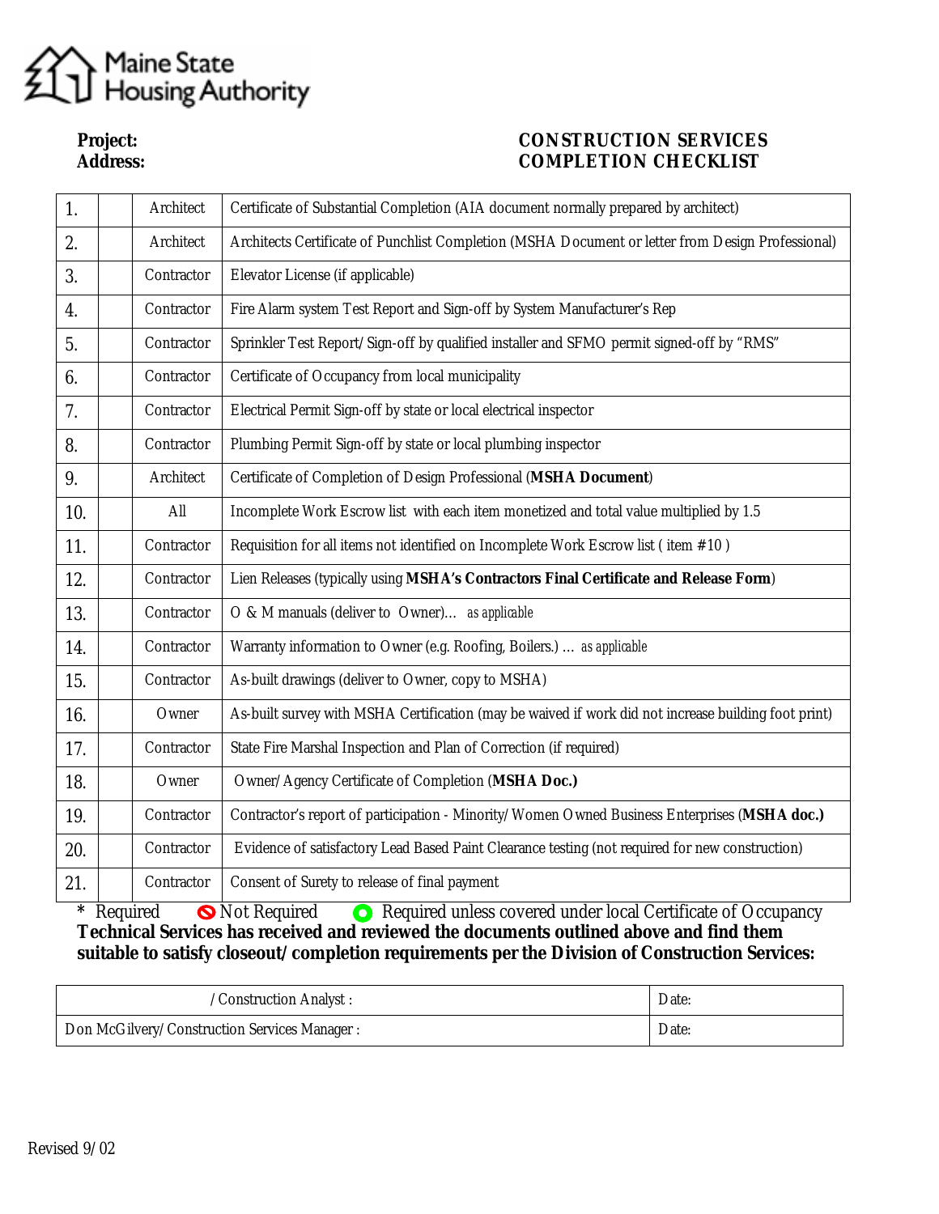Maine State Housing Authority

**Project:**
**Address:**

**CONSTRUCTION SERVICES COMPLETION CHECKLIST**

| | | | |
|---|---|---|---|
| 1. | | Architect | Certificate of Substantial Completion (AIA document normally prepared by architect) |
| 2. | | Architect | Architects Certificate of Punchlist Completion (MSHA Document or letter from Design Professional) |
| 3. | | Contractor | Elevator License (if applicable) |
| 4. | | Contractor | Fire Alarm system Test Report and Sign-off by System Manufacturer's Rep |
| 5. | | Contractor | Sprinkler Test Report/Sign-off by qualified installer and SFMO permit signed-off by "RMS" |
| 6. | | Contractor | Certificate of Occupancy from local municipality |
| 7. | | Contractor | Electrical Permit Sign-off by state or local electrical inspector |
| 8. | | Contractor | Plumbing Permit Sign-off by state or local plumbing inspector |
| 9. | | Architect | Certificate of Completion of Design Professional (**MSHA Document**) |
| 10. | | All | Incomplete Work Escrow list with each item monetized and total value multiplied by 1.5 |
| 11. | | Contractor | Requisition for all items not identified on Incomplete Work Escrow list ( item #10 ) |
| 12. | | Contractor | Lien Releases (typically using **MSHA's Contractors Final Certificate and Release Form**) |
| 13. | | Contractor | O & M manuals (deliver to Owner)… *as applicable* |
| 14. | | Contractor | Warranty information to Owner (e.g. Roofing, Boilers.) … *as applicable* |
| 15. | | Contractor | As-built drawings (deliver to Owner, copy to MSHA) |
| 16. | | Owner | As-built survey with MSHA Certification (may be waived if work did not increase building foot print) |
| 17. | | Contractor | State Fire Marshal Inspection and Plan of Correction (if required) |
| 18. | | Owner | Owner/Agency Certificate of Completion (**MSHA Doc.)** |
| 19. | | Contractor | Contractor's report of participation - Minority/Women Owned Business Enterprises (**MSHA doc.)** |
| 20. | | Contractor | Evidence of satisfactory Lead Based Paint Clearance testing (not required for new construction) |
| 21. | | Contractor | Consent of Surety to release of final payment |

\* Required    ⊘ Not Required    ● Required unless covered under local Certificate of Occupancy

**Technical Services has received and reviewed the documents outlined above and find them suitable to satisfy closeout/completion requirements per the Division of Construction Services:**

| | |
|---|---|
| /Construction Analyst : | Date: |
| Don McGilvery/Construction Services Manager : | Date: |

Revised 9/02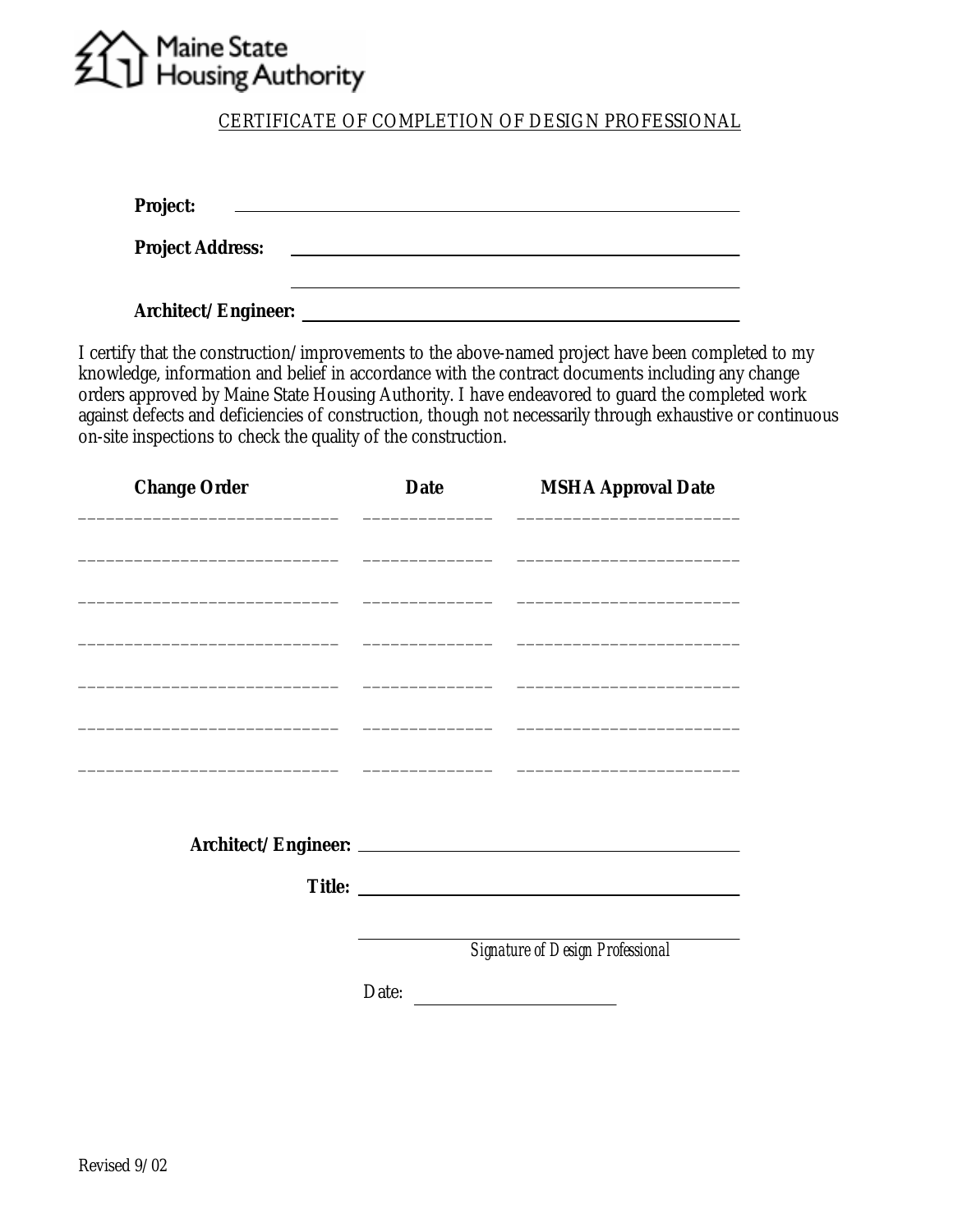Maine State Housing Authority

## CERTIFICATE OF COMPLETION OF DESIGN PROFESSIONAL

**Project:** ______________________________________________

**Project Address:** ______________________________________________

______________________________________________

**Architect/Engineer:** ______________________________________________

I certify that the construction/improvements to the above-named project have been completed to my knowledge, information and belief in accordance with the contract documents including any change orders approved by Maine State Housing Authority. I have endeavored to guard the completed work against defects and deficiencies of construction, though not necessarily through exhaustive or continuous on-site inspections to check the quality of the construction.

| Change Order | Date | MSHA Approval Date |
|---|---|---|
| | | |
| | | |
| | | |
| | | |
| | | |
| | | |
| | | |

**Architect/Engineer:** ______________________________________________

**Title:** ______________________________________________

______________________________________________
*Signature of Design Professional*

Date: ____________________

Revised 9/02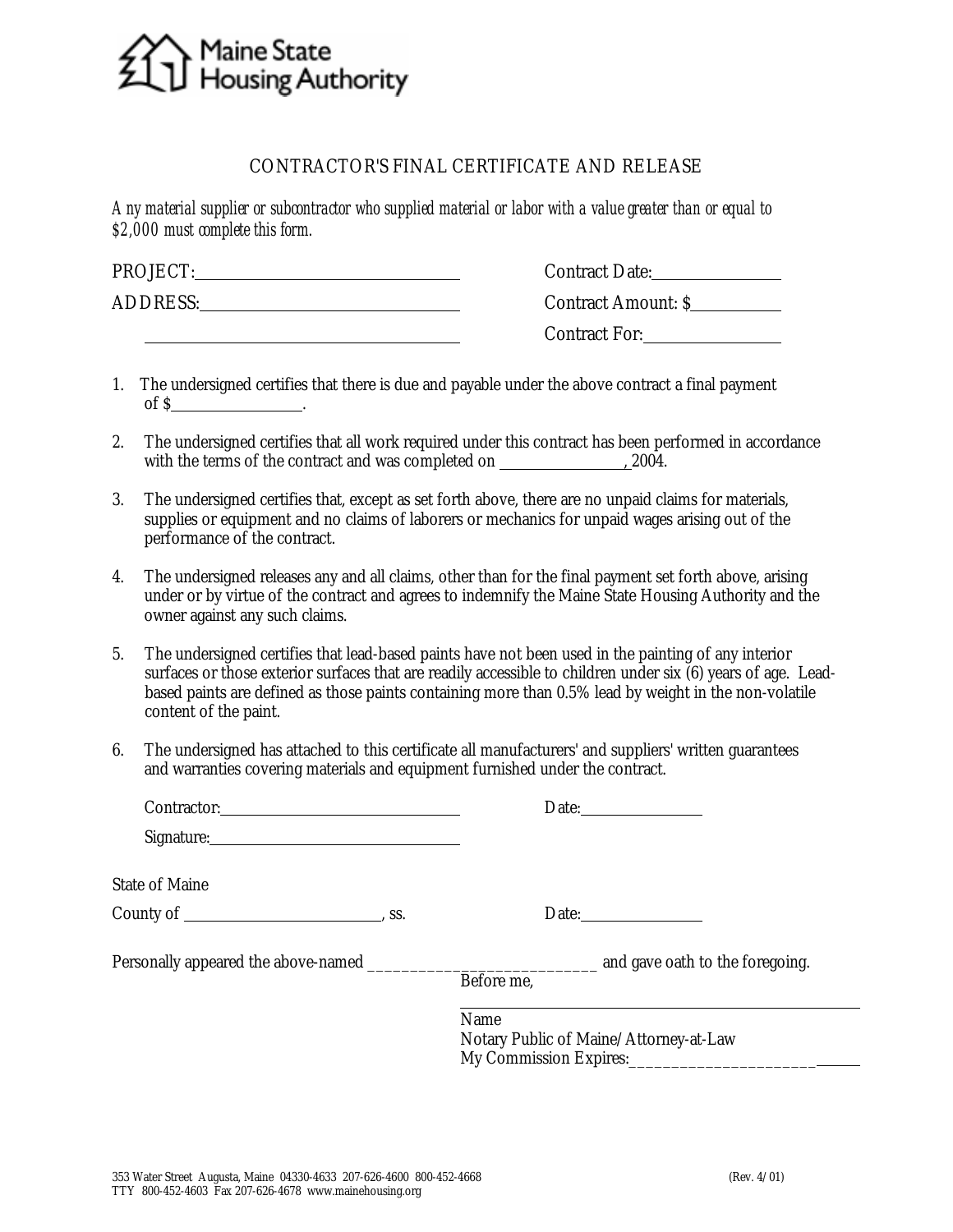Maine State Housing Authority

# CONTRACTOR'S FINAL CERTIFICATE AND RELEASE

*Any material supplier or subcontractor who supplied material or labor with a value greater than or equal to $2,000 must complete this form.*

PROJECT: ______________________________ Contract Date: ______________

ADDRESS: ______________________________ Contract Amount: $ ___________

______________________________ Contract For: ______________

1. The undersigned certifies that there is due and payable under the above contract a final payment of $______________.

2. The undersigned certifies that all work required under this contract has been performed in accordance with the terms of the contract and was completed on ______________, 2004.

3. The undersigned certifies that, except as set forth above, there are no unpaid claims for materials, supplies or equipment and no claims of laborers or mechanics for unpaid wages arising out of the performance of the contract.

4. The undersigned releases any and all claims, other than for the final payment set forth above, arising under or by virtue of the contract and agrees to indemnify the Maine State Housing Authority and the owner against any such claims.

5. The undersigned certifies that lead-based paints have not been used in the painting of any interior surfaces or those exterior surfaces that are readily accessible to children under six (6) years of age. Lead-based paints are defined as those paints containing more than 0.5% lead by weight in the non-volatile content of the paint.

6. The undersigned has attached to this certificate all manufacturers' and suppliers' written guarantees and warranties covering materials and equipment furnished under the contract.

Contractor: ______________________________ Date: ______________

Signature: ______________________________

State of Maine

County of ______________________, ss. Date: ______________

Personally appeared the above-named ___________________________ and gave oath to the foregoing.

Before me,

______________________________________________

Name

Notary Public of Maine/Attorney-at-Law

My Commission Expires: ______________________

353 Water Street Augusta, Maine 04330-4633 207-626-4600 800-452-4668 (Rev. 4/01)

TTY 800-452-4603 Fax 207-626-4678 www.mainehousing.org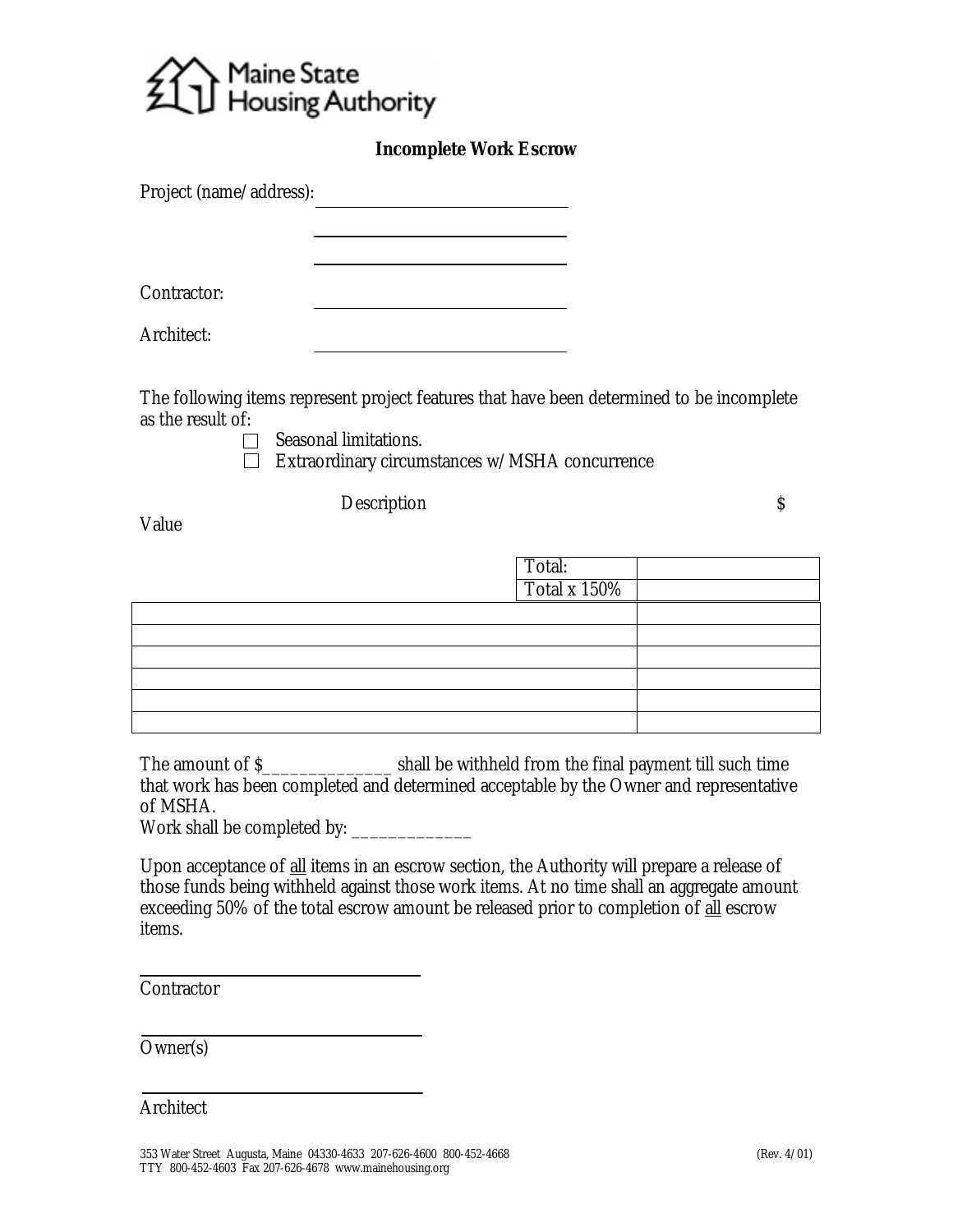Maine State Housing Authority

## Incomplete Work Escrow

Project (name/address): ______________________________

______________________________

______________________________

Contractor: ______________________________

Architect: ______________________________

The following items represent project features that have been determined to be incomplete as the result of:

- ☐ Seasonal limitations.
- ☐ Extraordinary circumstances w/ MSHA concurrence

| Description | $ Value |
|---|---|
| Total: | |
| Total x 150% | |
| | |
| | |
| | |
| | |
| | |
| | |

The amount of $______________ shall be withheld from the final payment till such time that work has been completed and determined acceptable by the Owner and representative of MSHA.

Work shall be completed by: _____________

Upon acceptance of <u>all</u> items in an escrow section, the Authority will prepare a release of those funds being withheld against those work items. At no time shall an aggregate amount exceeding 50% of the total escrow amount be released prior to completion of <u>all</u> escrow items.

______________________________
Contractor

______________________________
Owner(s)

______________________________
Architect

353 Water Street Augusta, Maine 04330-4633 207-626-4600 800-452-4668 (Rev. 4/01)
TTY 800-452-4603 Fax 207-626-4678 www.mainehousing.org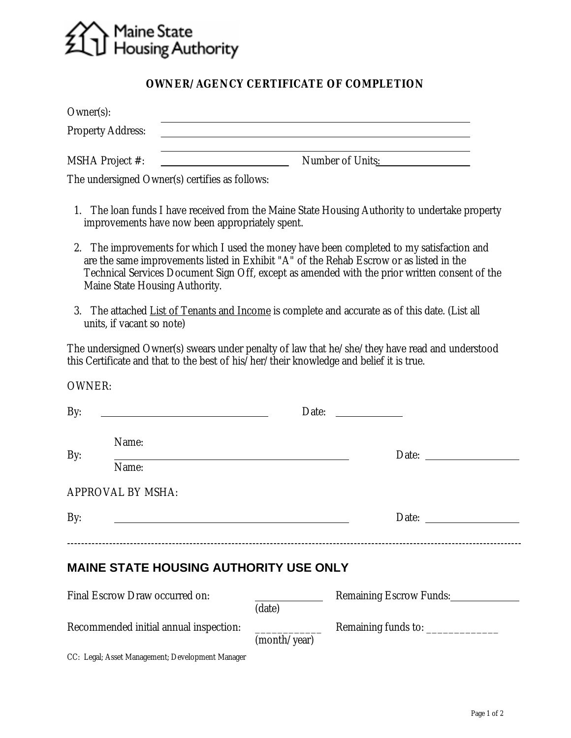Maine State Housing Authority

## OWNER/AGENCY CERTIFICATE OF COMPLETION

Owner(s): ______________________________________________

Property Address: ______________________________________________

______________________________________________

MSHA Project #: ____________________ Number of Units: ______________

The undersigned Owner(s) certifies as follows:

1. The loan funds I have received from the Maine State Housing Authority to undertake property improvements have now been appropriately spent.

2. The improvements for which I used the money have been completed to my satisfaction and are the same improvements listed in Exhibit "A" of the Rehab Escrow or as listed in the Technical Services Document Sign Off, except as amended with the prior written consent of the Maine State Housing Authority.

3. The attached List of Tenants and Income is complete and accurate as of this date. (List all units, if vacant so note)

The undersigned Owner(s) swears under penalty of law that he/she/they have read and understood this Certificate and that to the best of his/her/their knowledge and belief it is true.

OWNER:

By: ______________________________ Date: ____________

Name:

By: ______________________________ Date: ______________

Name:

APPROVAL BY MSHA:

By: ______________________________ Date: ______________

---

## MAINE STATE HOUSING AUTHORITY USE ONLY

Final Escrow Draw occurred on: ____________ (date) Remaining Escrow Funds: ____________

Recommended initial annual inspection: ___________ (month/year) Remaining funds to: _____________

CC: Legal; Asset Management; Development Manager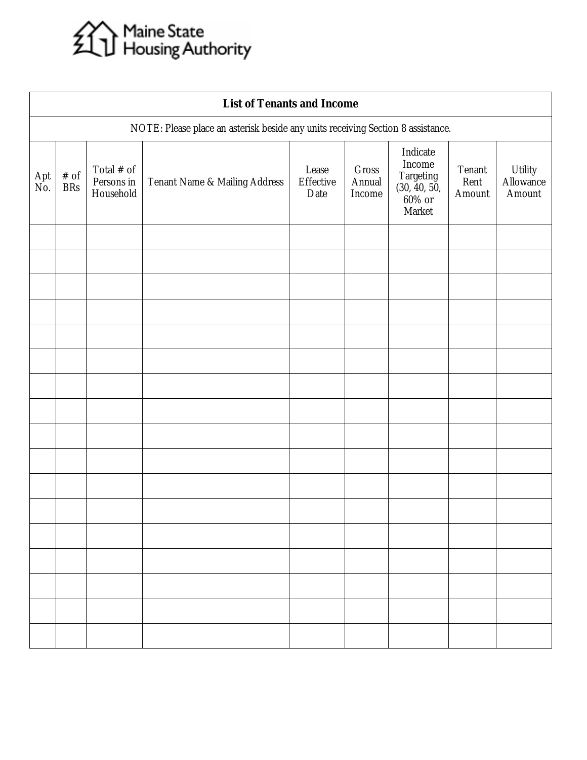Maine State Housing Authority

## List of Tenants and Income

NOTE: Please place an asterisk beside any units receiving Section 8 assistance.

| Apt No. | # of BRs | Total # of Persons in Household | Tenant Name & Mailing Address | Lease Effective Date | Gross Annual Income | Indicate Income Targeting (30, 40, 50, 60% or Market | Tenant Rent Amount | Utility Allowance Amount |
|---|---|---|---|---|---|---|---|---|
| | | | | | | | | |
| | | | | | | | | |
| | | | | | | | | |
| | | | | | | | | |
| | | | | | | | | |
| | | | | | | | | |
| | | | | | | | | |
| | | | | | | | | |
| | | | | | | | | |
| | | | | | | | | |
| | | | | | | | | |
| | | | | | | | | |
| | | | | | | | | |
| | | | | | | | | |
| | | | | | | | | |
| | | | | | | | | |
| | | | | | | | | |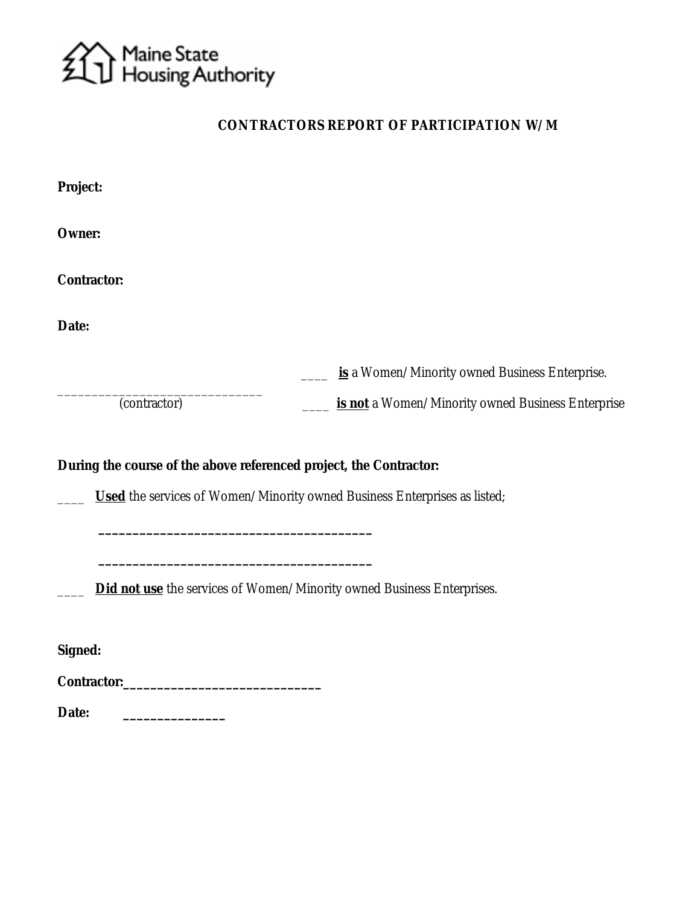Maine State Housing Authority

## CONTRACTORS REPORT OF PARTICIPATION W/M

**Project:**

**Owner:**

**Contractor:**

**Date:**

______________________________ ____ **is** a Women/Minority owned Business Enterprise.
(contractor) ____ **is not** a Women/Minority owned Business Enterprise

**During the course of the above referenced project, the Contractor:**

____ **Used** the services of Women/Minority owned Business Enterprises as listed;

________________________________________

________________________________________

____ **Did not use** the services of Women/Minority owned Business Enterprises.

**Signed:**

**Contractor:**______________________________

**Date:** _______________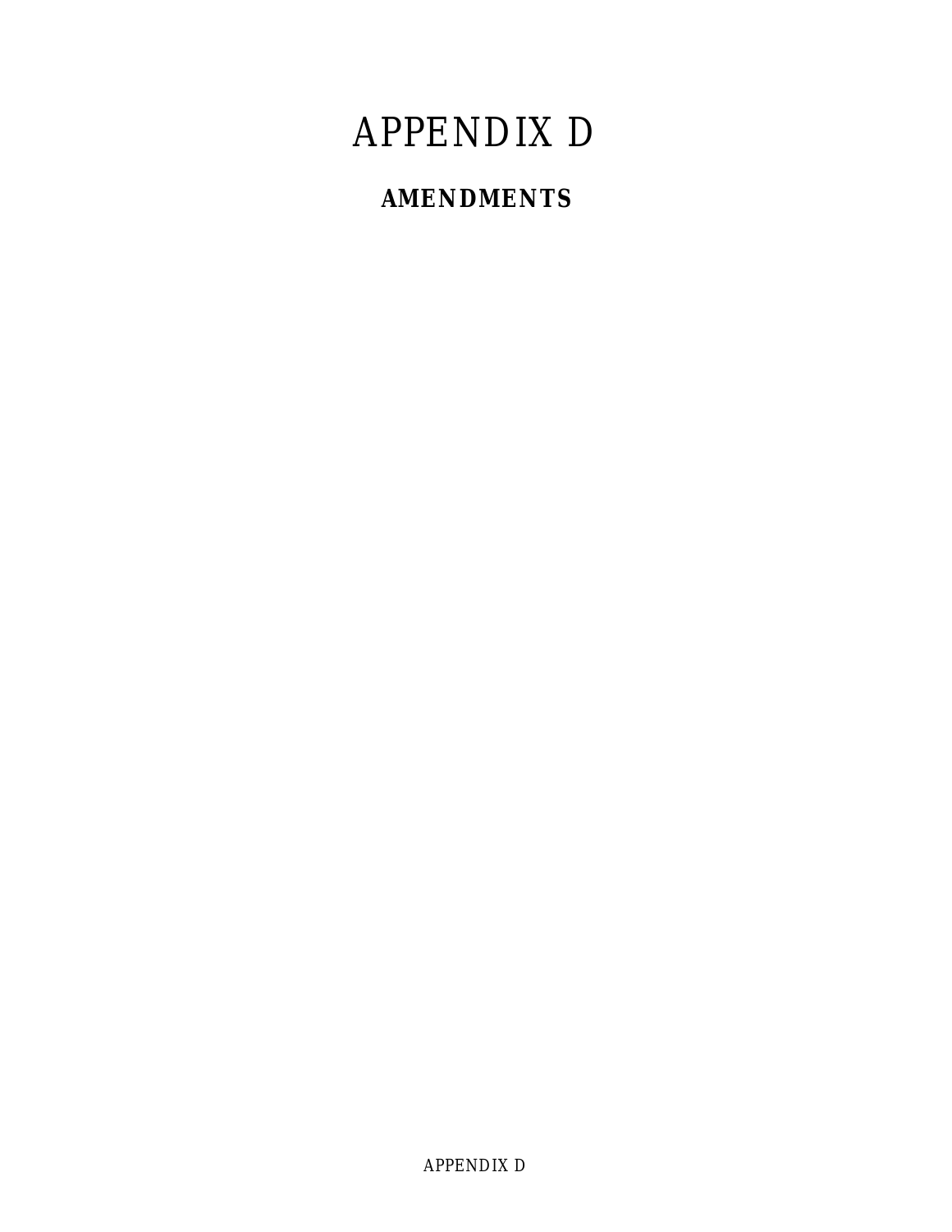# APPENDIX D

## AMENDMENTS